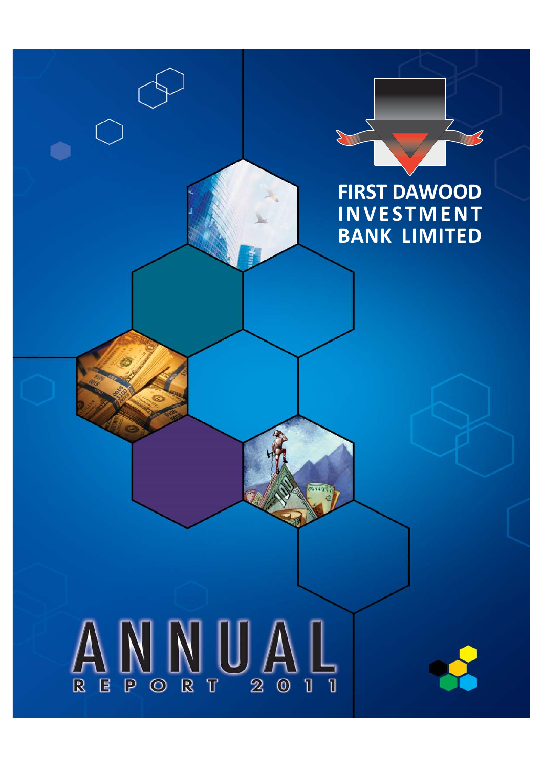# FIRST DAWOOD INVESTMENT BANK LIMITED

# ANNUAL REPORT 2011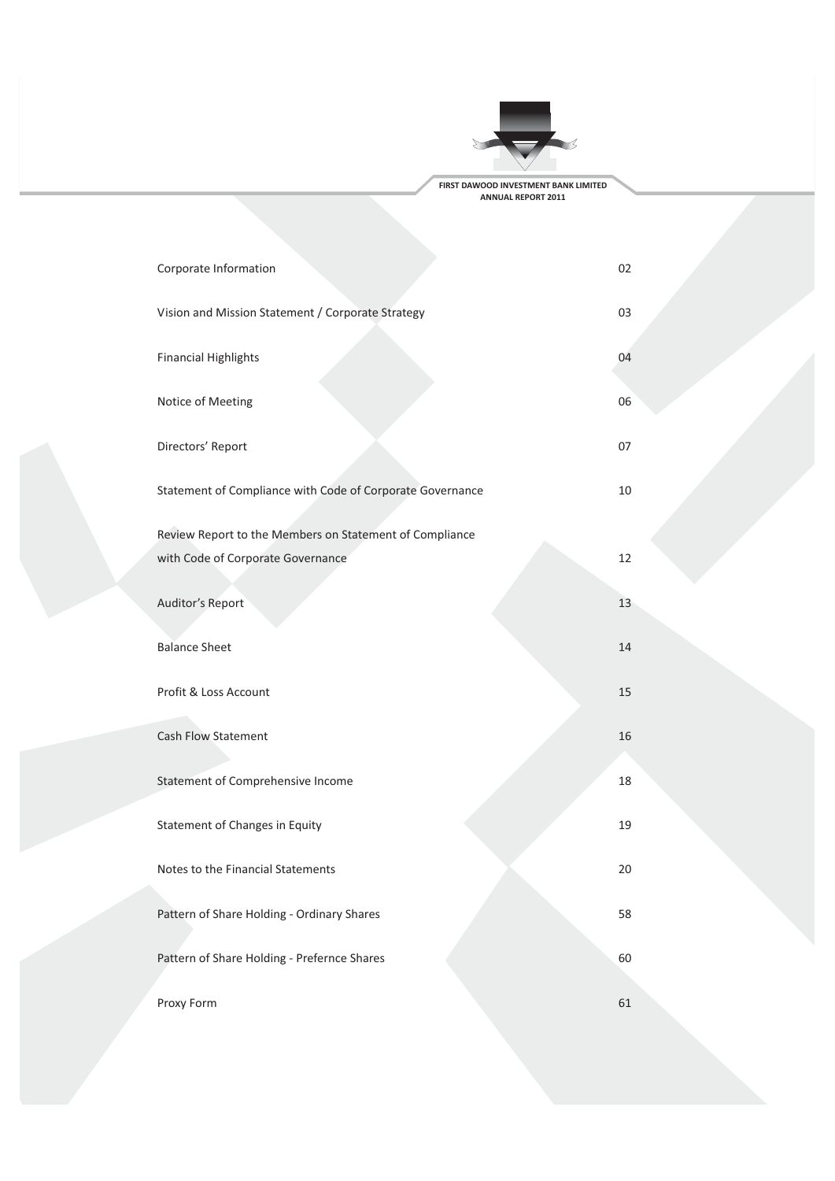| | |
|---|---|
| Corporate Information | 02 |
| Vision and Mission Statement / Corporate Strategy | 03 |
| Financial Highlights | 04 |
| Notice of Meeting | 06 |
| Directors' Report | 07 |
| Statement of Compliance with Code of Corporate Governance | 10 |
| Review Report to the Members on Statement of Compliance with Code of Corporate Governance | 12 |
| Auditor's Report | 13 |
| Balance Sheet | 14 |
| Profit & Loss Account | 15 |
| Cash Flow Statement | 16 |
| Statement of Comprehensive Income | 18 |
| Statement of Changes in Equity | 19 |
| Notes to the Financial Statements | 20 |
| Pattern of Share Holding - Ordinary Shares | 58 |
| Pattern of Share Holding - Prefernce Shares | 60 |
| Proxy Form | 61 |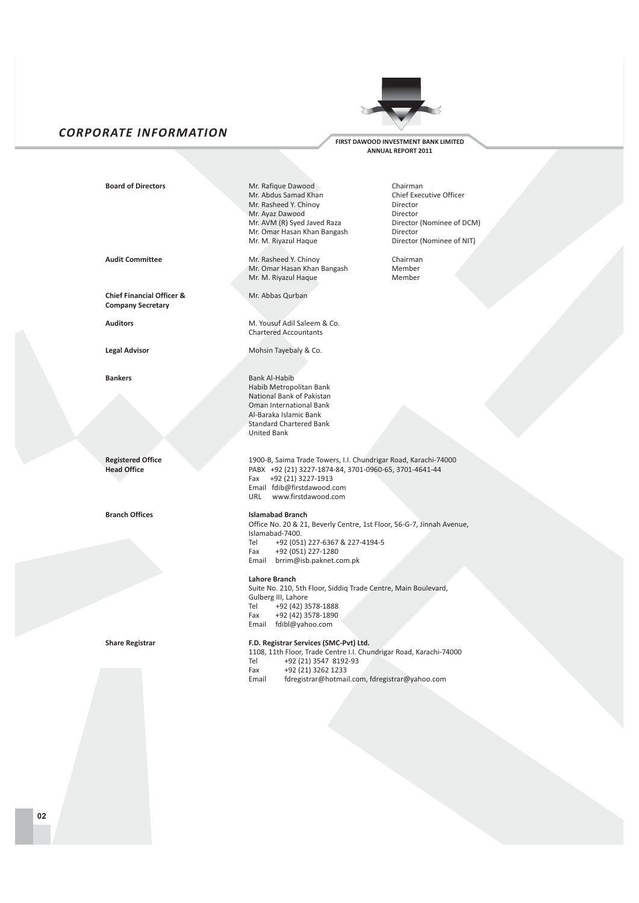# CORPORATE INFORMATION

**FIRST DAWOOD INVESTMENT BANK LIMITED**
**ANNUAL REPORT 2011**

| | | |
|---|---|---|
| **Board of Directors** | Mr. Rafique Dawood | Chairman |
| | Mr. Abdus Samad Khan | Chief Executive Officer |
| | Mr. Rasheed Y. Chinoy | Director |
| | Mr. Ayaz Dawood | Director |
| | Mr. AVM (R) Syed Javed Raza | Director (Nominee of DCM) |
| | Mr. Omar Hasan Khan Bangash | Director |
| | Mr. M. Riyazul Haque | Director (Nominee of NIT) |
| **Audit Committee** | Mr. Rasheed Y. Chinoy | Chairman |
| | Mr. Omar Hasan Khan Bangash | Member |
| | Mr. M. Riyazul Haque | Member |

**Chief Financial Officer & Company Secretary**
Mr. Abbas Qurban

**Auditors**
M. Yousuf Adil Saleem & Co.
Chartered Accountants

**Legal Advisor**
Mohsin Tayebaly & Co.

**Bankers**
Bank Al-Habib
Habib Metropolitan Bank
National Bank of Pakistan
Oman International Bank
Al-Baraka Islamic Bank
Standard Chartered Bank
United Bank

**Registered Office**
**Head Office**
1900-B, Saima Trade Towers, I.I. Chundrigar Road, Karachi-74000
PABX +92 (21) 3227-1874-84, 3701-0960-65, 3701-4641-44
Fax +92 (21) 3227-1913
Email fdib@firstdawood.com
URL www.firstdawood.com

**Branch Offices**

**Islamabad Branch**
Office No. 20 & 21, Beverly Centre, 1st Floor, 56-G-7, Jinnah Avenue, Islamabad-7400.
Tel +92 (051) 227-6367 & 227-4194-5
Fax +92 (051) 227-1280
Email brrim@isb.paknet.com.pk

**Lahore Branch**
Suite No. 210, 5th Floor, Siddiq Trade Centre, Main Boulevard, Gulberg III, Lahore
Tel +92 (42) 3578-1888
Fax +92 (42) 3578-1890
Email fdibl@yahoo.com

**Share Registrar**

**F.D. Registrar Services (SMC-Pvt) Ltd.**
1108, 11th Floor, Trade Centre I.I. Chundrigar Road, Karachi-74000
Tel +92 (21) 3547 8192-93
Fax +92 (21) 3262 1233
Email fdregistrar@hotmail.com, fdregistrar@yahoo.com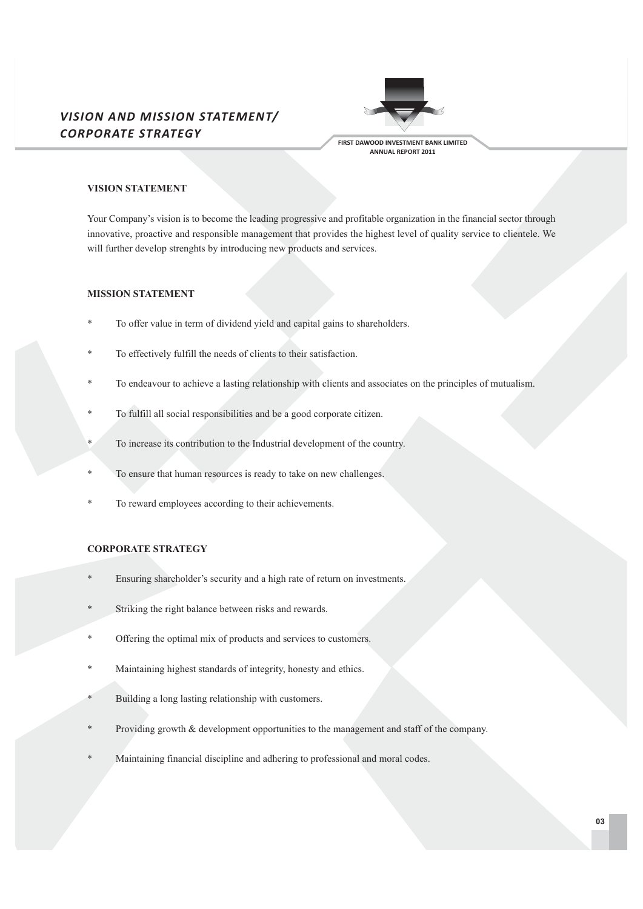# *VISION AND MISSION STATEMENT/ CORPORATE STRATEGY*

## VISION STATEMENT

Your Company's vision is to become the leading progressive and profitable organization in the financial sector through innovative, proactive and responsible management that provides the highest level of quality service to clientele. We will further develop strenghts by introducing new products and services.

## MISSION STATEMENT

* To offer value in term of dividend yield and capital gains to shareholders.
* To effectively fulfill the needs of clients to their satisfaction.
* To endeavour to achieve a lasting relationship with clients and associates on the principles of mutualism.
* To fulfill all social responsibilities and be a good corporate citizen.
* To increase its contribution to the Industrial development of the country.
* To ensure that human resources is ready to take on new challenges.
* To reward employees according to their achievements.

## CORPORATE STRATEGY

* Ensuring shareholder's security and a high rate of return on investments.
* Striking the right balance between risks and rewards.
* Offering the optimal mix of products and services to customers.
* Maintaining highest standards of integrity, honesty and ethics.
* Building a long lasting relationship with customers.
* Providing growth & development opportunities to the management and staff of the company.
* Maintaining financial discipline and adhering to professional and moral codes.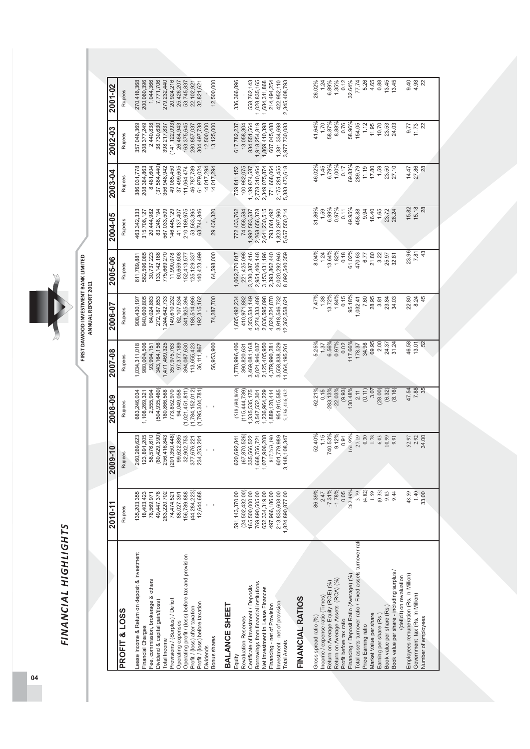# FINANCIAL HIGHLIGHTS

| PROFIT & LOSS | 2010-11 | 2009-10 | 2008-09 | 2007-08 | 2006-07 | 2005-06 | 2004-05 | 2003-04 | 2002-03 | 2001-02 |
|---|---|---|---|---|---|---|---|---|---|---|
| | Rupees | Rupees | Rupees | Rupees | Rupees | Rupees | Rupees | Rupees | Rupees | Rupees |
| Lease Income & Return on deposit & Investment | 135,203,355 | 260,269,623 | 683,246,034 | 1,034,311,018 | 908,430,197 | 611,789,881 | 463,342,333 | 386,031,778 | 357,046,369 | 270,416,368 |
| Financial Charges | 18,403,423 | 123,891,205 | 1,108,269,321 | 980,004,506 | 840,609,805 | 562,596,085 | 315,706,127 | 208,384,863 | 208,377,249 | 200,060,396 |
| Fee, commission, brokerage & others | 78,569,971 | 56,576,610 | 2,555,994 | 93,994,151 | 64,024,883 | 30,737,223 | 20,444,982 | 8,481,604 | 2,440,838 | 1,044,366 |
| Dividend & capital gain/(loss) | 49,447,376 | (60,429,390) | (504,935,460) | 343,164,156 | 272,187,653 | 133,142,166 | 83,246,194 | (37,564,440) | 38,730,630 | 7,771,706 |
| Total Income | 263,220,702 | 256,416,843 | 180,866,568 | 1,471,469,325 | 1,244,642,733 | 775,669,270 | 567,033,509 | 356,948,942 | 398,217,837 | 279,232,440 |
| Provisions / (Surplus) / Deficit | 74,474,521 | (201,350,448) | 773,852,970 | 357,975,763 | 149,610,232 | 11,990,078 | 146,445,129 | 49,085,450 | (141,122,093) | 20,924,216 |
| Operating expenses | 88,027,391 | 99,622,885 | 94,049,058 | 97,377,189 | 62,107,534 | 60,659,608 | 41,137,407 | 37,499,605 | 26,464,943 | 25,426,207 |
| Operating profit / (loss) before tax and provision | 156,789,888 | 32,902,753 | (1,021,451,811) | 394,087,630 | 341,925,394 | 152,413,577 | 210,189,975 | 111,064,474 | 163,375,645 | 53,745,837 |
| Profit / (loss) after taxation | (44,284,223) | 377,676,221 | (1,784,152,012) | 113,655,423 | 188,514,986 | 125,129,337 | 53,563,395 | 46,787,789 | 280,857,037 | 22,102,921 |
| Profit / (loss) before taxation | 12,644,688 | 234,253,201 | (1,795,304,781) | 36,111,867 | 192,315,162 | 140,423,499 | 63,744,846 | 61,979,024 | 304,497,738 | 32,821,621 |
| Dividends | - | - | - | - | - | - | | 14,017,294 | 12,500,000 | |
| Bonus shares | - | - | - | 56,953,900 | 74,287,700 | 64,598,000 | 29,436,320 | 14,017,294 | 13,125,000 | 12,500,000 |
| **BALANCE SHEET** | | | | | | | | | | |
| Equity | 591,143,370.00 | 620,692,841 | (518,690,869) | 1,778,996,406 | 1,685,492,234 | 1,062,270,817 | 772,433,762 | 759,811,152 | 617,782,237 | 336,366,896 |
| Revaluation Reserves | (24,502,432.00) | (67,870,526) | (115,444,739) | 390,820,631 | 410,971,882 | 221,425,098 | 74,058,584 | 100,982,075 | 13,058,304 | - |
| Certificate of Investment / Deposits | 165,500,000.00 | 335,566,522 | 1,335,535,175 | 3,469,081,168 | 4,353,534,149 | 3,230,387,416 | 1,992,583,537 | 1,139,874,587 | 834,551,564 | 558,762,143 |
| Borrowings from financial institutions | 769,890,505.00 | 1,668,756,721 | 3,547,552,301 | 5,021,946,037 | 5,274,333,488 | 2,951,406,148 | 2,268,656,378 | 2,778,310,464 | 1,918,254,819 | 1,028,835,165 |
| Net Investment In Lease Finances | 652,334,319.00 | 1,077,906,208 | 1,236,964,229 | 2,125,405,950 | 2,836,595,098 | 3,153,431,196 | 2,641,230,515 | 2,349,075,874 | 1,869,410,398 | 1,684,311,868 |
| Financing - net of Provision | 497,966,186.00 | 817,263,190 | 1,889,128,414 | 4,379,990,281 | 4,824,224,870 | 2,393,862,440 | 793,061,492 | 771,668,064 | 607,045,488 | 214,494,254 |
| Investment - net of provision | 213,833,608.00 | 601,779,989 | 951,915,585 | 3,558,838,529 | 3,918,546,732 | 2,020,292,946 | 1,823,297,960 | 2,175,281,455 | 1,381,334,698 | 422,952,110 |
| Total Assets | 1,824,890,877.00 | 3,148,108,347 | 5,136,416,432 | 11,064,195,261 | 12,362,558,621 | 8,092,540,359 | 5,657,550,214 | 5,383,473,618 | 3,977,730,083 | 2,345,408,793 |
| **FINANCIAL RATIOS** | | | | | | | | | | |
| Gross spread ratio (%) | 86.39% | 52.40% | -62.21% | 5.25% | 7.47% | 8.04% | 31.86% | 46.02% | 41.64% | 26.02% |
| Income / expense ratio (Times) | 2.47 | 1.15 | 0.15 | 1.37 | 1.38 | 1.24 | 1.59 | 1.45 | 1.70 | 1.24 |
| Return on Average Equity (ROE) (%) | -7.31% | 740.53% | -283.13% | 6.56% | 13.72% | 13.64% | 6.99% | 6.79% | 58.87% | 6.89% |
| Return on Average Assets (ROA) (%) | -1.78% | 9.12% | -22.03% | 0.97% | 1.84% | 1.82% | 0.97% | 1.00% | 8.88% | 1.35% |
| Profit before tax ratio | 0.05 | 0.91 | (9.93) | 0.02 | 0.15 | 0.18 | 0.11 | 0.17 | 0.76 | 0.12 |
| Financing / Deposit Ratio (Average) (%) | 262.49% | 161.95% | 130.48% | 117.66% | 95.18% | 61.02% | 49.95% | 69.83% | 58.96% | 32.64% |
| Total assets turnover ratio / Fixed assets turnover rat | 3.79 | 27.19 | 2.11 | 178.37 | 1,032.41 | 470.63 | 458.88 | 289.79 | 154.05 | 77.74 |
| Price Earning ratio | (4.82) | 0.30 | (0.11) | 34.98 | 7.60 | 6.77 | 9.94 | 11.19 | 1.12 | 5.26 |
| Market Value per share | 1.59 | 1.78 | 3.07 | 69.95 | 28.95 | 21.80 | 16.40 | 17.80 | 11.95 | 4.65 |
| Earning per share (Rs.) | (0.33) | 6.03 | (28.00) | 2.00 | 3.81 | 3.22 | 1.65 | 1.59 | 10.70 | 0.88 |
| Book value per share (Rs.) | 9.83 | 10.99 | (6.32) | 24.37 | 23.84 | 25.97 | 23.72 | 23.50 | 23.53 | 13.45 |
| Book value per share - including surplus / /(deficit) on revaluation | 9.44 | 9.91 | (8.16) | 31.24 | 34.03 | 32.81 | 26.24 | 27.10 | 24.03 | 13.45 |
| Employees remuneration (Rs. In Million) | 48.59 | 52.97 | 47.54 | 46.58 | 22.80 | 23.96 | 15.82 | 14.47 | 9.77 | 9.40 |
| Government tax (Rs. In Million) | 1.40 | 2.92 | 7.88 | 13.01 | 8.24 | 7.81 | 15.18 | 27.86 | 11.73 | 4.98 |
| Number of employees | 33.00 | 34.00 | 35 | 52 | 45 | 43 | 28 | 28 | 22 | 22 |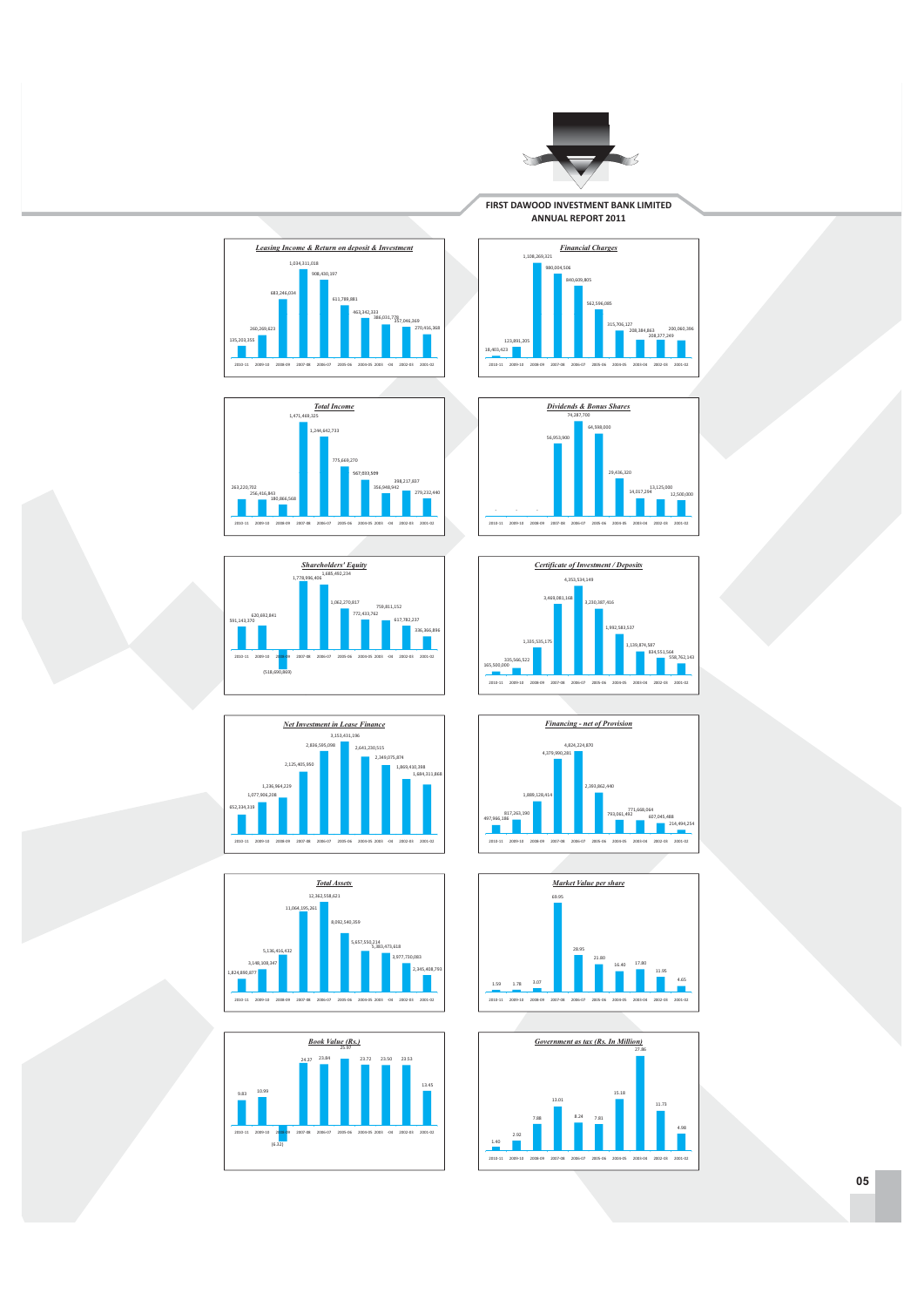## Leasing Income & Return on deposit & Investment

| Year | Amount |
|---|---|
| 2010-11 | 135,203,355 |
| 2009-10 | 260,269,623 |
| 2008-09 | 683,246,034 |
| 2007-08 | 1,034,311,018 |
| 2006-07 | 908,430,197 |
| 2005-06 | 611,789,881 |
| 2004-05 | 463,342,333 |
| 2003-04 | 386,031,778 |
| 2002-03 | 357,046,369 |
| 2001-02 | 270,416,368 |

## Financial Charges

| Year | Amount |
|---|---|
| 2010-11 | 18,403,423 |
| 2009-10 | 123,891,205 |
| 2008-09 | 1,108,269,321 |
| 2007-08 | 980,004,506 |
| 2006-07 | 840,609,805 |
| 2005-06 | 562,596,085 |
| 2004-05 | 315,706,127 |
| 2003-04 | 208,384,863 |
| 2002-03 | 208,377,249 |
| 2001-02 | 200,060,306 |

## Total Income

| Year | Amount |
|---|---|
| 2010-11 | 263,220,702 |
| 2009-10 | 256,416,843 |
| 2008-09 | 180,866,568 |
| 2007-08 | 1,471,468,325 |
| 2006-07 | 1,246,642,733 |
| 2005-06 | 775,669,270 |
| 2004-05 | 567,933,509 |
| 2003-04 | 356,948,942 |
| 2002-03 | 398,217,837 |
| 2001-02 | 279,232,440 |

## Dividends & Bonus Shares

| Year | Amount |
|---|---|
| 2010-11 | - |
| 2009-10 | - |
| 2008-09 | - |
| 2007-08 | 56,953,900 |
| 2006-07 | 74,287,700 |
| 2005-06 | 64,598,000 |
| 2004-05 | 29,436,320 |
| 2003-04 | 14,017,294 |
| 2002-03 | 13,125,000 |
| 2001-02 | 12,500,000 |

## Shareholders' Equity

| Year | Amount |
|---|---|
| 2010-11 | 591,143,370 |
| 2009-10 | 620,692,841 |
| 2008-09 | (518,690,869) |
| 2007-08 | 1,778,996,406 |
| 2006-07 | 1,685,492,234 |
| 2005-06 | 1,062,270,817 |
| 2004-05 | 772,433,762 |
| 2003-04 | 759,811,152 |
| 2002-03 | 617,782,237 |
| 2001-02 | 336,366,896 |

## Certificate of Investment / Deposits

| Year | Amount |
|---|---|
| 2010-11 | 165,500,000 |
| 2009-10 | 335,566,522 |
| 2008-09 | 1,335,535,175 |
| 2007-08 | 3,469,081,168 |
| 2006-07 | 4,353,534,149 |
| 2005-06 | 3,230,387,416 |
| 2004-05 | 1,992,583,537 |
| 2003-04 | 1,139,874,587 |
| 2002-03 | 834,551,564 |
| 2001-02 | 558,762,143 |

## Net Investment in Lease Finance

| Year | Amount |
|---|---|
| 2010-11 | 852,334,319 |
| 2009-10 | 1,077,906,208 |
| 2008-09 | 1,236,964,229 |
| 2007-08 | 2,125,405,950 |
| 2006-07 | 2,836,595,098 |
| 2005-06 | 3,153,431,196 |
| 2004-05 | 2,641,230,515 |
| 2003-04 | 2,349,075,874 |
| 2002-03 | 1,869,410,308 |
| 2001-02 | 1,684,311,868 |

## Financing - net of Provision

| Year | Amount |
|---|---|
| 2010-11 | 497,966,186 |
| 2009-10 | 817,263,180 |
| 2008-09 | 1,889,128,414 |
| 2007-08 | 4,379,990,281 |
| 2006-07 | 4,824,224,870 |
| 2005-06 | 2,393,862,440 |
| 2004-05 | 793,061,492 |
| 2003-04 | 771,668,064 |
| 2002-03 | 607,045,488 |
| 2001-02 | 214,494,254 |

## Total Assets

| Year | Amount |
|---|---|
| 2010-11 | 1,824,690,877 |
| 2009-10 | 3,148,108,347 |
| 2008-09 | 5,136,416,432 |
| 2007-08 | 11,064,195,261 |
| 2006-07 | 12,362,558,621 |
| 2005-06 | 8,092,540,359 |
| 2004-05 | 5,657,550,214 |
| 2003-04 | 5,383,473,618 |
| 2002-03 | 3,977,730,083 |
| 2001-02 | 2,345,408,793 |

## Market Value per share

| Year | Value |
|---|---|
| 2010-11 | 1.59 |
| 2009-10 | 1.78 |
| 2008-09 | 3.07 |
| 2007-08 | 69.95 |
| 2006-07 | 28.95 |
| 2005-06 | 21.80 |
| 2004-05 | 16.40 |
| 2003-04 | 17.80 |
| 2002-03 | 11.95 |
| 2001-02 | 4.65 |

## Book Value (Rs.)

| Year | Value |
|---|---|
| 2010-11 | 9.83 |
| 2009-10 | 10.99 |
| 2008-09 | (6.32) |
| 2007-08 | 24.37 |
| 2006-07 | 23.84 |
| 2005-06 | 25.97 |
| 2004-05 | 23.72 |
| 2003-04 | 23.50 |
| 2002-03 | 23.53 |
| 2001-02 | 13.45 |

## Government as tax (Rs. In Million)

| Year | Amount |
|---|---|
| 2010-11 | 1.40 |
| 2009-10 | 2.92 |
| 2008-09 | 7.88 |
| 2007-08 | 13.01 |
| 2006-07 | 8.24 |
| 2005-06 | 7.81 |
| 2004-05 | 15.18 |
| 2003-04 | 27.86 |
| 2002-03 | 11.73 |
| 2001-02 | 4.98 |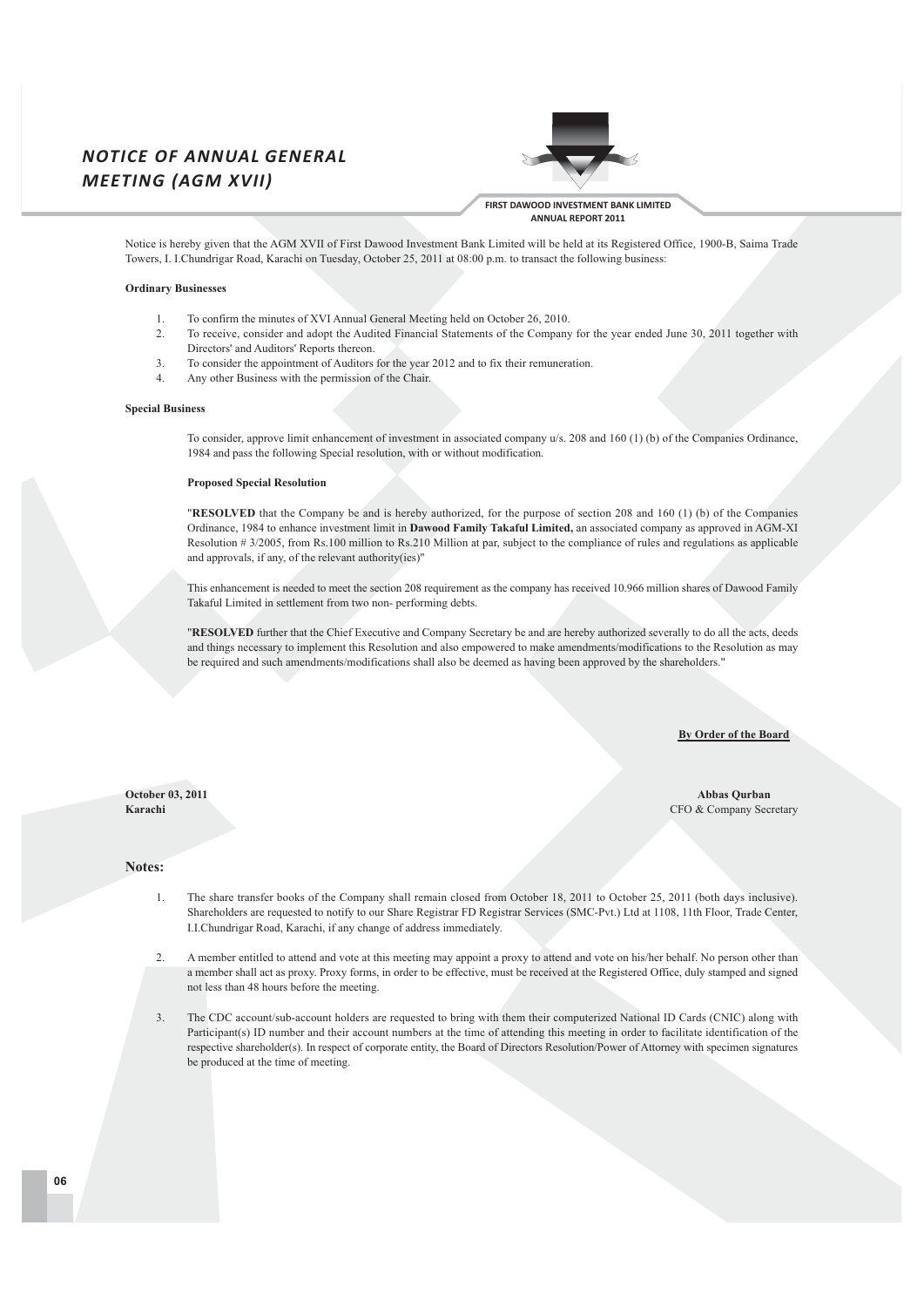# NOTICE OF ANNUAL GENERAL MEETING (AGM XVII)

Notice is hereby given that the AGM XVII of First Dawood Investment Bank Limited will be held at its Registered Office, 1900-B, Saima Trade Towers, I. I.Chundrigar Road, Karachi on Tuesday, October 25, 2011 at 08:00 p.m. to transact the following business:

**Ordinary Businesses**

1. To confirm the minutes of XVI Annual General Meeting held on October 26, 2010.
2. To receive, consider and adopt the Audited Financial Statements of the Company for the year ended June 30, 2011 together with Directors' and Auditors' Reports thereon.
3. To consider the appointment of Auditors for the year 2012 and to fix their remuneration.
4. Any other Business with the permission of the Chair.

**Special Business**

To consider, approve limit enhancement of investment in associated company u/s. 208 and 160 (1) (b) of the Companies Ordinance, 1984 and pass the following Special resolution, with or without modification.

**Proposed Special Resolution**

"**RESOLVED** that the Company be and is hereby authorized, for the purpose of section 208 and 160 (1) (b) of the Companies Ordinance, 1984 to enhance investment limit in **Dawood Family Takaful Limited,** an associated company as approved in AGM-XI Resolution # 3/2005, from Rs.100 million to Rs.210 Million at par, subject to the compliance of rules and regulations as applicable and approvals, if any, of the relevant authority(ies)"

This enhancement is needed to meet the section 208 requirement as the company has received 10.966 million shares of Dawood Family Takaful Limited in settlement from two non- performing debts.

"**RESOLVED** further that the Chief Executive and Company Secretary be and are hereby authorized severally to do all the acts, deeds and things necessary to implement this Resolution and also empowered to make amendments/modifications to the Resolution as may be required and such amendments/modifications shall also be deemed as having been approved by the shareholders."

**By Order of the Board**

**October 03, 2011**
**Karachi**

**Abbas Qurban**
CFO & Company Secretary

## Notes:

1. The share transfer books of the Company shall remain closed from October 18, 2011 to October 25, 2011 (both days inclusive). Shareholders are requested to notify to our Share Registrar FD Registrar Services (SMC-Pvt.) Ltd at 1108, 11th Floor, Trade Center, I.I.Chundrigar Road, Karachi, if any change of address immediately.

2. A member entitled to attend and vote at this meeting may appoint a proxy to attend and vote on his/her behalf. No person other than a member shall act as proxy. Proxy forms, in order to be effective, must be received at the Registered Office, duly stamped and signed not less than 48 hours before the meeting.

3. The CDC account/sub-account holders are requested to bring with them their computerized National ID Cards (CNIC) along with Participant(s) ID number and their account numbers at the time of attending this meeting in order to facilitate identification of the respective shareholder(s). In respect of corporate entity, the Board of Directors Resolution/Power of Attorney with specimen signatures be produced at the time of meeting.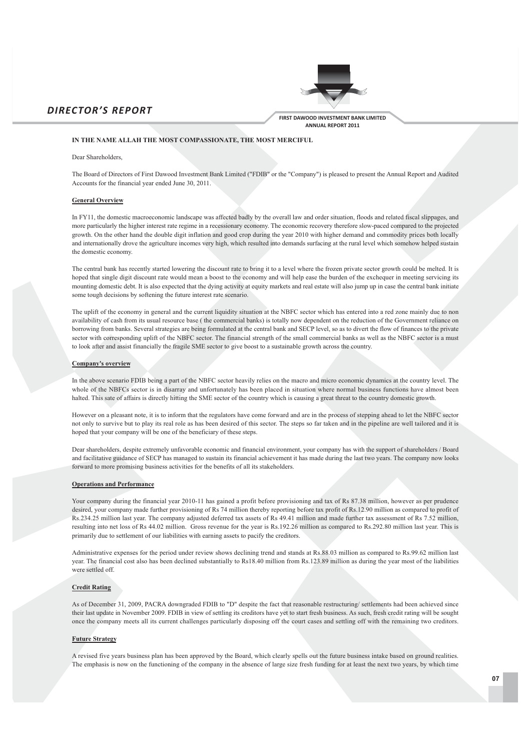# DIRECTOR'S REPORT

**IN THE NAME ALLAH THE MOST COMPASSIONATE, THE MOST MERCIFUL**

Dear Shareholders,

The Board of Directors of First Dawood Investment Bank Limited ("FDIB" or the "Company") is pleased to present the Annual Report and Audited Accounts for the financial year ended June 30, 2011.

## General Overview

In FY11, the domestic macroeconomic landscape was affected badly by the overall law and order situation, floods and related fiscal slippages, and more particularly the higher interest rate regime in a recessionary economy. The economic recovery therefore slow-paced compared to the projected growth. On the other hand the double digit inflation and good crop during the year 2010 with higher demand and commodity prices both locally and internationally drove the agriculture incomes very high, which resulted into demands surfacing at the rural level which somehow helped sustain the domestic economy.

The central bank has recently started lowering the discount rate to bring it to a level where the frozen private sector growth could be melted. It is hoped that single digit discount rate would mean a boost to the economy and will help ease the burden of the exchequer in meeting servicing its mounting domestic debt. It is also expected that the dying activity at equity markets and real estate will also jump up in case the central bank initiate some tough decisions by softening the future interest rate scenario.

The uplift of the economy in general and the current liquidity situation at the NBFC sector which has entered into a red zone mainly due to non availability of cash from its usual resource base ( the commercial banks) is totally now dependent on the reduction of the Government reliance on borrowing from banks. Several strategies are being formulated at the central bank and SECP level, so as to divert the flow of finances to the private sector with corresponding uplift of the NBFC sector. The financial strength of the small commercial banks as well as the NBFC sector is a must to look after and assist financially the fragile SME sector to give boost to a sustainable growth across the country.

## Company's overview

In the above scenario FDIB being a part of the NBFC sector heavily relies on the macro and micro economic dynamics at the country level. The whole of the NBFCs sector is in disarray and unfortunately has been placed in situation where normal business functions have almost been halted. This sate of affairs is directly hitting the SME sector of the country which is causing a great threat to the country domestic growth.

However on a pleasant note, it is to inform that the regulators have come forward and are in the process of stepping ahead to let the NBFC sector not only to survive but to play its real role as has been desired of this sector. The steps so far taken and in the pipeline are well tailored and it is hoped that your company will be one of the beneficiary of these steps.

Dear shareholders, despite extremely unfavorable economic and financial environment, your company has with the support of shareholders / Board and facilitative guidance of SECP has managed to sustain its financial achievement it has made during the last two years. The company now looks forward to more promising business activities for the benefits of all its stakeholders.

## Operations and Performance

Your company during the financial year 2010-11 has gained a profit before provisioning and tax of Rs 87.38 million, however as per prudence desired, your company made further provisioning of Rs 74 million thereby reporting before tax profit of Rs.12.90 million as compared to profit of Rs.234.25 million last year. The company adjusted deferred tax assets of Rs 49.41 million and made further tax assessment of Rs 7.52 million, resulting into net loss of Rs 44.02 million. Gross revenue for the year is Rs.192.26 million as compared to Rs.292.80 million last year. This is primarily due to settlement of our liabilities with earning assets to pacify the creditors.

Administrative expenses for the period under review shows declining trend and stands at Rs.88.03 million as compared to Rs.99.62 million last year. The financial cost also has been declined substantially to Rs18.40 million from Rs.123.89 million as during the year most of the liabilities were settled off.

## Credit Rating

As of December 31, 2009, PACRA downgraded FDIB to "D" despite the fact that reasonable restructuring/ settlements had been achieved since their last update in November 2009. FDIB in view of settling its creditors have yet to start fresh business. As such, fresh credit rating will be sought once the company meets all its current challenges particularly disposing off the court cases and settling off with the remaining two creditors.

## Future Strategy

A revised five years business plan has been approved by the Board, which clearly spells out the future business intake based on ground realities. The emphasis is now on the functioning of the company in the absence of large size fresh funding for at least the next two years, by which time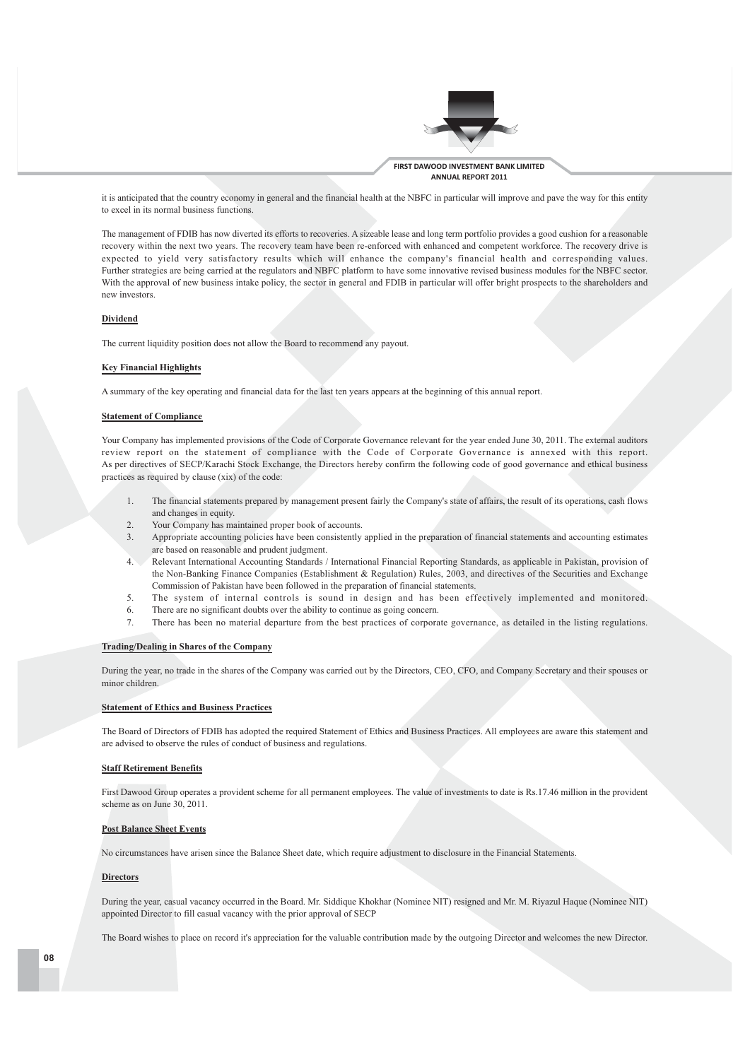it is anticipated that the country economy in general and the financial health at the NBFC in particular will improve and pave the way for this entity to excel in its normal business functions.

The management of FDIB has now diverted its efforts to recoveries. A sizeable lease and long term portfolio provides a good cushion for a reasonable recovery within the next two years. The recovery team have been re-enforced with enhanced and competent workforce. The recovery drive is expected to yield very satisfactory results which will enhance the company's financial health and corresponding values. Further strategies are being carried at the regulators and NBFC platform to have some innovative revised business modules for the NBFC sector. With the approval of new business intake policy, the sector in general and FDIB in particular will offer bright prospects to the shareholders and new investors.

### Dividend

The current liquidity position does not allow the Board to recommend any payout.

### Key Financial Highlights

A summary of the key operating and financial data for the last ten years appears at the beginning of this annual report.

### Statement of Compliance

Your Company has implemented provisions of the Code of Corporate Governance relevant for the year ended June 30, 2011. The external auditors review report on the statement of compliance with the Code of Corporate Governance is annexed with this report. As per directives of SECP/Karachi Stock Exchange, the Directors hereby confirm the following code of good governance and ethical business practices as required by clause (xix) of the code:

1. The financial statements prepared by management present fairly the Company's state of affairs, the result of its operations, cash flows and changes in equity.
2. Your Company has maintained proper book of accounts.
3. Appropriate accounting policies have been consistently applied in the preparation of financial statements and accounting estimates are based on reasonable and prudent judgment.
4. Relevant International Accounting Standards / International Financial Reporting Standards, as applicable in Pakistan, provision of the Non-Banking Finance Companies (Establishment & Regulation) Rules, 2003, and directives of the Securities and Exchange Commission of Pakistan have been followed in the preparation of financial statements.
5. The system of internal controls is sound in design and has been effectively implemented and monitored.
6. There are no significant doubts over the ability to continue as going concern.
7. There has been no material departure from the best practices of corporate governance, as detailed in the listing regulations.

### Trading/Dealing in Shares of the Company

During the year, no trade in the shares of the Company was carried out by the Directors, CEO, CFO, and Company Secretary and their spouses or minor children.

### Statement of Ethics and Business Practices

The Board of Directors of FDIB has adopted the required Statement of Ethics and Business Practices. All employees are aware this statement and are advised to observe the rules of conduct of business and regulations.

### Staff Retirement Benefits

First Dawood Group operates a provident scheme for all permanent employees. The value of investments to date is Rs.17.46 million in the provident scheme as on June 30, 2011.

### Post Balance Sheet Events

No circumstances have arisen since the Balance Sheet date, which require adjustment to disclosure in the Financial Statements.

### Directors

During the year, casual vacancy occurred in the Board. Mr. Siddique Khokhar (Nominee NIT) resigned and Mr. M. Riyazul Haque (Nominee NIT) appointed Director to fill casual vacancy with the prior approval of SECP

The Board wishes to place on record it's appreciation for the valuable contribution made by the outgoing Director and welcomes the new Director.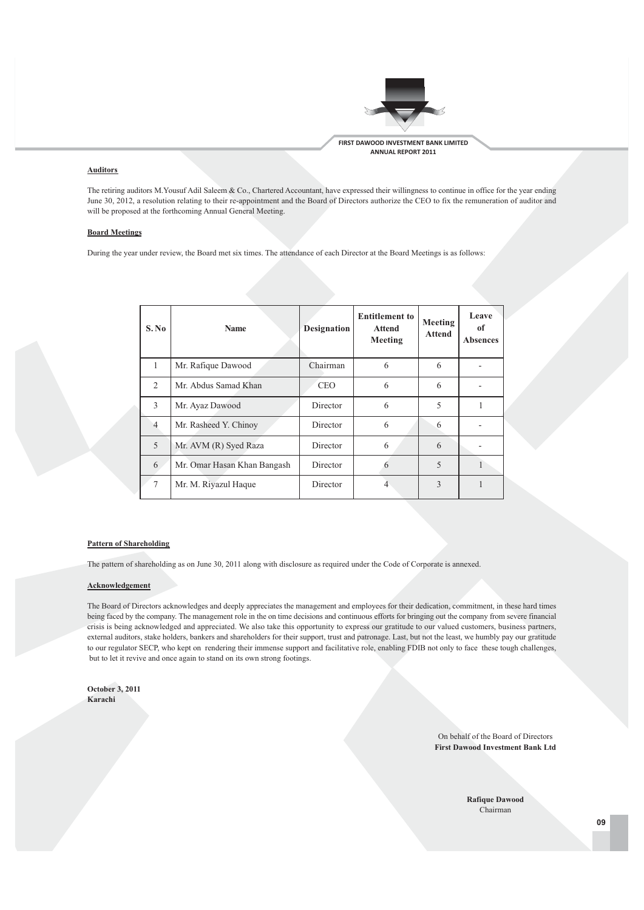**Auditors**

The retiring auditors M.Yousuf Adil Saleem & Co., Chartered Accountant, have expressed their willingness to continue in office for the year ending June 30, 2012, a resolution relating to their re-appointment and the Board of Directors authorize the CEO to fix the remuneration of auditor and will be proposed at the forthcoming Annual General Meeting.

**Board Meetings**

During the year under review, the Board met six times. The attendance of each Director at the Board Meetings is as follows:

| S. No | Name | Designation | Entitlement to Attend Meeting | Meeting Attend | Leave of Absences |
|---|---|---|---|---|---|
| 1 | Mr. Rafique Dawood | Chairman | 6 | 6 | - |
| 2 | Mr. Abdus Samad Khan | CEO | 6 | 6 | - |
| 3 | Mr. Ayaz Dawood | Director | 6 | 5 | 1 |
| 4 | Mr. Rasheed Y. Chinoy | Director | 6 | 6 | - |
| 5 | Mr. AVM (R) Syed Raza | Director | 6 | 6 | - |
| 6 | Mr. Omar Hasan Khan Bangash | Director | 6 | 5 | 1 |
| 7 | Mr. M. Riyazul Haque | Director | 4 | 3 | 1 |

**Pattern of Shareholding**

The pattern of shareholding as on June 30, 2011 along with disclosure as required under the Code of Corporate is annexed.

**Acknowledgement**

The Board of Directors acknowledges and deeply appreciates the management and employees for their dedication, commitment, in these hard times being faced by the company. The management role in the on time decisions and continuous efforts for bringing out the company from severe financial crisis is being acknowledged and appreciated. We also take this opportunity to express our gratitude to our valued customers, business partners, external auditors, stake holders, bankers and shareholders for their support, trust and patronage. Last, but not the least, we humbly pay our gratitude to our regulator SECP, who kept on rendering their immense support and facilitative role, enabling FDIB not only to face these tough challenges, but to let it revive and once again to stand on its own strong footings.

**October 3, 2011**
**Karachi**

On behalf of the Board of Directors
**First Dawood Investment Bank Ltd**

**Rafique Dawood**
Chairman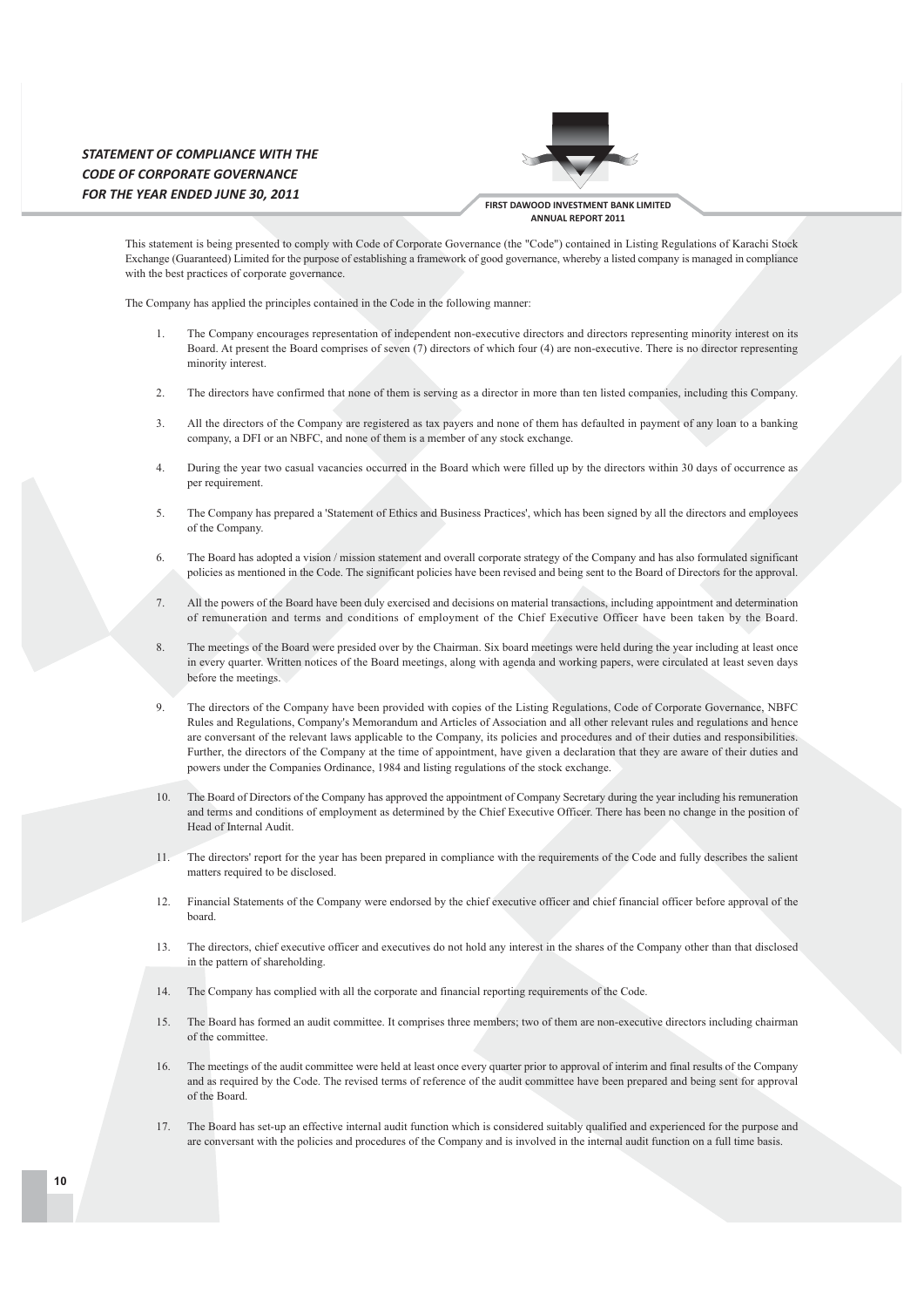# STATEMENT OF COMPLIANCE WITH THE CODE OF CORPORATE GOVERNANCE FOR THE YEAR ENDED JUNE 30, 2011

This statement is being presented to comply with Code of Corporate Governance (the "Code") contained in Listing Regulations of Karachi Stock Exchange (Guaranteed) Limited for the purpose of establishing a framework of good governance, whereby a listed company is managed in compliance with the best practices of corporate governance.

The Company has applied the principles contained in the Code in the following manner:

1. The Company encourages representation of independent non-executive directors and directors representing minority interest on its Board. At present the Board comprises of seven (7) directors of which four (4) are non-executive. There is no director representing minority interest.

2. The directors have confirmed that none of them is serving as a director in more than ten listed companies, including this Company.

3. All the directors of the Company are registered as tax payers and none of them has defaulted in payment of any loan to a banking company, a DFI or an NBFC, and none of them is a member of any stock exchange.

4. During the year two casual vacancies occurred in the Board which were filled up by the directors within 30 days of occurrence as per requirement.

5. The Company has prepared a 'Statement of Ethics and Business Practices', which has been signed by all the directors and employees of the Company.

6. The Board has adopted a vision / mission statement and overall corporate strategy of the Company and has also formulated significant policies as mentioned in the Code. The significant policies have been revised and being sent to the Board of Directors for the approval.

7. All the powers of the Board have been duly exercised and decisions on material transactions, including appointment and determination of remuneration and terms and conditions of employment of the Chief Executive Officer have been taken by the Board.

8. The meetings of the Board were presided over by the Chairman. Six board meetings were held during the year including at least once in every quarter. Written notices of the Board meetings, along with agenda and working papers, were circulated at least seven days before the meetings.

9. The directors of the Company have been provided with copies of the Listing Regulations, Code of Corporate Governance, NBFC Rules and Regulations, Company's Memorandum and Articles of Association and all other relevant rules and regulations and hence are conversant of the relevant laws applicable to the Company, its policies and procedures and of their duties and responsibilities. Further, the directors of the Company at the time of appointment, have given a declaration that they are aware of their duties and powers under the Companies Ordinance, 1984 and listing regulations of the stock exchange.

10. The Board of Directors of the Company has approved the appointment of Company Secretary during the year including his remuneration and terms and conditions of employment as determined by the Chief Executive Officer. There has been no change in the position of Head of Internal Audit.

11. The directors' report for the year has been prepared in compliance with the requirements of the Code and fully describes the salient matters required to be disclosed.

12. Financial Statements of the Company were endorsed by the chief executive officer and chief financial officer before approval of the board.

13. The directors, chief executive officer and executives do not hold any interest in the shares of the Company other than that disclosed in the pattern of shareholding.

14. The Company has complied with all the corporate and financial reporting requirements of the Code.

15. The Board has formed an audit committee. It comprises three members; two of them are non-executive directors including chairman of the committee.

16. The meetings of the audit committee were held at least once every quarter prior to approval of interim and final results of the Company and as required by the Code. The revised terms of reference of the audit committee have been prepared and being sent for approval of the Board.

17. The Board has set-up an effective internal audit function which is considered suitably qualified and experienced for the purpose and are conversant with the policies and procedures of the Company and is involved in the internal audit function on a full time basis.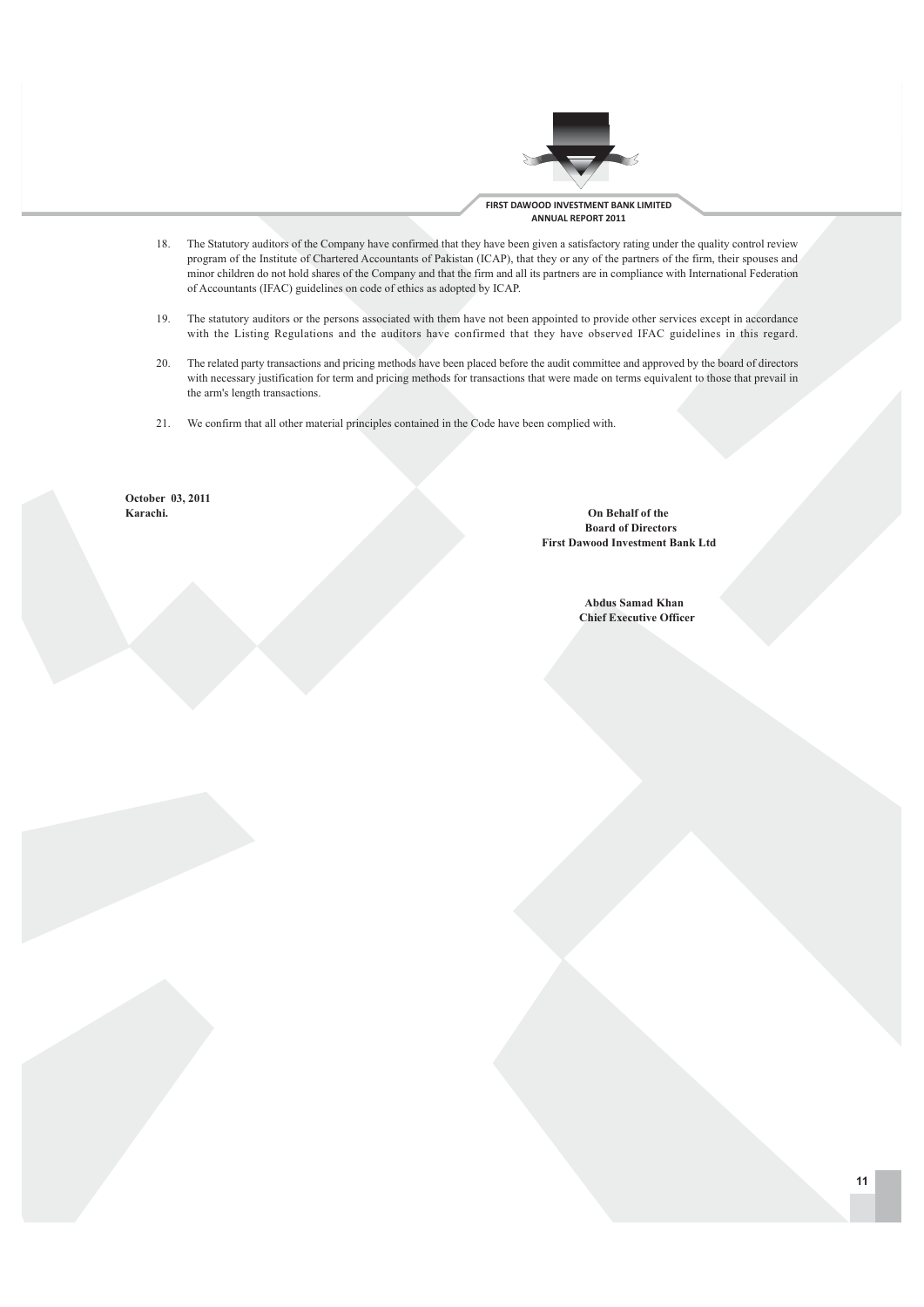18. The Statutory auditors of the Company have confirmed that they have been given a satisfactory rating under the quality control review program of the Institute of Chartered Accountants of Pakistan (ICAP), that they or any of the partners of the firm, their spouses and minor children do not hold shares of the Company and that the firm and all its partners are in compliance with International Federation of Accountants (IFAC) guidelines on code of ethics as adopted by ICAP.

19. The statutory auditors or the persons associated with them have not been appointed to provide other services except in accordance with the Listing Regulations and the auditors have confirmed that they have observed IFAC guidelines in this regard.

20. The related party transactions and pricing methods have been placed before the audit committee and approved by the board of directors with necessary justification for term and pricing methods for transactions that were made on terms equivalent to those that prevail in the arm's length transactions.

21. We confirm that all other material principles contained in the Code have been complied with.

**October 03, 2011**
**Karachi.**

**On Behalf of the**
**Board of Directors**
**First Dawood Investment Bank Ltd**

**Abdus Samad Khan**
**Chief Executive Officer**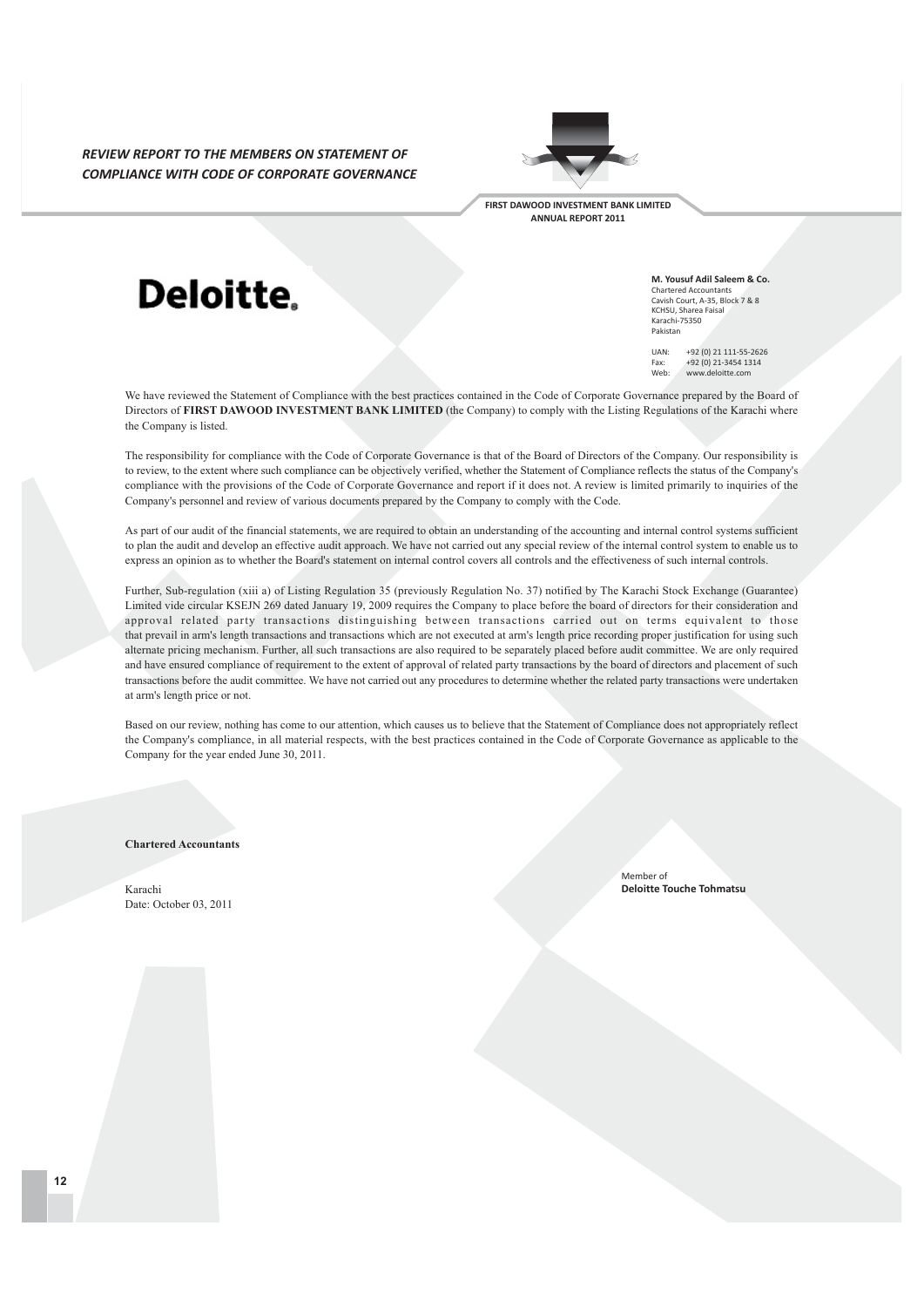## REVIEW REPORT TO THE MEMBERS ON STATEMENT OF COMPLIANCE WITH CODE OF CORPORATE GOVERNANCE

**Deloitte.**

**M. Yousuf Adil Saleem & Co.**
Chartered Accountants
Cavish Court, A-35, Block 7 & 8
KCHSU, Sharea Faisal
Karachi-75350
Pakistan

UAN: +92 (0) 21 111-55-2626
Fax: +92 (0) 21-3454 1314
Web: www.deloitte.com

We have reviewed the Statement of Compliance with the best practices contained in the Code of Corporate Governance prepared by the Board of Directors of **FIRST DAWOOD INVESTMENT BANK LIMITED** (the Company) to comply with the Listing Regulations of the Karachi where the Company is listed.

The responsibility for compliance with the Code of Corporate Governance is that of the Board of Directors of the Company. Our responsibility is to review, to the extent where such compliance can be objectively verified, whether the Statement of Compliance reflects the status of the Company's compliance with the provisions of the Code of Corporate Governance and report if it does not. A review is limited primarily to inquiries of the Company's personnel and review of various documents prepared by the Company to comply with the Code.

As part of our audit of the financial statements, we are required to obtain an understanding of the accounting and internal control systems sufficient to plan the audit and develop an effective audit approach. We have not carried out any special review of the internal control system to enable us to express an opinion as to whether the Board's statement on internal control covers all controls and the effectiveness of such internal controls.

Further, Sub-regulation (xiii a) of Listing Regulation 35 (previously Regulation No. 37) notified by The Karachi Stock Exchange (Guarantee) Limited vide circular KSEJN 269 dated January 19, 2009 requires the Company to place before the board of directors for their consideration and approval related party transactions distinguishing between transactions carried out on terms equivalent to those that prevail in arm's length transactions and transactions which are not executed at arm's length price recording proper justification for using such alternate pricing mechanism. Further, all such transactions are also required to be separately placed before audit committee. We are only required and have ensured compliance of requirement to the extent of approval of related party transactions by the board of directors and placement of such transactions before the audit committee. We have not carried out any procedures to determine whether the related party transactions were undertaken at arm's length price or not.

Based on our review, nothing has come to our attention, which causes us to believe that the Statement of Compliance does not appropriately reflect the Company's compliance, in all material respects, with the best practices contained in the Code of Corporate Governance as applicable to the Company for the year ended June 30, 2011.

**Chartered Accountants**

Karachi
Date: October 03, 2011

Member of
**Deloitte Touche Tohmatsu**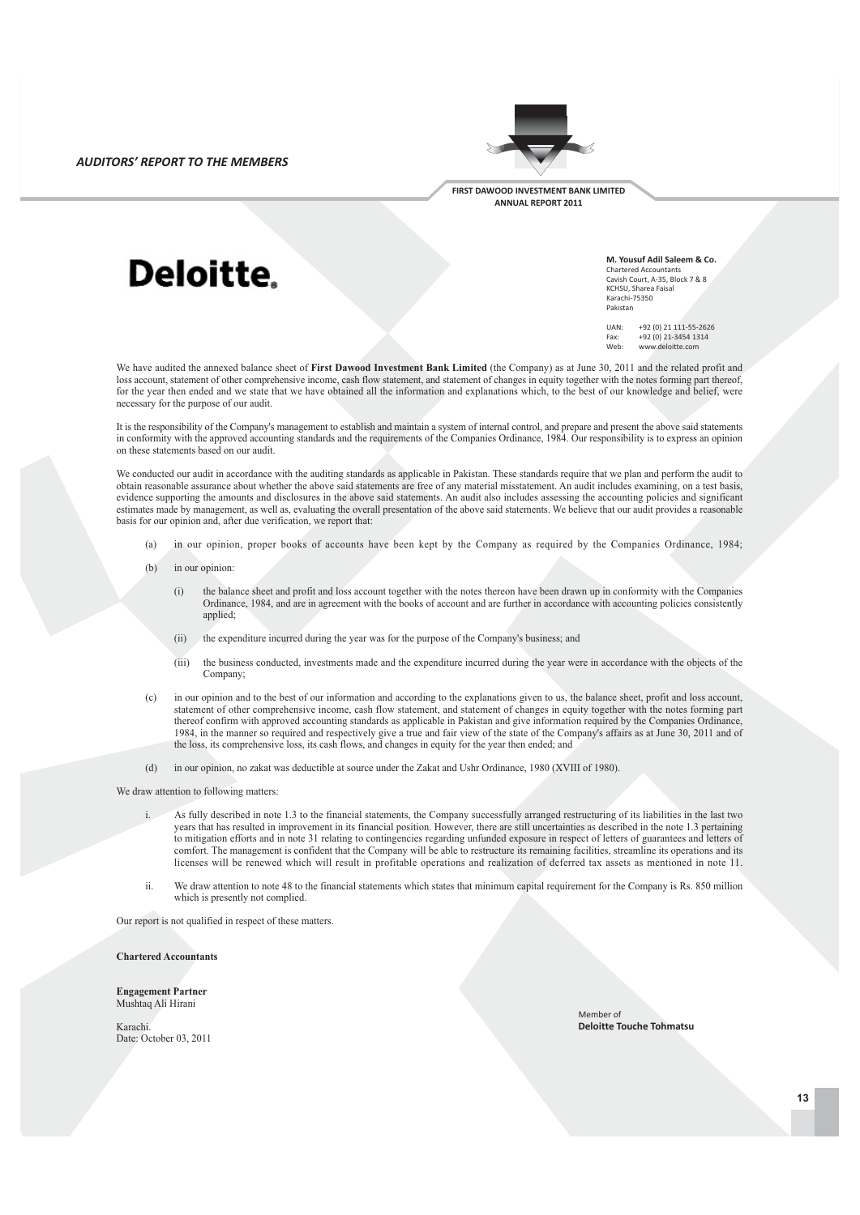## AUDITORS' REPORT TO THE MEMBERS

**Deloitte.**

**M. Yousuf Adil Saleem & Co.**
Chartered Accountants
Cavish Court, A-35, Block 7 & 8
KCHSU, Sharea Faisal
Karachi-75350
Pakistan

UAN: +92 (0) 21 111-55-2626
Fax: +92 (0) 21-3454 1314
Web: www.deloitte.com

We have audited the annexed balance sheet of **First Dawood Investment Bank Limited** (the Company) as at June 30, 2011 and the related profit and loss account, statement of other comprehensive income, cash flow statement, and statement of changes in equity together with the notes forming part thereof, for the year then ended and we state that we have obtained all the information and explanations which, to the best of our knowledge and belief, were necessary for the purpose of our audit.

It is the responsibility of the Company's management to establish and maintain a system of internal control, and prepare and present the above said statements in conformity with the approved accounting standards and the requirements of the Companies Ordinance, 1984. Our responsibility is to express an opinion on these statements based on our audit.

We conducted our audit in accordance with the auditing standards as applicable in Pakistan. These standards require that we plan and perform the audit to obtain reasonable assurance about whether the above said statements are free of any material misstatement. An audit includes examining, on a test basis, evidence supporting the amounts and disclosures in the above said statements. An audit also includes assessing the accounting policies and significant estimates made by management, as well as, evaluating the overall presentation of the above said statements. We believe that our audit provides a reasonable basis for our opinion and, after due verification, we report that:

(a) in our opinion, proper books of accounts have been kept by the Company as required by the Companies Ordinance, 1984;

(b) in our opinion:

  (i) the balance sheet and profit and loss account together with the notes thereon have been drawn up in conformity with the Companies Ordinance, 1984, and are in agreement with the books of account and are further in accordance with accounting policies consistently applied;

  (ii) the expenditure incurred during the year was for the purpose of the Company's business; and

  (iii) the business conducted, investments made and the expenditure incurred during the year were in accordance with the objects of the Company;

(c) in our opinion and to the best of our information and according to the explanations given to us, the balance sheet, profit and loss account, statement of other comprehensive income, cash flow statement, and statement of changes in equity together with the notes forming part thereof confirm with approved accounting standards as applicable in Pakistan and give information required by the Companies Ordinance, 1984, in the manner so required and respectively give a true and fair view of the state of the Company's affairs as at June 30, 2011 and of the loss, its comprehensive loss, its cash flows, and changes in equity for the year then ended; and

(d) in our opinion, no zakat was deductible at source under the Zakat and Ushr Ordinance, 1980 (XVIII of 1980).

We draw attention to following matters:

i. As fully described in note 1.3 to the financial statements, the Company successfully arranged restructuring of its liabilities in the last two years that has resulted in improvement in its financial position. However, there are still uncertainties as described in the note 1.3 pertaining to mitigation efforts and in note 31 relating to contingencies regarding unfunded exposure in respect of letters of guarantees and letters of comfort. The management is confident that the Company will be able to restructure its remaining facilities, streamline its operations and its licenses will be renewed which will result in profitable operations and realization of deferred tax assets as mentioned in note 11.

ii. We draw attention to note 48 to the financial statements which states that minimum capital requirement for the Company is Rs. 850 million which is presently not complied.

Our report is not qualified in respect of these matters.

**Chartered Accountants**

**Engagement Partner**
Mushtaq Ali Hirani

Karachi.
Date: October 03, 2011

Member of
**Deloitte Touche Tohmatsu**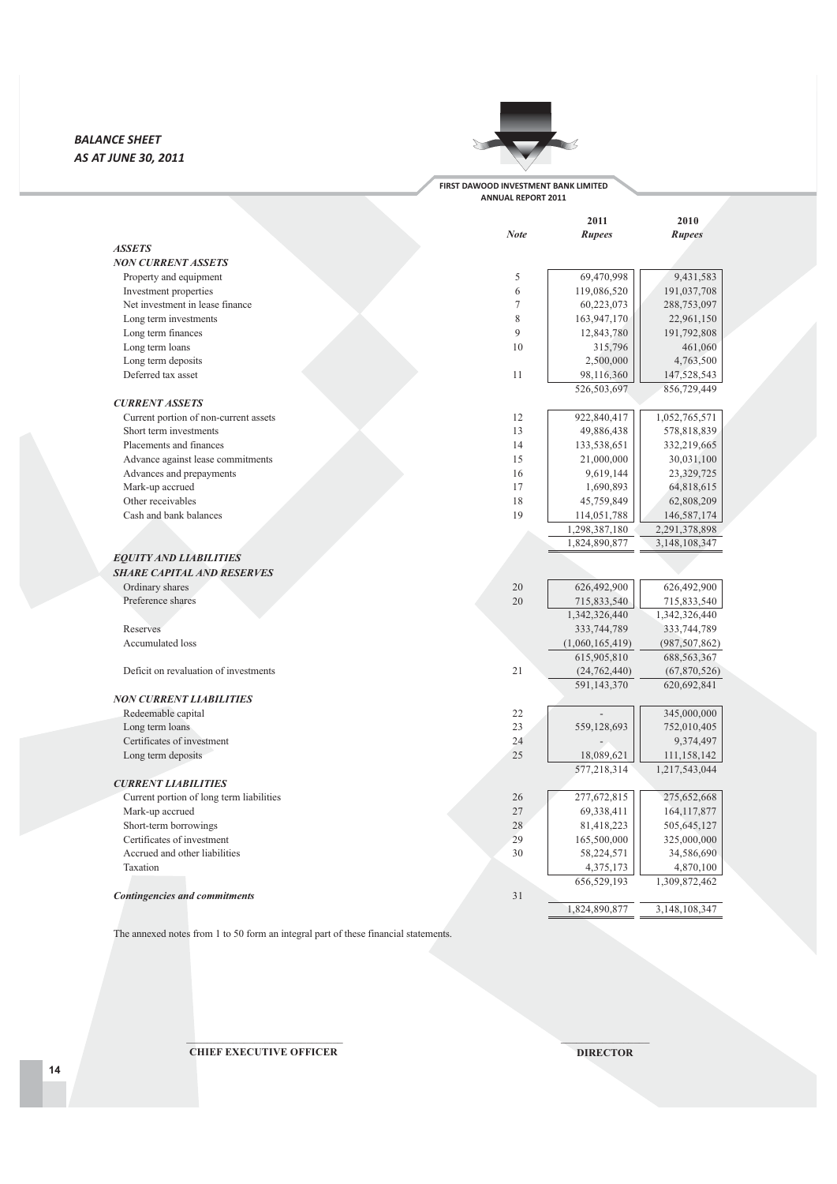# BALANCE SHEET
## AS AT JUNE 30, 2011

FIRST DAWOOD INVESTMENT BANK LIMITED
ANNUAL REPORT 2011

| | Note | 2011 Rupees | 2010 Rupees |
|---|---|---|---|
| ***ASSETS*** | | | |
| ***NON CURRENT ASSETS*** | | | |
| Property and equipment | 5 | 69,470,998 | 9,431,583 |
| Investment properties | 6 | 119,086,520 | 191,037,708 |
| Net investment in lease finance | 7 | 60,223,073 | 288,753,097 |
| Long term investments | 8 | 163,947,170 | 22,961,150 |
| Long term finances | 9 | 12,843,780 | 191,792,808 |
| Long term loans | 10 | 315,796 | 461,060 |
| Long term deposits | | 2,500,000 | 4,763,500 |
| Deferred tax asset | 11 | 98,116,360 | 147,528,543 |
| | | 526,503,697 | 856,729,449 |
| ***CURRENT ASSETS*** | | | |
| Current portion of non-current assets | 12 | 922,840,417 | 1,052,765,571 |
| Short term investments | 13 | 49,886,438 | 578,818,839 |
| Placements and finances | 14 | 133,538,651 | 332,219,665 |
| Advance against lease commitments | 15 | 21,000,000 | 30,031,100 |
| Advances and prepayments | 16 | 9,619,144 | 23,329,725 |
| Mark-up accrued | 17 | 1,690,893 | 64,818,615 |
| Other receivables | 18 | 45,759,849 | 62,808,209 |
| Cash and bank balances | 19 | 114,051,788 | 146,587,174 |
| | | 1,298,387,180 | 2,291,378,898 |
| | | 1,824,890,877 | 3,148,108,347 |
| ***EQUITY AND LIABILITIES*** | | | |
| ***SHARE CAPITAL AND RESERVES*** | | | |
| Ordinary shares | 20 | 626,492,900 | 626,492,900 |
| Preference shares | 20 | 715,833,540 | 715,833,540 |
| | | 1,342,326,440 | 1,342,326,440 |
| Reserves | | 333,744,789 | 333,744,789 |
| Accumulated loss | | (1,060,165,419) | (987,507,862) |
| | | 615,905,810 | 688,563,367 |
| Deficit on revaluation of investments | 21 | (24,762,440) | (67,870,526) |
| | | 591,143,370 | 620,692,841 |
| ***NON CURRENT LIABILITIES*** | | | |
| Redeemable capital | 22 | - | 345,000,000 |
| Long term loans | 23 | 559,128,693 | 752,010,405 |
| Certificates of investment | 24 | - | 9,374,497 |
| Long term deposits | 25 | 18,089,621 | 111,158,142 |
| | | 577,218,314 | 1,217,543,044 |
| ***CURRENT LIABILITIES*** | | | |
| Current portion of long term liabilities | 26 | 277,672,815 | 275,652,668 |
| Mark-up accrued | 27 | 69,338,411 | 164,117,877 |
| Short-term borrowings | 28 | 81,418,223 | 505,645,127 |
| Certificates of investment | 29 | 165,500,000 | 325,000,000 |
| Accrued and other liabilities | 30 | 58,224,571 | 34,586,690 |
| Taxation | | 4,375,173 | 4,870,100 |
| | | 656,529,193 | 1,309,872,462 |
| ***Contingencies and commitments*** | 31 | | |
| | | 1,824,890,877 | 3,148,108,347 |

The annexed notes from 1 to 50 form an integral part of these financial statements.

**CHIEF EXECUTIVE OFFICER** | **DIRECTOR**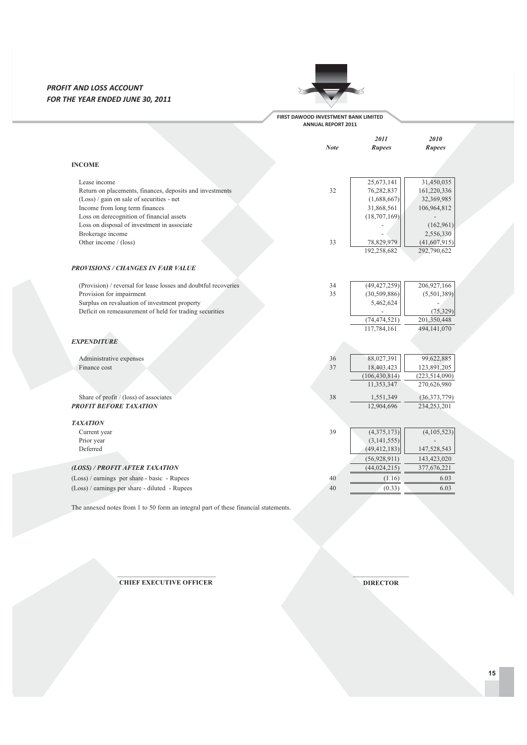## PROFIT AND LOSS ACCOUNT
## FOR THE YEAR ENDED JUNE 30, 2011

| | Note | 2011 Rupees | 2010 Rupees |
|---|---|---|---|
| **INCOME** | | | |
| Lease income | | 25,673,141 | 31,450,035 |
| Return on placements, finances, deposits and investments | 32 | 76,282,837 | 161,220,336 |
| (Loss) / gain on sale of securities - net | | (1,688,667) | 32,369,985 |
| Income from long term finances | | 31,868,561 | 106,964,812 |
| Loss on derecognition of financial assets | | (18,707,169) | - |
| Loss on disposal of investment in associate | | - | (162,961) |
| Brokerage income | | - | 2,556,330 |
| Other income / (loss) | 33 | 78,829,979 | (41,607,915) |
| | | 192,258,682 | 292,790,622 |
| ***PROVISIONS / CHANGES IN FAIR VALUE*** | | | |
| (Provision) / reversal for lease losses and doubtful recoveries | 34 | (49,427,259) | 206,927,166 |
| Provision for impairment | 35 | (30,509,886) | (5,501,389) |
| Surplus on revaluation of investment property | | 5,462,624 | - |
| Deficit on remeasurement of held for trading securities | | - | (75,329) |
| | | (74,474,521) | 201,350,448 |
| | | 117,784,161 | 494,141,070 |
| ***EXPENDITURE*** | | | |
| Administrative expenses | 36 | 88,027,391 | 99,622,885 |
| Finance cost | 37 | 18,403,423 | 123,891,205 |
| | | (106,430,814) | (223,514,090) |
| | | 11,353,347 | 270,626,980 |
| Share of profit / (loss) of associates | 38 | 1,551,349 | (36,373,779) |
| ***PROFIT BEFORE TAXATION*** | | 12,904,696 | 234,253,201 |
| ***TAXATION*** | | | |
| Current year | 39 | (4,375,173) | (4,105,523) |
| Prior year | | (3,141,555) | - |
| Deferred | | (49,412,183) | 147,528,543 |
| | | (56,928,911) | 143,423,020 |
| ***(LOSS) / PROFIT AFTER TAXATION*** | | (44,024,215) | 377,676,221 |
| (Loss) / earnings per share - basic - Rupees | 40 | (1.16) | 6.03 |
| (Loss) / earnings per share - diluted - Rupees | 40 | (0.33) | 6.03 |

The annexed notes from 1 to 50 form an integral part of these financial statements.

**CHIEF EXECUTIVE OFFICER** **DIRECTOR**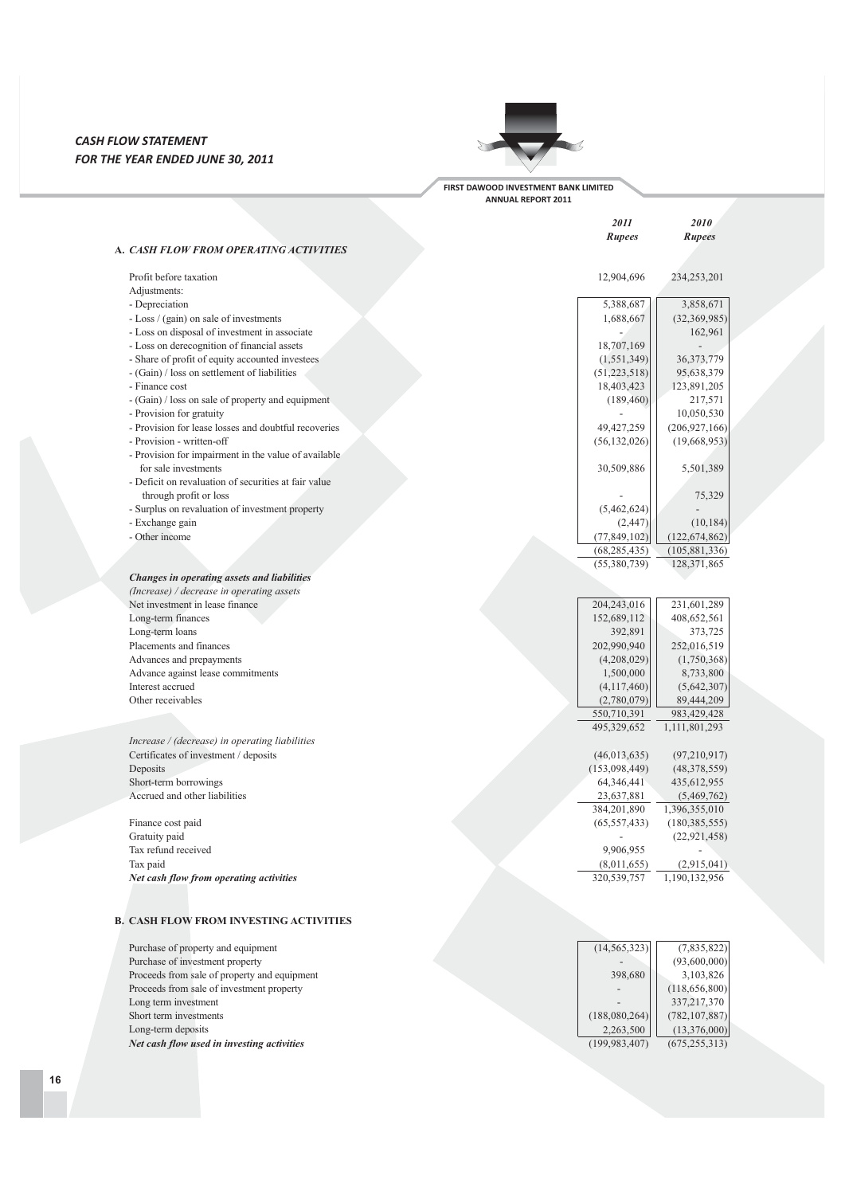## CASH FLOW STATEMENT
## FOR THE YEAR ENDED JUNE 30, 2011

| | 2011 Rupees | 2010 Rupees |
|---|---|---|
| **A. *CASH FLOW FROM OPERATING ACTIVITIES*** | | |
| Profit before taxation | 12,904,696 | 234,253,201 |
| Adjustments: | | |
| - Depreciation | 5,388,687 | 3,858,671 |
| - Loss / (gain) on sale of investments | 1,688,667 | (32,369,985) |
| - Loss on disposal of investment in associate | - | 162,961 |
| - Loss on derecognition of financial assets | 18,707,169 | - |
| - Share of profit of equity accounted investees | (1,551,349) | 36,373,779 |
| - (Gain) / loss on settlement of liabilities | (51,223,518) | 95,638,379 |
| - Finance cost | 18,403,423 | 123,891,205 |
| - (Gain) / loss on sale of property and equipment | (189,460) | 217,571 |
| - Provision for gratuity | - | 10,050,530 |
| - Provision for lease losses and doubtful recoveries | 49,427,259 | (206,927,166) |
| - Provision - written-off | (56,132,026) | (19,668,953) |
| - Provision for impairment in the value of available for sale investments | 30,509,886 | 5,501,389 |
| - Deficit on revaluation of securities at fair value through profit or loss | - | 75,329 |
| - Surplus on revaluation of investment property | (5,462,624) | - |
| - Exchange gain | (2,447) | (10,184) |
| - Other income | (77,849,102) | (122,674,862) |
| | (68,285,435) | (105,881,336) |
| | (55,380,739) | 128,371,865 |
| ***Changes in operating assets and liabilities*** | | |
| *(Increase) / decrease in operating assets* | | |
| Net investment in lease finance | 204,243,016 | 231,601,289 |
| Long-term finances | 152,689,112 | 408,652,561 |
| Long-term loans | 392,891 | 373,725 |
| Placements and finances | 202,990,940 | 252,016,519 |
| Advances and prepayments | (4,208,029) | (1,750,368) |
| Advance against lease commitments | 1,500,000 | 8,733,800 |
| Interest accrued | (4,117,460) | (5,642,307) |
| Other receivables | (2,780,079) | 89,444,209 |
| | 550,710,391 | 983,429,428 |
| | 495,329,652 | 1,111,801,293 |
| *Increase / (decrease) in operating liabilities* | | |
| Certificates of investment / deposits | (46,013,635) | (97,210,917) |
| Deposits | (153,098,449) | (48,378,559) |
| Short-term borrowings | 64,346,441 | 435,612,955 |
| Accrued and other liabilities | 23,637,881 | (5,469,762) |
| | 384,201,890 | 1,396,355,010 |
| Finance cost paid | (65,557,433) | (180,385,555) |
| Gratuity paid | - | (22,921,458) |
| Tax refund received | 9,906,955 | - |
| Tax paid | (8,011,655) | (2,915,041) |
| ***Net cash flow from operating activities*** | 320,539,757 | 1,190,132,956 |
| **B. CASH FLOW FROM INVESTING ACTIVITIES** | | |
| Purchase of property and equipment | (14,565,323) | (7,835,822) |
| Purchase of investment property | - | (93,600,000) |
| Proceeds from sale of property and equipment | 398,680 | 3,103,826 |
| Proceeds from sale of investment property | - | (118,656,800) |
| Long term investment | - | 337,217,370 |
| Short term investments | (188,080,264) | (782,107,887) |
| Long-term deposits | 2,263,500 | (13,376,000) |
| ***Net cash flow used in investing activities*** | (199,983,407) | (675,255,313) |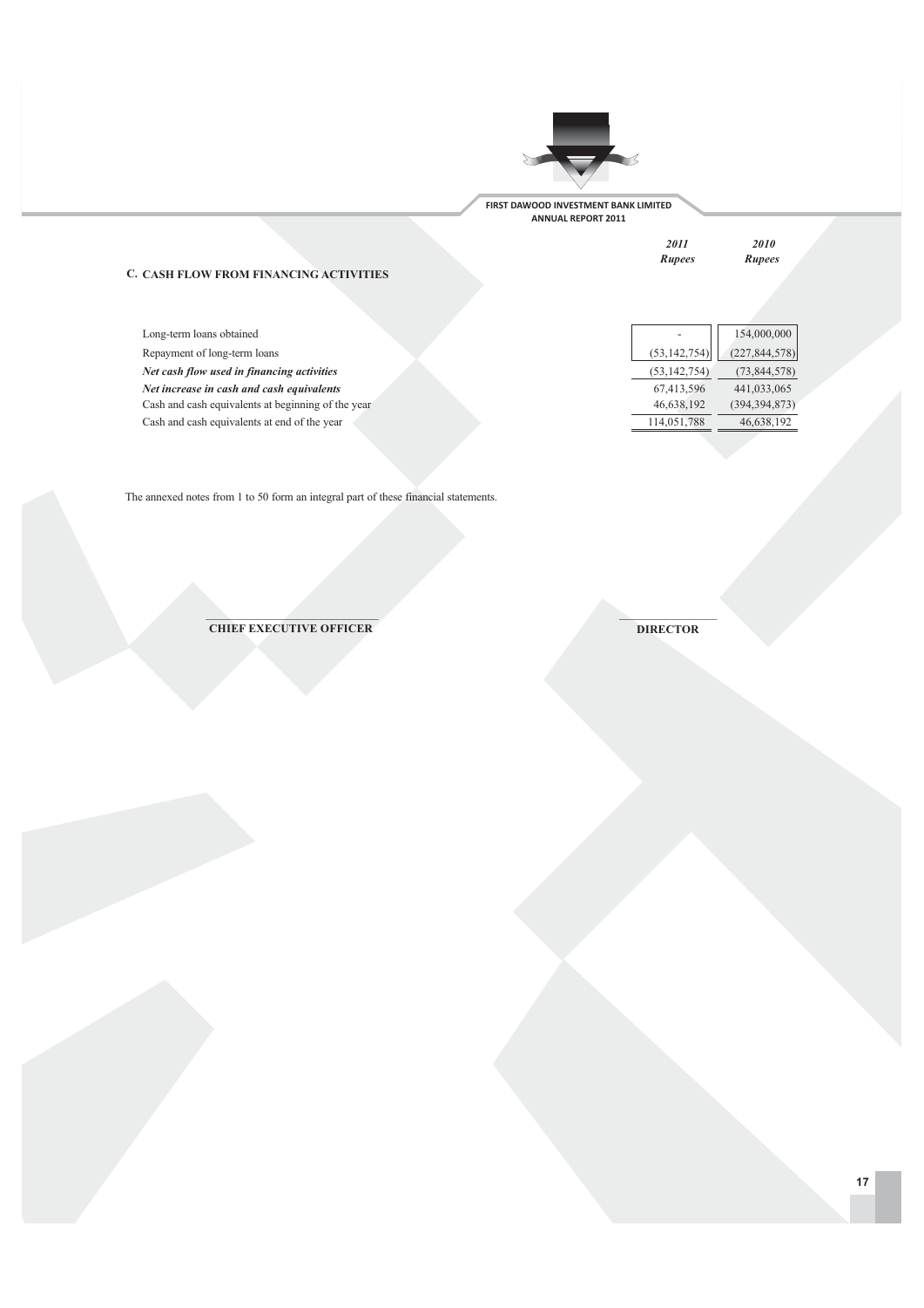## C. CASH FLOW FROM FINANCING ACTIVITIES

| | 2011 Rupees | 2010 Rupees |
|---|---|---|
| Long-term loans obtained | - | 154,000,000 |
| Repayment of long-term loans | (53,142,754) | (227,844,578) |
| ***Net cash flow used in financing activities*** | (53,142,754) | (73,844,578) |
| ***Net increase in cash and cash equivalents*** | 67,413,596 | 441,033,065 |
| Cash and cash equivalents at beginning of the year | 46,638,192 | (394,394,873) |
| Cash and cash equivalents at end of the year | 114,051,788 | 46,638,192 |

The annexed notes from 1 to 50 form an integral part of these financial statements.

**CHIEF EXECUTIVE OFFICER** **DIRECTOR**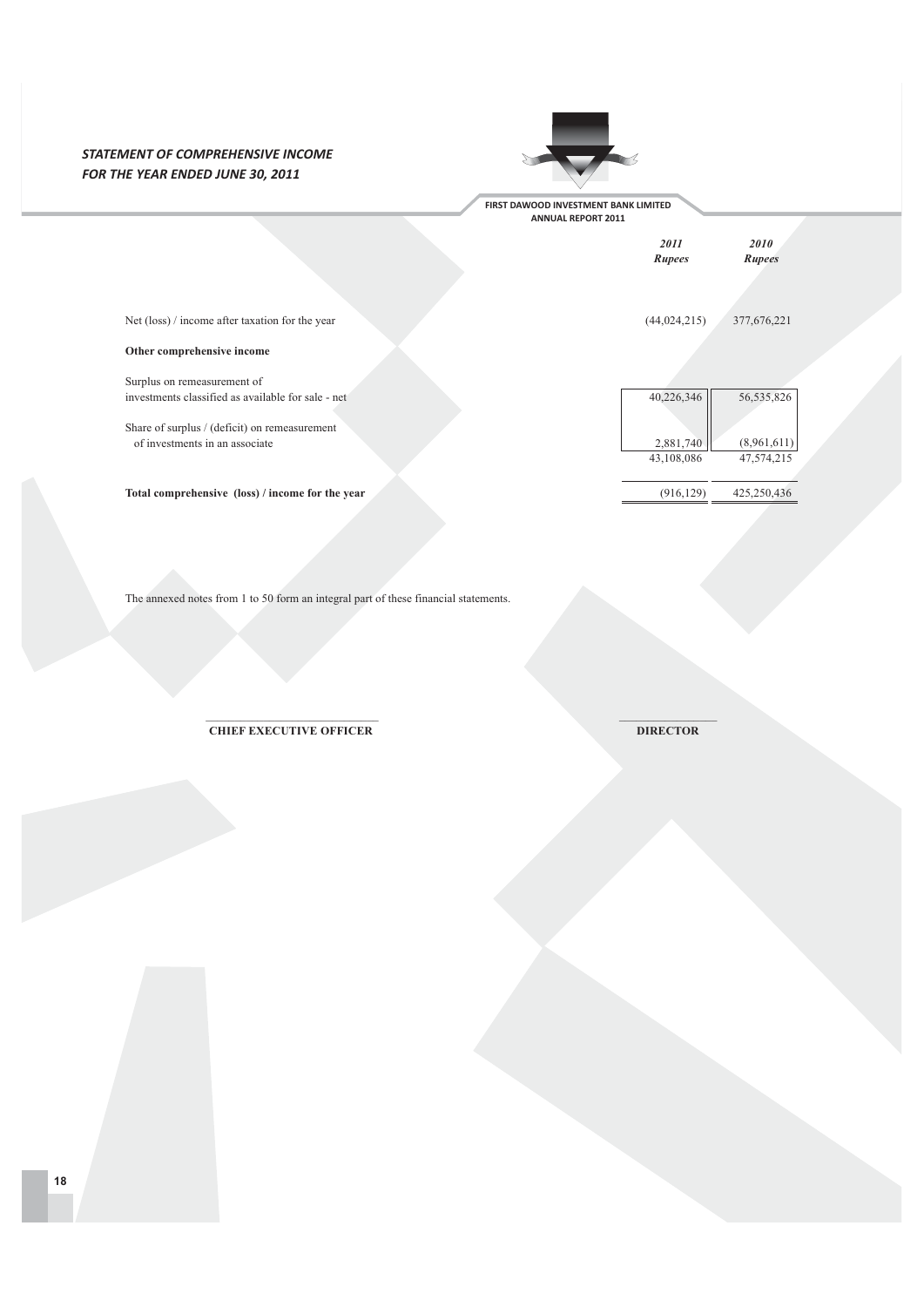## STATEMENT OF COMPREHENSIVE INCOME
## FOR THE YEAR ENDED JUNE 30, 2011

| | 2011 Rupees | 2010 Rupees |
|---|---|---|
| Net (loss) / income after taxation for the year | (44,024,215) | 377,676,221 |
| **Other comprehensive income** | | |
| Surplus on remeasurement of investments classified as available for sale - net | 40,226,346 | 56,535,826 |
| Share of surplus / (deficit) on remeasurement of investments in an associate | 2,881,740 | (8,961,611) |
| | 43,108,086 | 47,574,215 |
| **Total comprehensive (loss) / income for the year** | (916,129) | 425,250,436 |

The annexed notes from 1 to 50 form an integral part of these financial statements.

**CHIEF EXECUTIVE OFFICER** **DIRECTOR**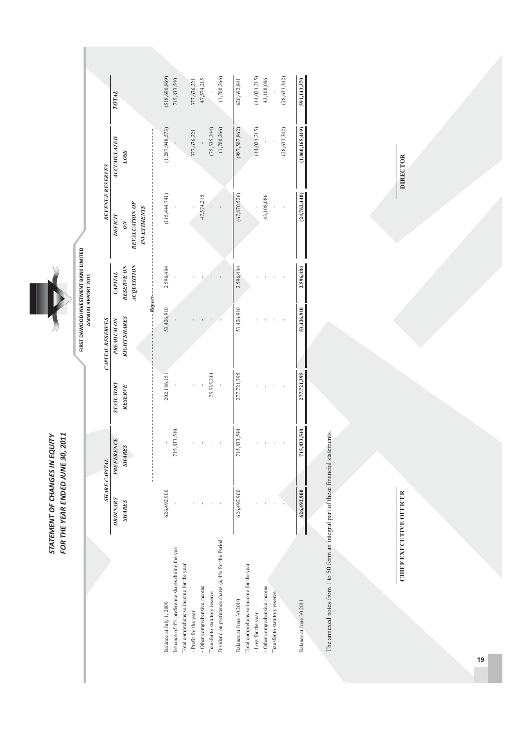# STATEMENT OF CHANGES IN EQUITY
## FOR THE YEAR ENDED JUNE 30, 2011

| | SHARE CAPITAL | | | CAPITAL RESERVES | | REVENUE RESERVES | | |
|---|---|---|---|---|---|---|---|---|
| | ORDINARY SHARES | PREFERENCE SHARES | STATUTORY RESERVE | PREMIUM ON RIGHT SHARES | CAPITAL RESERVE ON ACQUISITION | DEFICIT ON REVALUATION OF INVESTMENTS | ACCUMULATED LOSS | TOTAL |
| | ------------------------------------ | | | | Rupees | | ------------------------------------ | |
| Balance at July 1, 2009 | 626,492,900 | - | 202,186,151 | 53,426,910 | 2,596,484 | (115,444,741) | (1,287,948,573) | (518,690,869) |
| Issuance of 4% preference shares during the year | - | 715,833,540 | - | - | - | - | - | 715,833,540 |
| Total comprehensive income for the year | | | | | | | | |
| - Profit for the year | - | - | - | - | - | - | 377,676,221 | 377,676,221 |
| - Other comprehensive income | - | - | - | - | - | 47,574,215 | - | 47,574,215 |
| Transfer to statutory reserve | - | - | 75,535,244 | - | - | - | (75,535,244) | - |
| Dividend on preference shares @ 4% for the Period | - | - | - | - | - | - | (1,700,266) | (1,700,266) |
| Balance at June 30 2010 | 626,492,900 | 715,833,540 | 277,721,395 | 53,426,910 | 2,596,484 | (67,870,526) | (987,507,862) | 620,692,841 |
| Total comprehensive income for the year | | | | | | | | |
| - Loss for the year | - | - | - | - | - | - | (44,024,215) | (44,024,215) |
| - Other comprehensive income | - | - | - | - | - | 43,108,086 | - | 43,108,086 |
| Transfer to statutory reserve | - | - | - | - | - | - | - | - |
| | - | - | - | - | - | - | (28,633,342) | (28,633,342) |
| Balance at June 30 2011 | 626,492,900 | 715,833,540 | 277,721,395 | 53,426,910 | 2,596,484 | (24,762,440) | (1,060,165,419) | 591,143,370 |

The annexed notes from 1 to 50 form an integral part of these financial statements.

CHIEF EXECUTIVE OFFICER

DIRECTOR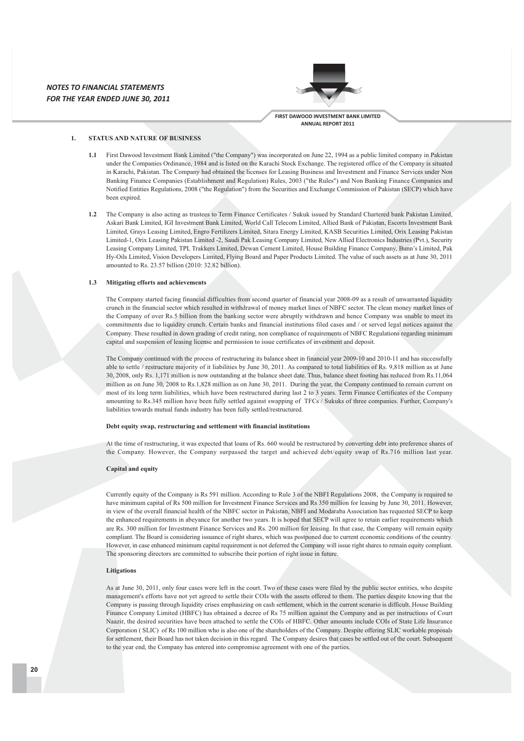## 1. STATUS AND NATURE OF BUSINESS

**1.1** First Dawood Investment Bank Limited ("the Company") was incorporated on June 22, 1994 as a public limited company in Pakistan under the Companies Ordinance, 1984 and is listed on the Karachi Stock Exchange. The registered office of the Company is situated in Karachi, Pakistan. The Company had obtained the licenses for Leasing Business and Investment and Finance Services under Non Banking Finance Companies (Establishment and Regulation) Rules, 2003 ("the Rules") and Non Banking Finance Companies and Notified Entities Regulations, 2008 ("the Regulation") from the Securities and Exchange Commission of Pakistan (SECP) which have been expired.

**1.2** The Company is also acting as trustees to Term Finance Certificates / Sukuk issued by Standard Chartered bank Pakistan Limited, Askari Bank Limited, IGI Investment Bank Limited, World Call Telecom Limited, Allied Bank of Pakistan, Escorts Investment Bank Limited, Grays Leasing Limited, Engro Fertilizers Limited, Sitara Energy Limited, KASB Securities Limited, Orix Leasing Pakistan Limited-1, Orix Leasing Pakistan Limited -2, Saudi Pak Leasing Company Limited, New Allied Electronics Industries (Pvt.), Security Leasing Company Limited, TPL Trakkers Limited, Dewan Cement Limited, House Building Finance Company, Bunn's Limited, Pak Hy-Oils Limited, Vision Developers Limited, Flying Board and Paper Products Limited. The value of such assets as at June 30, 2011 amounted to Rs. 23.57 billion (2010: 32.82 billion).

### 1.3 Mitigating efforts and achievements

The Company started facing financial difficulties from second quarter of financial year 2008-09 as a result of unwarranted liquidity crunch in the financial sector which resulted in withdrawal of money market lines of NBFC sector. The clean money market lines of the Company of over Rs.5 billion from the banking sector were abruptly withdrawn and hence Company was unable to meet its commitments due to liquidity crunch. Certain banks and financial institutions filed cases and / or served legal notices against the Company. These resulted in down grading of credit rating, non compliance of requirements of NBFC Regulations regarding minimum capital and suspension of leasing license and permission to issue certificates of investment and deposit.

The Company continued with the process of restructuring its balance sheet in financial year 2009-10 and 2010-11 and has successfully able to settle / restructure majority of it liabilities by June 30, 2011. As compared to total liabilities of Rs. 9,818 million as at June 30, 2008, only Rs. 1,171 million is now outstanding at the balance sheet date. Thus, balance sheet footing has reduced from Rs.11,064 million as on June 30, 2008 to Rs.1,828 million as on June 30, 2011. During the year, the Company continued to remain current on most of its long term liabilities, which have been restructured during last 2 to 3 years. Term Finance Certificates of the Company amounting to Rs.345 million have been fully settled against swapping of TFCs / Sukuks of three companies. Further, Company's liabilities towards mutual funds industry has been fully settled/restructured.

**Debt equity swap, restructuring and settlement with financial institutions**

At the time of restructuring, it was expected that loans of Rs. 660 would be restructured by converting debt into preference shares of the Company. However, the Company surpassed the target and achieved debt/equity swap of Rs.716 million last year.

**Capital and equity**

Currently equity of the Company is Rs 591 million. According to Rule 3 of the NBFI Regulations 2008, the Company is required to have minimum capital of Rs 500 million for Investment Finance Services and Rs 350 million for leasing by June 30, 2011. However, in view of the overall financial health of the NBFC sector in Pakistan, NBFI and Modaraba Association has requested SECP to keep the enhanced requirements in abeyance for another two years. It is hoped that SECP will agree to retain earlier requirements which are Rs. 300 million for Investment Finance Services and Rs. 200 million for leasing. In that case, the Company will remain equity compliant. The Board is considering issuance of right shares, which was postponed due to current economic conditions of the country. However, in case enhanced minimum capital requirement is not deferred the Company will issue right shares to remain equity compliant. The sponsoring directors are committed to subscribe their portion of right issue in future.

**Litigations**

As at June 30, 2011, only four cases were left in the court. Two of these cases were filed by the public sector entities, who despite management's efforts have not yet agreed to settle their COIs with the assets offered to them. The parties despite knowing that the Company is passing through liquidity crises emphasizing on cash settlement, which in the current scenario is difficult. House Building Finance Company Limited (HBFC) has obtained a decree of Rs 75 million against the Company and as per instructions of Court Naazir, the desired securities have been attached to settle the COIs of HBFC. Other amounts include COIs of State Life Insurance Corporation ( SLIC) of Rs 100 million who is also one of the shareholders of the Company. Despite offering SLIC workable proposals for settlement, their Board has not taken decision in this regard. The Company desires that cases be settled out of the court. Subsequent to the year end, the Company has entered into compromise agreement with one of the parties.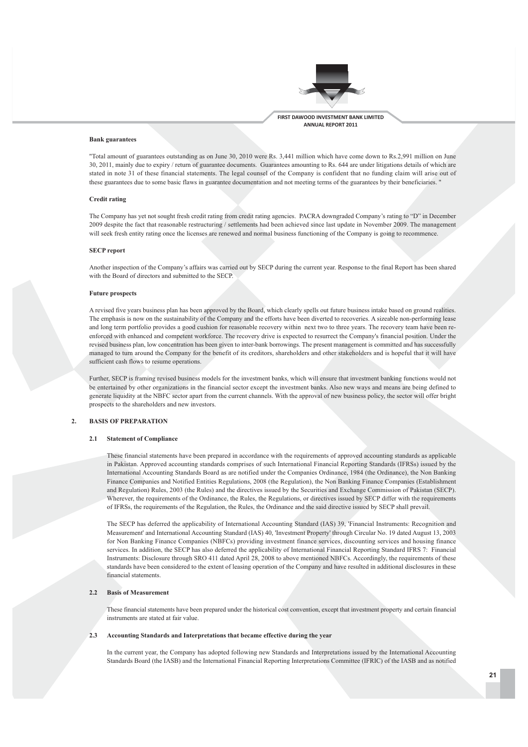**Bank guarantees**

"Total amount of guarantees outstanding as on June 30, 2010 were Rs. 3,441 million which have come down to Rs.2,991 million on June 30, 2011, mainly due to expiry / return of guarantee documents. Guarantees amounting to Rs. 644 are under litigations details of which are stated in note 31 of these financial statements. The legal counsel of the Company is confident that no funding claim will arise out of these guarantees due to some basic flaws in guarantee documentation and not meeting terms of the guarantees by their beneficiaries. "

**Credit rating**

The Company has yet not sought fresh credit rating from credit rating agencies. PACRA downgraded Company's rating to "D" in December 2009 despite the fact that reasonable restructuring / settlements had been achieved since last update in November 2009. The management will seek fresh entity rating once the licenses are renewed and normal business functioning of the Company is going to recommence.

**SECP report**

Another inspection of the Company's affairs was carried out by SECP during the current year. Response to the final Report has been shared with the Board of directors and submitted to the SECP.

**Future prospects**

A revised five years business plan has been approved by the Board, which clearly spells out future business intake based on ground realities. The emphasis is now on the sustainability of the Company and the efforts have been diverted to recoveries. A sizeable non-performing lease and long term portfolio provides a good cushion for reasonable recovery within next two to three years. The recovery team have been re-enforced with enhanced and competent workforce. The recovery drive is expected to resurrect the Company's financial position. Under the revised business plan, low concentration has been given to inter-bank borrowings. The present management is committed and has successfully managed to turn around the Company for the benefit of its creditors, shareholders and other stakeholders and is hopeful that it will have sufficient cash flows to resume operations.

Further, SECP is framing revised business models for the investment banks, which will ensure that investment banking functions would not be entertained by other organizations in the financial sector except the investment banks. Also new ways and means are being defined to generate liquidity at the NBFC sector apart from the current channels. With the approval of new business policy, the sector will offer bright prospects to the shareholders and new investors.

## 2. BASIS OF PREPARATION

### 2.1 Statement of Compliance

These financial statements have been prepared in accordance with the requirements of approved accounting standards as applicable in Pakistan. Approved accounting standards comprises of such International Financial Reporting Standards (IFRSs) issued by the International Accounting Standards Board as are notified under the Companies Ordinance, 1984 (the Ordinance), the Non Banking Finance Companies and Notified Entities Regulations, 2008 (the Regulation), the Non Banking Finance Companies (Establishment and Regulation) Rules, 2003 (the Rules) and the directives issued by the Securities and Exchange Commission of Pakistan (SECP). Wherever, the requirements of the Ordinance, the Rules, the Regulations, or directives issued by SECP differ with the requirements of IFRSs, the requirements of the Regulation, the Rules, the Ordinance and the said directive issued by SECP shall prevail.

The SECP has deferred the applicability of International Accounting Standard (IAS) 39, 'Financial Instruments: Recognition and Measurement' and International Accounting Standard (IAS) 40, 'Investment Property' through Circular No. 19 dated August 13, 2003 for Non Banking Finance Companies (NBFCs) providing investment finance services, discounting services and housing finance services. In addition, the SECP has also deferred the applicability of International Financial Reporting Standard IFRS 7: Financial Instruments: Disclosure through SRO 411 dated April 28, 2008 to above mentioned NBFCs. Accordingly, the requirements of these standards have been considered to the extent of leasing operation of the Company and have resulted in additional disclosures in these financial statements.

### 2.2 Basis of Measurement

These financial statements have been prepared under the historical cost convention, except that investment property and certain financial instruments are stated at fair value.

### 2.3 Accounting Standards and Interpretations that became effective during the year

In the current year, the Company has adopted following new Standards and Interpretations issued by the International Accounting Standards Board (the IASB) and the International Financial Reporting Interpretations Committee (IFRIC) of the IASB and as notified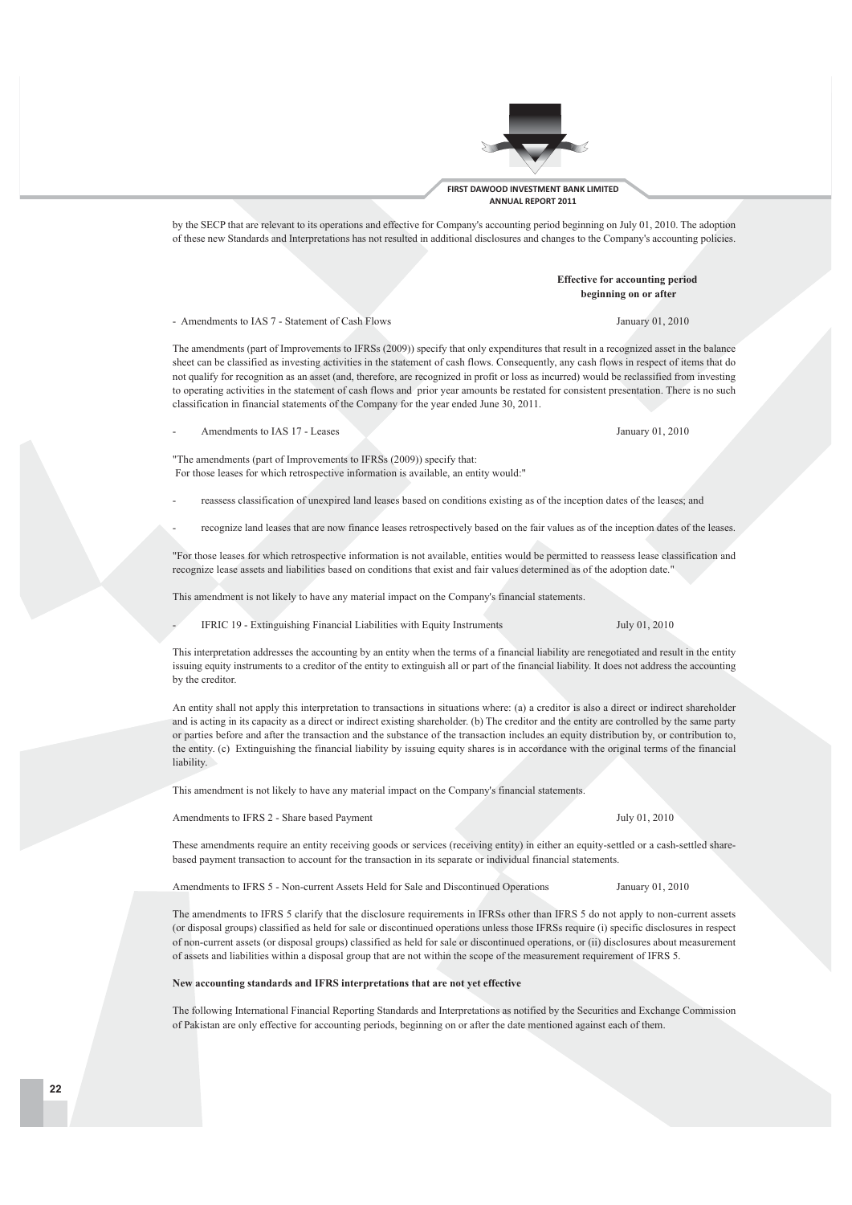by the SECP that are relevant to its operations and effective for Company's accounting period beginning on July 01, 2010. The adoption of these new Standards and Interpretations has not resulted in additional disclosures and changes to the Company's accounting policies.

| | **Effective for accounting period beginning on or after** |
|---|---|
| - Amendments to IAS 7 - Statement of Cash Flows | January 01, 2010 |

The amendments (part of Improvements to IFRSs (2009)) specify that only expenditures that result in a recognized asset in the balance sheet can be classified as investing activities in the statement of cash flows. Consequently, any cash flows in respect of items that do not qualify for recognition as an asset (and, therefore, are recognized in profit or loss as incurred) would be reclassified from investing to operating activities in the statement of cash flows and prior year amounts be restated for consistent presentation. There is no such classification in financial statements of the Company for the year ended June 30, 2011.

- Amendments to IAS 17 - Leases — January 01, 2010

"The amendments (part of Improvements to IFRSs (2009)) specify that:
For those leases for which retrospective information is available, an entity would:"

- reassess classification of unexpired land leases based on conditions existing as of the inception dates of the leases; and
- recognize land leases that are now finance leases retrospectively based on the fair values as of the inception dates of the leases.

"For those leases for which retrospective information is not available, entities would be permitted to reassess lease classification and recognize lease assets and liabilities based on conditions that exist and fair values determined as of the adoption date."

This amendment is not likely to have any material impact on the Company's financial statements.

- IFRIC 19 - Extinguishing Financial Liabilities with Equity Instruments — July 01, 2010

This interpretation addresses the accounting by an entity when the terms of a financial liability are renegotiated and result in the entity issuing equity instruments to a creditor of the entity to extinguish all or part of the financial liability. It does not address the accounting by the creditor.

An entity shall not apply this interpretation to transactions in situations where: (a) a creditor is also a direct or indirect shareholder and is acting in its capacity as a direct or indirect existing shareholder. (b) The creditor and the entity are controlled by the same party or parties before and after the transaction and the substance of the transaction includes an equity distribution by, or contribution to, the entity. (c) Extinguishing the financial liability by issuing equity shares is in accordance with the original terms of the financial liability.

This amendment is not likely to have any material impact on the Company's financial statements.

Amendments to IFRS 2 - Share based Payment — July 01, 2010

These amendments require an entity receiving goods or services (receiving entity) in either an equity-settled or a cash-settled share-based payment transaction to account for the transaction in its separate or individual financial statements.

Amendments to IFRS 5 - Non-current Assets Held for Sale and Discontinued Operations — January 01, 2010

The amendments to IFRS 5 clarify that the disclosure requirements in IFRSs other than IFRS 5 do not apply to non-current assets (or disposal groups) classified as held for sale or discontinued operations unless those IFRSs require (i) specific disclosures in respect of non-current assets (or disposal groups) classified as held for sale or discontinued operations, or (ii) disclosures about measurement of assets and liabilities within a disposal group that are not within the scope of the measurement requirement of IFRS 5.

**New accounting standards and IFRS interpretations that are not yet effective**

The following International Financial Reporting Standards and Interpretations as notified by the Securities and Exchange Commission of Pakistan are only effective for accounting periods, beginning on or after the date mentioned against each of them.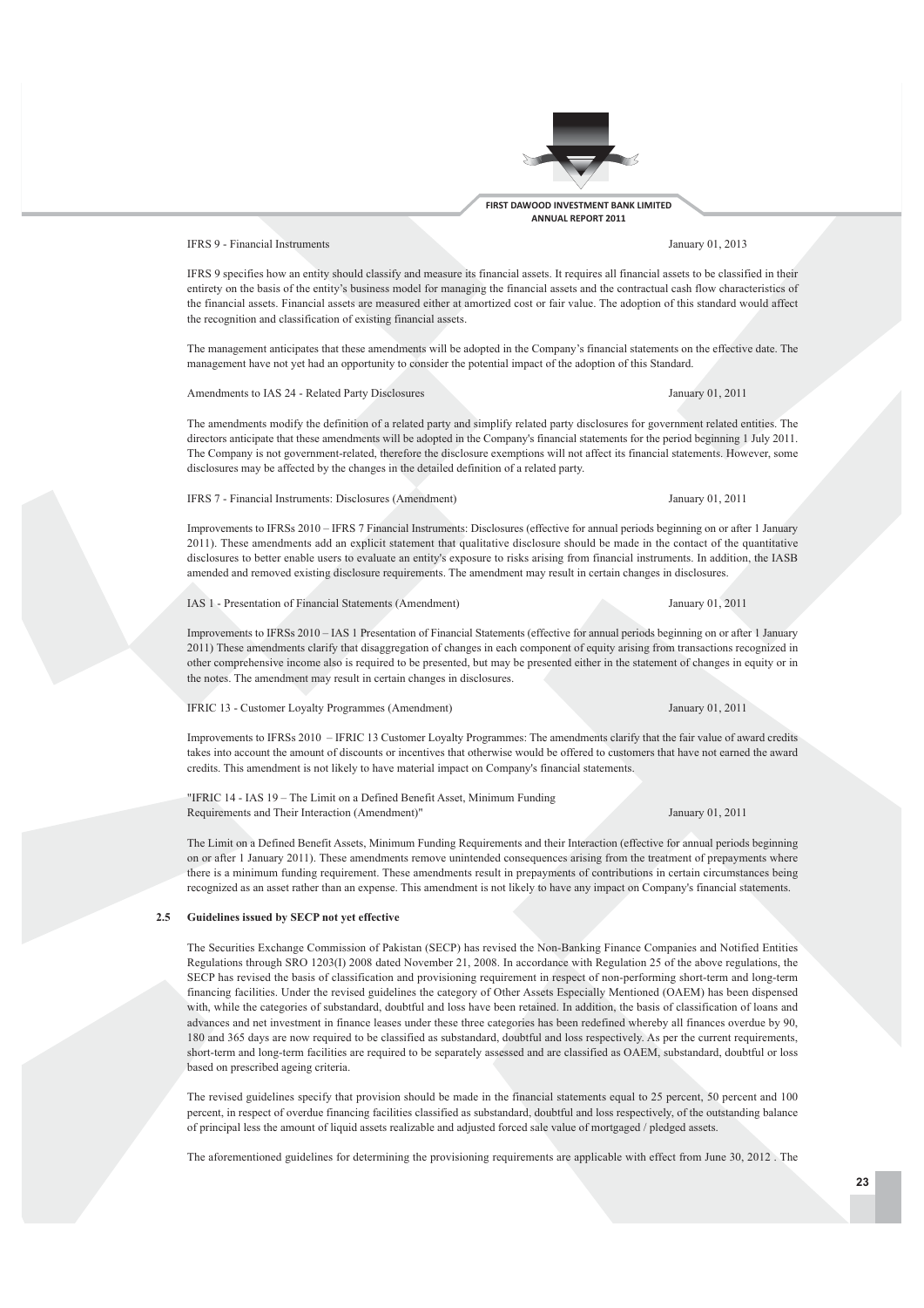IFRS 9 - Financial Instruments January 01, 2013

IFRS 9 specifies how an entity should classify and measure its financial assets. It requires all financial assets to be classified in their entirety on the basis of the entity's business model for managing the financial assets and the contractual cash flow characteristics of the financial assets. Financial assets are measured either at amortized cost or fair value. The adoption of this standard would affect the recognition and classification of existing financial assets.

The management anticipates that these amendments will be adopted in the Company's financial statements on the effective date. The management have not yet had an opportunity to consider the potential impact of the adoption of this Standard.

Amendments to IAS 24 - Related Party Disclosures January 01, 2011

The amendments modify the definition of a related party and simplify related party disclosures for government related entities. The directors anticipate that these amendments will be adopted in the Company's financial statements for the period beginning 1 July 2011. The Company is not government-related, therefore the disclosure exemptions will not affect its financial statements. However, some disclosures may be affected by the changes in the detailed definition of a related party.

IFRS 7 - Financial Instruments: Disclosures (Amendment) January 01, 2011

Improvements to IFRSs 2010 – IFRS 7 Financial Instruments: Disclosures (effective for annual periods beginning on or after 1 January 2011). These amendments add an explicit statement that qualitative disclosure should be made in the contact of the quantitative disclosures to better enable users to evaluate an entity's exposure to risks arising from financial instruments. In addition, the IASB amended and removed existing disclosure requirements. The amendment may result in certain changes in disclosures.

IAS 1 - Presentation of Financial Statements (Amendment) January 01, 2011

Improvements to IFRSs 2010 – IAS 1 Presentation of Financial Statements (effective for annual periods beginning on or after 1 January 2011) These amendments clarify that disaggregation of changes in each component of equity arising from transactions recognized in other comprehensive income also is required to be presented, but may be presented either in the statement of changes in equity or in the notes. The amendment may result in certain changes in disclosures.

IFRIC 13 - Customer Loyalty Programmes (Amendment) January 01, 2011

Improvements to IFRSs 2010 – IFRIC 13 Customer Loyalty Programmes: The amendments clarify that the fair value of award credits takes into account the amount of discounts or incentives that otherwise would be offered to customers that have not earned the award credits. This amendment is not likely to have material impact on Company's financial statements.

"IFRIC 14 - IAS 19 – The Limit on a Defined Benefit Asset, Minimum Funding Requirements and Their Interaction (Amendment)" January 01, 2011

The Limit on a Defined Benefit Assets, Minimum Funding Requirements and their Interaction (effective for annual periods beginning on or after 1 January 2011). These amendments remove unintended consequences arising from the treatment of prepayments where there is a minimum funding requirement. These amendments result in prepayments of contributions in certain circumstances being recognized as an asset rather than an expense. This amendment is not likely to have any impact on Company's financial statements.

**2.5 Guidelines issued by SECP not yet effective**

The Securities Exchange Commission of Pakistan (SECP) has revised the Non-Banking Finance Companies and Notified Entities Regulations through SRO 1203(I) 2008 dated November 21, 2008. In accordance with Regulation 25 of the above regulations, the SECP has revised the basis of classification and provisioning requirement in respect of non-performing short-term and long-term financing facilities. Under the revised guidelines the category of Other Assets Especially Mentioned (OAEM) has been dispensed with, while the categories of substandard, doubtful and loss have been retained. In addition, the basis of classification of loans and advances and net investment in finance leases under these three categories has been redefined whereby all finances overdue by 90, 180 and 365 days are now required to be classified as substandard, doubtful and loss respectively. As per the current requirements, short-term and long-term facilities are required to be separately assessed and are classified as OAEM, substandard, doubtful or loss based on prescribed ageing criteria.

The revised guidelines specify that provision should be made in the financial statements equal to 25 percent, 50 percent and 100 percent, in respect of overdue financing facilities classified as substandard, doubtful and loss respectively, of the outstanding balance of principal less the amount of liquid assets realizable and adjusted forced sale value of mortgaged / pledged assets.

The aforementioned guidelines for determining the provisioning requirements are applicable with effect from June 30, 2012 . The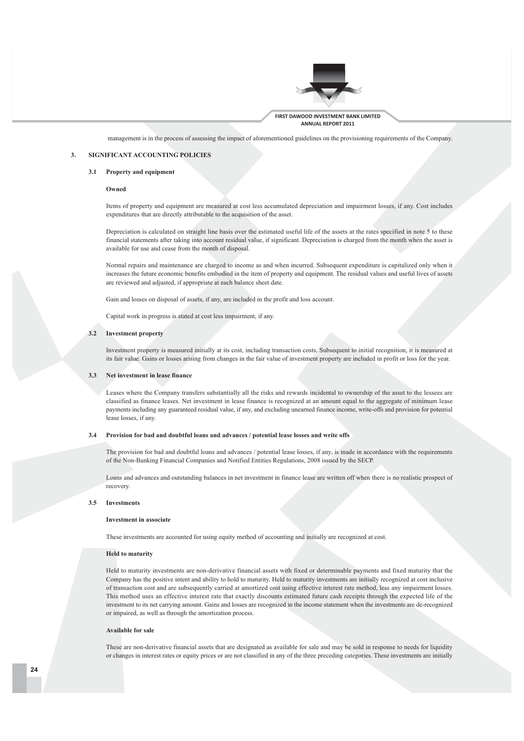management is in the process of assessing the impact of aforementioned guidelines on the provisioning requirements of the Company.

## 3. SIGNIFICANT ACCOUNTING POLICIES

### 3.1 Property and equipment

**Owned**

Items of property and equipment are measured at cost less accumulated depreciation and impairment losses, if any. Cost includes expenditures that are directly attributable to the acquisition of the asset.

Depreciation is calculated on straight line basis over the estimated useful life of the assets at the rates specified in note 5 to these financial statements after taking into account residual value, if significant. Depreciation is charged from the month when the asset is available for use and cease from the month of disposal.

Normal repairs and maintenance are charged to income as and when incurred. Subsequent expenditure is capitalized only when it increases the future economic benefits embodied in the item of property and equipment. The residual values and useful lives of assets are reviewed and adjusted, if appropriate at each balance sheet date.

Gain and losses on disposal of assets, if any, are included in the profit and loss account.

Capital work in progress is stated at cost less impairment, if any.

### 3.2 Investment property

Investment property is measured initially at its cost, including transaction costs. Subsequent to initial recognition, it is measured at its fair value. Gains or losses arising from changes in the fair value of investment property are included in profit or loss for the year.

### 3.3 Net investment in lease finance

Leases where the Company transfers substantially all the risks and rewards incidental to ownership of the asset to the lessees are classified as finance leases. Net investment in lease finance is recognized at an amount equal to the aggregate of minimum lease payments including any guaranteed residual value, if any, and excluding unearned finance income, write-offs and provision for potential lease losses, if any.

### 3.4 Provision for bad and doubtful loans and advances / potential lease losses and write offs

The provision for bad and doubtful loans and advances / potential lease losses, if any, is made in accordance with the requirements of the Non-Banking Financial Companies and Notified Entities Regulations, 2008 issued by the SECP.

Loans and advances and outstanding balances in net investment in finance lease are written off when there is no realistic prospect of recovery.

### 3.5 Investments

**Investment in associate**

These investments are accounted for using equity method of accounting and initially are recognized at cost.

**Held to maturity**

Held to maturity investments are non-derivative financial assets with fixed or determinable payments and fixed maturity that the Company has the positive intent and ability to hold to maturity. Held to maturity investments are initially recognized at cost inclusive of transaction cost and are subsequently carried at amortized cost using effective interest rate method, less any impairment losses. This method uses an effective interest rate that exactly discounts estimated future cash receipts through the expected life of the investment to its net carrying amount. Gains and losses are recognized in the income statement when the investments are de-recognized or impaired, as well as through the amortization process.

**Available for sale**

These are non-derivative financial assets that are designated as available for sale and may be sold in response to needs for liquidity or changes in interest rates or equity prices or are not classified in any of the three preceding categories. These investments are initially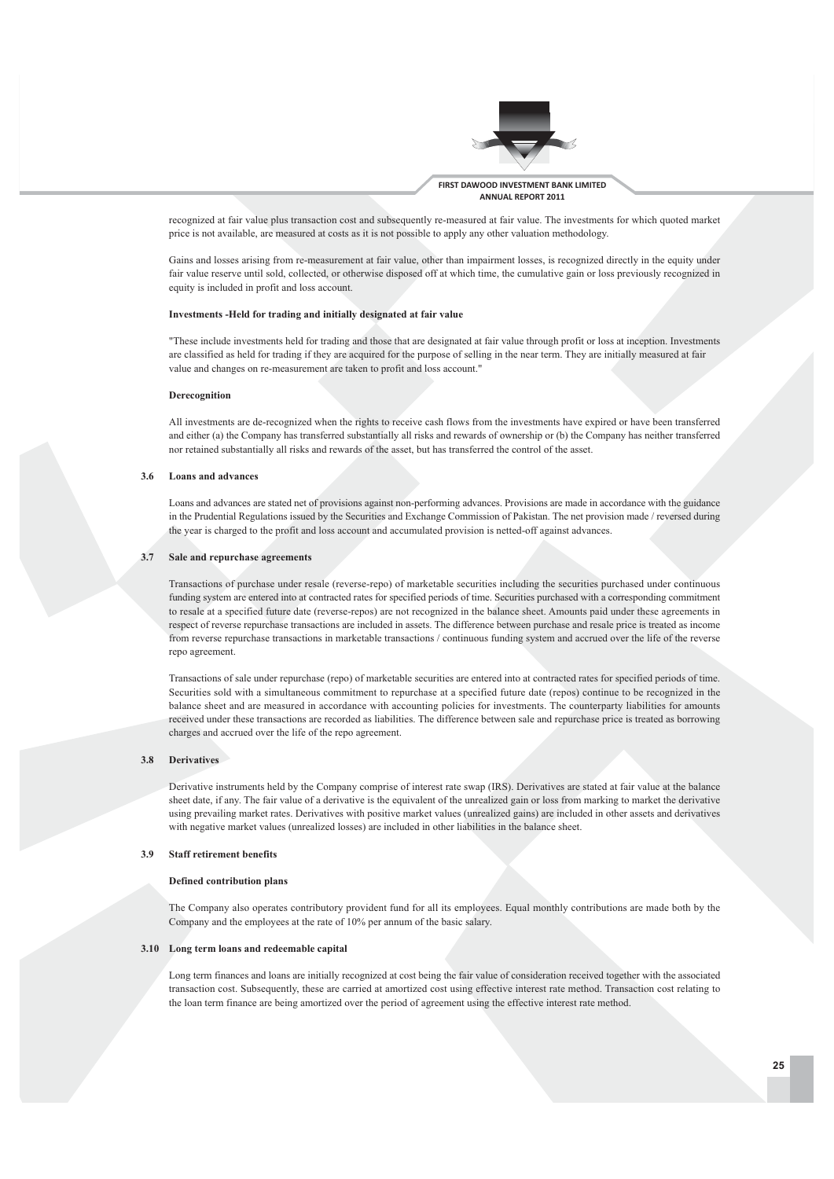recognized at fair value plus transaction cost and subsequently re-measured at fair value. The investments for which quoted market price is not available, are measured at costs as it is not possible to apply any other valuation methodology.

Gains and losses arising from re-measurement at fair value, other than impairment losses, is recognized directly in the equity under fair value reserve until sold, collected, or otherwise disposed off at which time, the cumulative gain or loss previously recognized in equity is included in profit and loss account.

**Investments -Held for trading and initially designated at fair value**

"These include investments held for trading and those that are designated at fair value through profit or loss at inception. Investments are classified as held for trading if they are acquired for the purpose of selling in the near term. They are initially measured at fair value and changes on re-measurement are taken to profit and loss account."

**Derecognition**

All investments are de-recognized when the rights to receive cash flows from the investments have expired or have been transferred and either (a) the Company has transferred substantially all risks and rewards of ownership or (b) the Company has neither transferred nor retained substantially all risks and rewards of the asset, but has transferred the control of the asset.

### 3.6 Loans and advances

Loans and advances are stated net of provisions against non-performing advances. Provisions are made in accordance with the guidance in the Prudential Regulations issued by the Securities and Exchange Commission of Pakistan. The net provision made / reversed during the year is charged to the profit and loss account and accumulated provision is netted-off against advances.

### 3.7 Sale and repurchase agreements

Transactions of purchase under resale (reverse-repo) of marketable securities including the securities purchased under continuous funding system are entered into at contracted rates for specified periods of time. Securities purchased with a corresponding commitment to resale at a specified future date (reverse-repos) are not recognized in the balance sheet. Amounts paid under these agreements in respect of reverse repurchase transactions are included in assets. The difference between purchase and resale price is treated as income from reverse repurchase transactions in marketable transactions / continuous funding system and accrued over the life of the reverse repo agreement.

Transactions of sale under repurchase (repo) of marketable securities are entered into at contracted rates for specified periods of time. Securities sold with a simultaneous commitment to repurchase at a specified future date (repos) continue to be recognized in the balance sheet and are measured in accordance with accounting policies for investments. The counterparty liabilities for amounts received under these transactions are recorded as liabilities. The difference between sale and repurchase price is treated as borrowing charges and accrued over the life of the repo agreement.

### 3.8 Derivatives

Derivative instruments held by the Company comprise of interest rate swap (IRS). Derivatives are stated at fair value at the balance sheet date, if any. The fair value of a derivative is the equivalent of the unrealized gain or loss from marking to market the derivative using prevailing market rates. Derivatives with positive market values (unrealized gains) are included in other assets and derivatives with negative market values (unrealized losses) are included in other liabilities in the balance sheet.

### 3.9 Staff retirement benefits

**Defined contribution plans**

The Company also operates contributory provident fund for all its employees. Equal monthly contributions are made both by the Company and the employees at the rate of 10% per annum of the basic salary.

### 3.10 Long term loans and redeemable capital

Long term finances and loans are initially recognized at cost being the fair value of consideration received together with the associated transaction cost. Subsequently, these are carried at amortized cost using effective interest rate method. Transaction cost relating to the loan term finance are being amortized over the period of agreement using the effective interest rate method.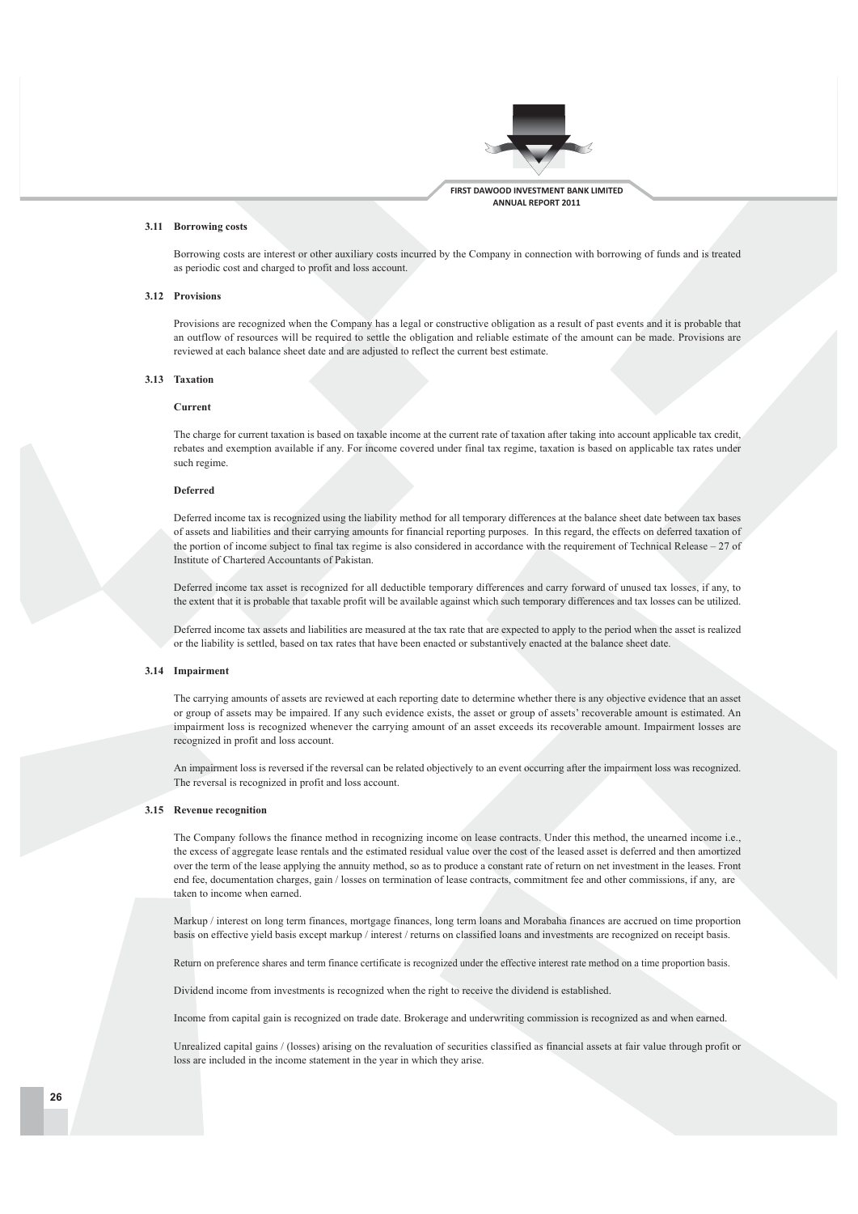### 3.11 Borrowing costs

Borrowing costs are interest or other auxiliary costs incurred by the Company in connection with borrowing of funds and is treated as periodic cost and charged to profit and loss account.

### 3.12 Provisions

Provisions are recognized when the Company has a legal or constructive obligation as a result of past events and it is probable that an outflow of resources will be required to settle the obligation and reliable estimate of the amount can be made. Provisions are reviewed at each balance sheet date and are adjusted to reflect the current best estimate.

### 3.13 Taxation

**Current**

The charge for current taxation is based on taxable income at the current rate of taxation after taking into account applicable tax credit, rebates and exemption available if any. For income covered under final tax regime, taxation is based on applicable tax rates under such regime.

**Deferred**

Deferred income tax is recognized using the liability method for all temporary differences at the balance sheet date between tax bases of assets and liabilities and their carrying amounts for financial reporting purposes. In this regard, the effects on deferred taxation of the portion of income subject to final tax regime is also considered in accordance with the requirement of Technical Release – 27 of Institute of Chartered Accountants of Pakistan.

Deferred income tax asset is recognized for all deductible temporary differences and carry forward of unused tax losses, if any, to the extent that it is probable that taxable profit will be available against which such temporary differences and tax losses can be utilized.

Deferred income tax assets and liabilities are measured at the tax rate that are expected to apply to the period when the asset is realized or the liability is settled, based on tax rates that have been enacted or substantively enacted at the balance sheet date.

### 3.14 Impairment

The carrying amounts of assets are reviewed at each reporting date to determine whether there is any objective evidence that an asset or group of assets may be impaired. If any such evidence exists, the asset or group of assets' recoverable amount is estimated. An impairment loss is recognized whenever the carrying amount of an asset exceeds its recoverable amount. Impairment losses are recognized in profit and loss account.

An impairment loss is reversed if the reversal can be related objectively to an event occurring after the impairment loss was recognized. The reversal is recognized in profit and loss account.

### 3.15 Revenue recognition

The Company follows the finance method in recognizing income on lease contracts. Under this method, the unearned income i.e., the excess of aggregate lease rentals and the estimated residual value over the cost of the leased asset is deferred and then amortized over the term of the lease applying the annuity method, so as to produce a constant rate of return on net investment in the leases. Front end fee, documentation charges, gain / losses on termination of lease contracts, commitment fee and other commissions, if any, are taken to income when earned.

Markup / interest on long term finances, mortgage finances, long term loans and Morabaha finances are accrued on time proportion basis on effective yield basis except markup / interest / returns on classified loans and investments are recognized on receipt basis.

Return on preference shares and term finance certificate is recognized under the effective interest rate method on a time proportion basis.

Dividend income from investments is recognized when the right to receive the dividend is established.

Income from capital gain is recognized on trade date. Brokerage and underwriting commission is recognized as and when earned.

Unrealized capital gains / (losses) arising on the revaluation of securities classified as financial assets at fair value through profit or loss are included in the income statement in the year in which they arise.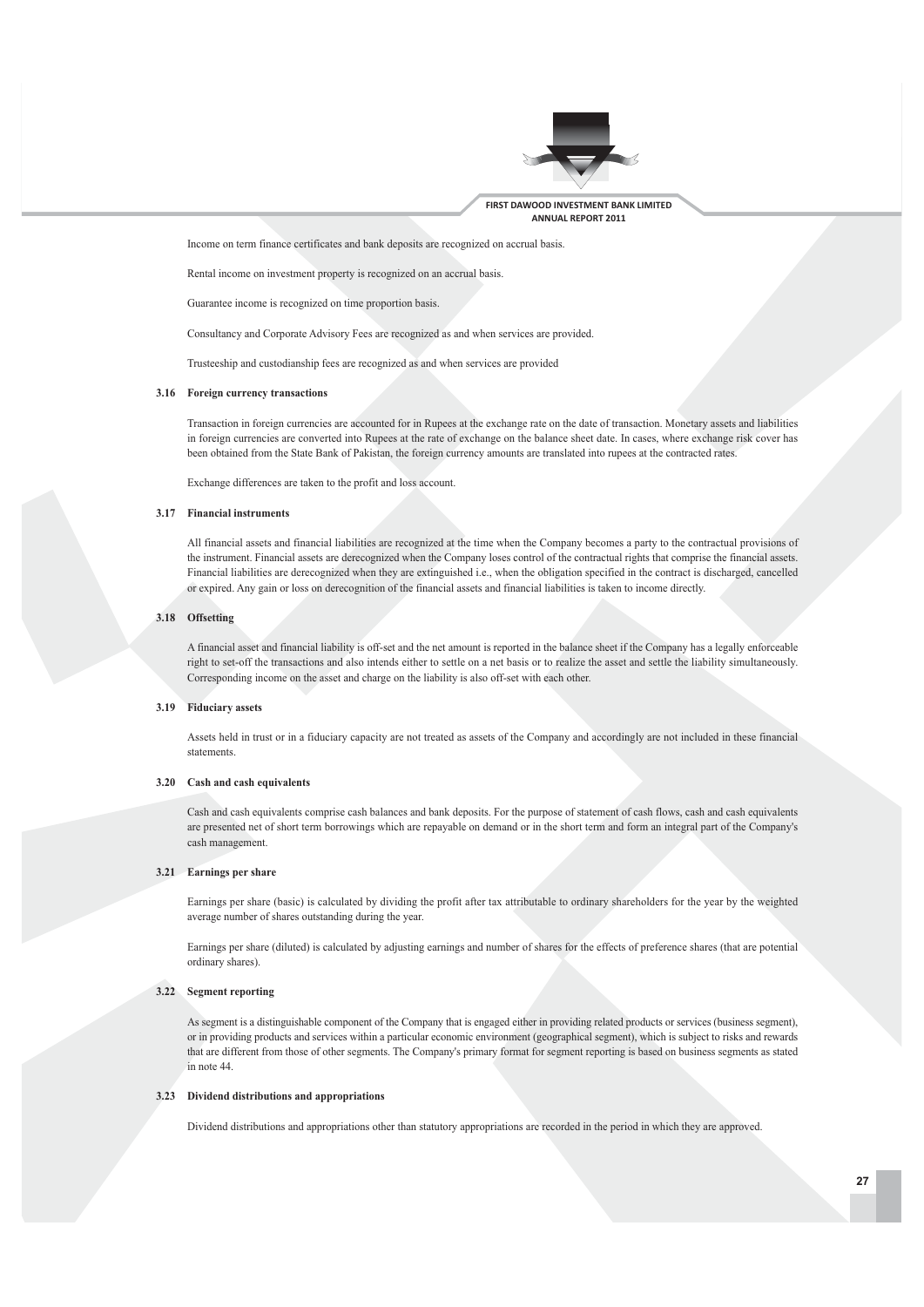Income on term finance certificates and bank deposits are recognized on accrual basis.

Rental income on investment property is recognized on an accrual basis.

Guarantee income is recognized on time proportion basis.

Consultancy and Corporate Advisory Fees are recognized as and when services are provided.

Trusteeship and custodianship fees are recognized as and when services are provided

### 3.16 Foreign currency transactions

Transaction in foreign currencies are accounted for in Rupees at the exchange rate on the date of transaction. Monetary assets and liabilities in foreign currencies are converted into Rupees at the rate of exchange on the balance sheet date. In cases, where exchange risk cover has been obtained from the State Bank of Pakistan, the foreign currency amounts are translated into rupees at the contracted rates.

Exchange differences are taken to the profit and loss account.

### 3.17 Financial instruments

All financial assets and financial liabilities are recognized at the time when the Company becomes a party to the contractual provisions of the instrument. Financial assets are derecognized when the Company loses control of the contractual rights that comprise the financial assets. Financial liabilities are derecognized when they are extinguished i.e., when the obligation specified in the contract is discharged, cancelled or expired. Any gain or loss on derecognition of the financial assets and financial liabilities is taken to income directly.

### 3.18 Offsetting

A financial asset and financial liability is off-set and the net amount is reported in the balance sheet if the Company has a legally enforceable right to set-off the transactions and also intends either to settle on a net basis or to realize the asset and settle the liability simultaneously. Corresponding income on the asset and charge on the liability is also off-set with each other.

### 3.19 Fiduciary assets

Assets held in trust or in a fiduciary capacity are not treated as assets of the Company and accordingly are not included in these financial statements.

### 3.20 Cash and cash equivalents

Cash and cash equivalents comprise cash balances and bank deposits. For the purpose of statement of cash flows, cash and cash equivalents are presented net of short term borrowings which are repayable on demand or in the short term and form an integral part of the Company's cash management.

### 3.21 Earnings per share

Earnings per share (basic) is calculated by dividing the profit after tax attributable to ordinary shareholders for the year by the weighted average number of shares outstanding during the year.

Earnings per share (diluted) is calculated by adjusting earnings and number of shares for the effects of preference shares (that are potential ordinary shares).

### 3.22 Segment reporting

As segment is a distinguishable component of the Company that is engaged either in providing related products or services (business segment), or in providing products and services within a particular economic environment (geographical segment), which is subject to risks and rewards that are different from those of other segments. The Company's primary format for segment reporting is based on business segments as stated in note 44.

### 3.23 Dividend distributions and appropriations

Dividend distributions and appropriations other than statutory appropriations are recorded in the period in which they are approved.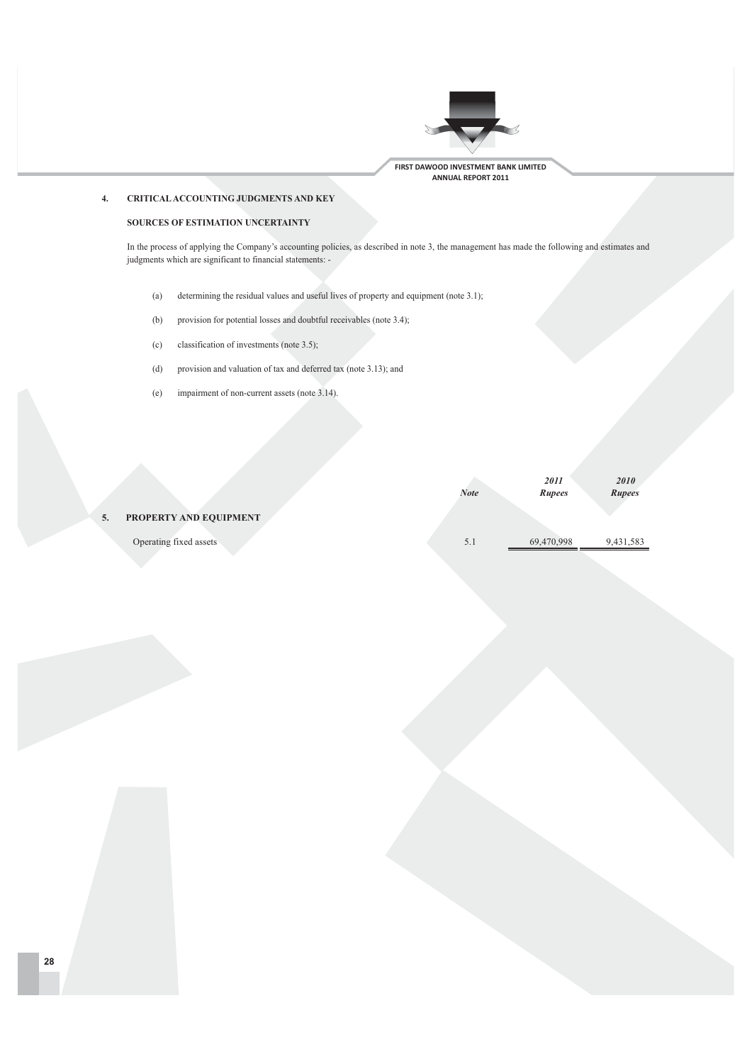## 4. CRITICAL ACCOUNTING JUDGMENTS AND KEY SOURCES OF ESTIMATION UNCERTAINTY

In the process of applying the Company's accounting policies, as described in note 3, the management has made the following and estimates and judgments which are significant to financial statements: -

(a) determining the residual values and useful lives of property and equipment (note 3.1);

(b) provision for potential losses and doubtful receivables (note 3.4);

(c) classification of investments (note 3.5);

(d) provision and valuation of tax and deferred tax (note 3.13); and

(e) impairment of non-current assets (note 3.14).

| | Note | *2011 Rupees* | *2010 Rupees* |
|---|---|---|---|
| **5. PROPERTY AND EQUIPMENT** | | | |
| Operating fixed assets | 5.1 | 69,470,998 | 9,431,583 |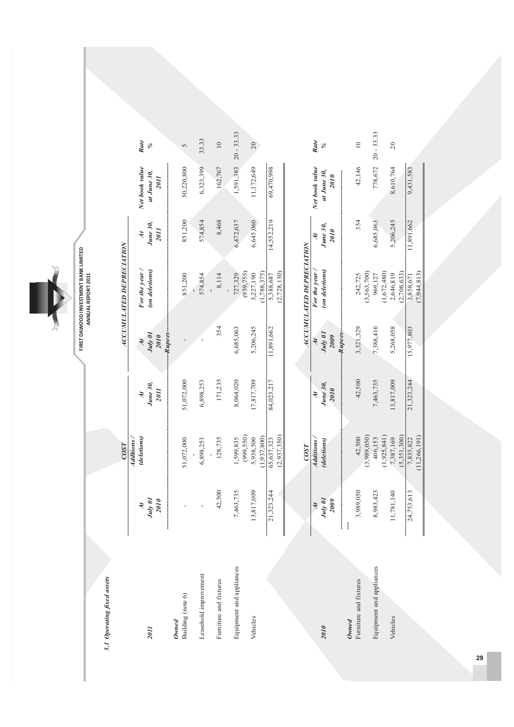### 5.1 Operating fixed assets

| 2011 | COST | | | ACCUMULATED DEPRECIATION | | | Net book value at June 30, 2011 | Rate % |
|---|---|---|---|---|---|---|---|---|
| | At July 01 2010 | Additions / (deletions) | At June 30, 2011 | At July 01 2010 | For the year / (on deletions) | At June 30, 2011 | | |
| | ---------------- | ---------------- | ---------------- | Rupees | ---------------- | ---------------- | ---------------- | |
| ***Owned*** | | | | | | | | |
| Building (note 6) | - | 51,072,000<br>- | 51,072,000 | - | 851,200<br>- | 851,200 | 50,220,800 | 5 |
| Leasehold improvement | - | 6,898,253<br>- | 6,898,253 | - | 574,854<br>- | 574,854 | 6,323,399 | 33.33 |
| Furniture and fixtures | 42,500 | 128,735 | 171,235 | 354 | 8,114<br>- | 8,468 | 162,767 | 10 |
| Equipment and appliances | 7,463,735 | 1,599,835<br>(999,550) | 8,064,020 | 6,685,063 | 727,329<br>(939,755) | 6,472,637 | 1,591,383 | 20 - 33.33 |
| Vehicles | 13,817,009 | 5,938,500<br>(1,937,800) | 17,817,709 | 5,206,245 | 3,227,190<br>(1,788,375) | 6,645,060 | 11,172,649 | 20 |
| | 21,323,244 | 65,637,323<br>(2,937,350) | 84,023,217 | 11,891,662 | 5,388,687<br>(2,728,130) | 14,552,219 | 69,470,998 | |

| 2010 | COST | | | ACCUMULATED DEPRECIATION | | | Net book value at June 30, 2010 | Rate % |
|---|---|---|---|---|---|---|---|---|
| | At July 01 2009 | Additions / (deletions) | At June 30, 2010 | At July 01 2009 | For the year / (on deletions) | At June 30, 2010 | | |
| | ---------------- | ---------------- | ---------------- | Rupees | ---------------- | ---------------- | ---------------- | |
| ***Owned*** | | | | | | | | |
| Furniture and fixtures | 3,989,050 | 42,500<br>(3,989,050) | 42,500 | 3,321,329 | 242,725<br>(3,563,700) | 354 | 42,146 | 10 |
| Equipment and appliances | 8,983,423 | 406,153<br>(1,925,841) | 7,463,735 | 7,388,416 | 969,127<br>(1,672,480) | 6,685,063 | 778,672 | 20 - 33.33 |
| Vehicles | 11,781,140 | 7,387,169<br>(5,351,300) | 13,817,009 | 5,268,058 | 2,646,819<br>(2,708,633) | 5,206,245 | 8,610,764 | 20 |
| | 24,753,613 | 7,835,822<br>(11,266,191) | 21,323,244 | 15,977,803 | 3,858,671<br>(7,944,813) | 11,891,662 | 9,431,583 | |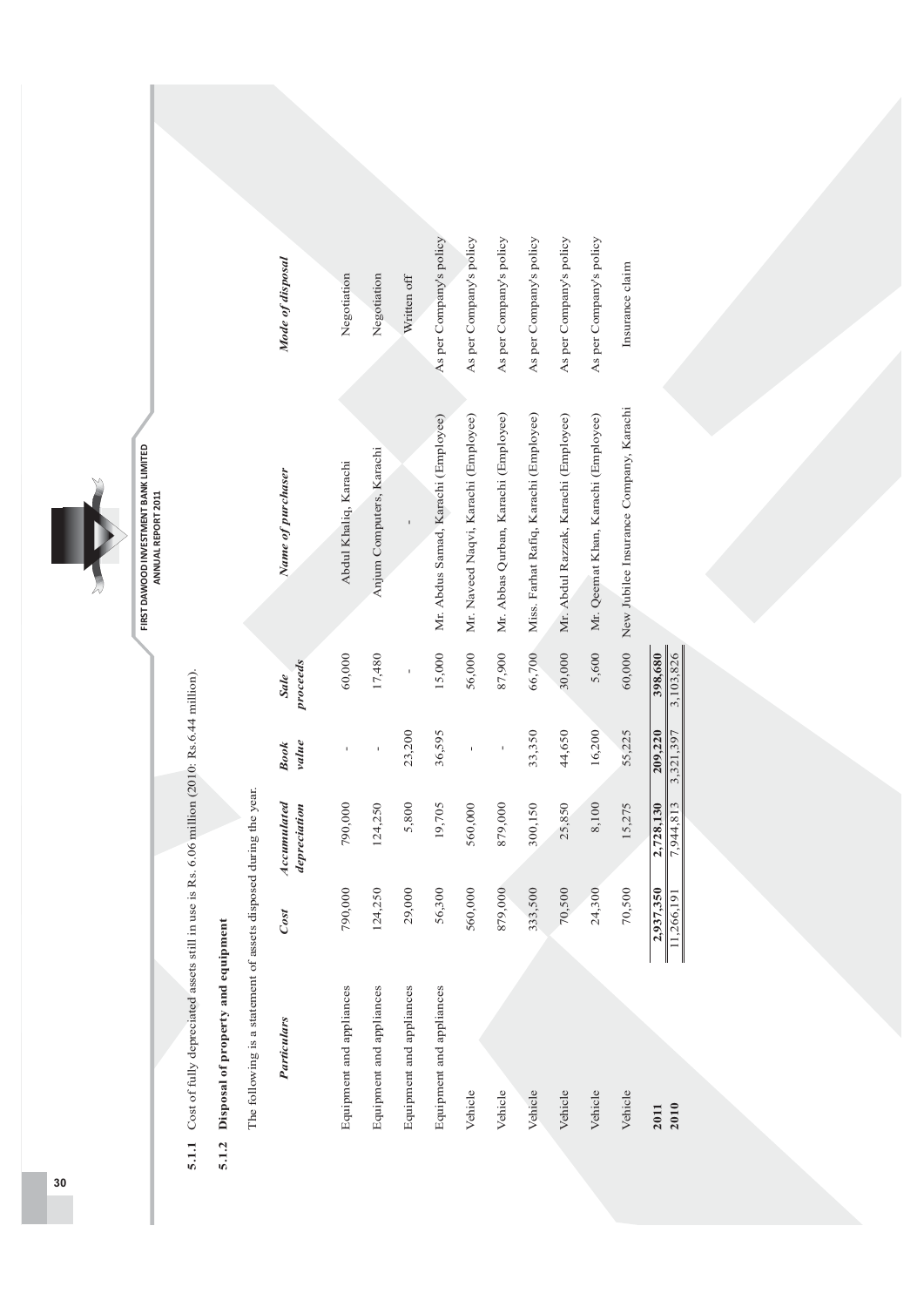**5.1.1** Cost of fully depreciated assets still in use is Rs. 6.06 million (2010: Rs.6.44 million).

**5.1.2 Disposal of property and equipment**

The following is a statement of assets disposed during the year.

| *Particulars* | *Cost* | *Accumulated depreciation* | *Book value* | *Sale proceeds* | *Name of purchaser* | *Mode of disposal* |
|---|---|---|---|---|---|---|
| Equipment and appliances | 790,000 | 790,000 | - | 60,000 | Abdul Khaliq, Karachi | Negotiation |
| Equipment and appliances | 124,250 | 124,250 | - | 17,480 | Anjum Computers, Karachi | Negotiation |
| Equipment and appliances | 29,000 | 5,800 | 23,200 | - | - | Written off |
| Equipment and appliances | 56,300 | 19,705 | 36,595 | 15,000 | Mr. Abdus Samad, Karachi (Employee) | As per Company's policy |
| Vehicle | 560,000 | 560,000 | - | 56,000 | Mr. Naveed Naqvi, Karachi (Employee) | As per Company's policy |
| Vehicle | 879,000 | 879,000 | - | 87,900 | Mr. Abbas Qurban, Karachi (Employee) | As per Company's policy |
| Vehicle | 333,500 | 300,150 | 33,350 | 66,700 | Miss. Farhat Rafiq, Karachi (Employee) | As per Company's policy |
| Vehicle | 70,500 | 25,850 | 44,650 | 30,000 | Mr. Abdul Razzak, Karachi (Employee) | As per Company's policy |
| Vehicle | 24,300 | 8,100 | 16,200 | 5,600 | Mr. Qeemat Khan, Karachi (Employee) | As per Company's policy |
| Vehicle | 70,500 | 15,275 | 55,225 | 60,000 | New Jubilee Insurance Company, Karachi | Insurance claim |
| **2011** | 2,937,350 | 2,728,130 | 209,220 | 398,680 | | |
| **2010** | 11,266,191 | 7,944,813 | 3,321,397 | 3,103,826 | | |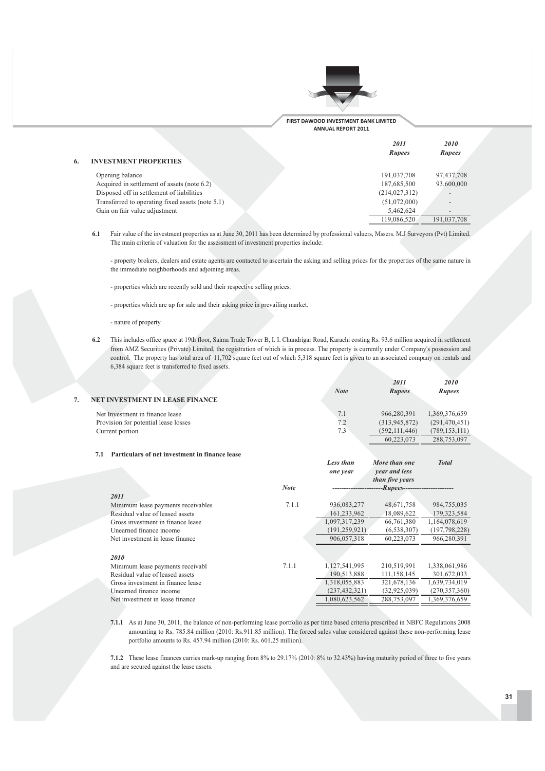## 6. INVESTMENT PROPERTIES

| | 2011 Rupees | 2010 Rupees |
|---|---|---|
| Opening balance | 191,037,708 | 97,437,708 |
| Acquired in settlement of assets (note 6.2) | 187,685,500 | 93,600,000 |
| Disposed off in settlement of liabilities | (214,027,312) | - |
| Transferred to operating fixed assets (note 5.1) | (51,072,000) | - |
| Gain on fair value adjustment | 5,462,624 | - |
| | 119,086,520 | 191,037,708 |

**6.1** Fair value of the investment properties as at June 30, 2011 has been determined by professional valuers, Mssers. M.J Surveyors (Pvt) Limited. The main criteria of valuation for the assessment of investment properties include:

- property brokers, dealers and estate agents are contacted to ascertain the asking and selling prices for the properties of the same nature in the immediate neighborhoods and adjoining areas.

- properties which are recently sold and their respective selling prices.

- properties which are up for sale and their asking price in prevailing market.

- nature of property.

**6.2** This includes office space at 19th floor, Saima Trade Tower B, I. I. Chundrigar Road, Karachi costing Rs. 93.6 million acquired in settlement from AMZ Securities (Private) Limited, the registration of which is in process. The property is currently under Company's possession and control. The property has total area of 11,702 square feet out of which 5,318 square feet is given to an associated company on rentals and 6,384 square feet is transferred to fixed assets.

## 7. NET INVESTMENT IN LEASE FINANCE

| | Note | 2011 Rupees | 2010 Rupees |
|---|---|---|---|
| Net Investment in finance lease | 7.1 | 966,280,391 | 1,369,376,659 |
| Provision for potential lease losses | 7.2 | (313,945,872) | (291,470,451) |
| Current portion | 7.3 | (592,111,446) | (789,153,111) |
| | | 60,223,073 | 288,753,097 |

### 7.1 Particulars of net investment in finance lease

| | Note | Less than one year | More than one year and less than five years | Total |
|---|---|---|---|---|
| | | ----------------------- | Rupees | ----------------------- |
| **2011** | | | | |
| Minimum lease payments receivables | 7.1.1 | 936,083,277 | 48,671,758 | 984,755,035 |
| Residual value of leased assets | | 161,233,962 | 18,089,622 | 179,323,584 |
| Gross investment in finance lease | | 1,097,317,239 | 66,761,380 | 1,164,078,619 |
| Unearned finance income | | (191,259,921) | (6,538,307) | (197,798,228) |
| Net investment in lease finance | | 906,057,318 | 60,223,073 | 966,280,391 |
| **2010** | | | | |
| Minimum lease payments receivabl | 7.1.1 | 1,127,541,995 | 210,519,991 | 1,338,061,986 |
| Residual value of leased assets | | 190,513,888 | 111,158,145 | 301,672,033 |
| Gross investment in finance lease | | 1,318,055,883 | 321,678,136 | 1,639,734,019 |
| Unearned finance income | | (237,432,321) | (32,925,039) | (270,357,360) |
| Net investment in lease finance | | 1,080,623,562 | 288,753,097 | 1,369,376,659 |

**7.1.1** As at June 30, 2011, the balance of non-performing lease portfolio as per time based criteria prescribed in NBFC Regulations 2008 amounting to Rs. 785.84 million (2010: Rs.911.85 million). The forced sales value considered against these non-performing lease portfolio amounts to Rs. 457.94 million (2010: Rs. 601.25 million).

**7.1.2** These lease finances carries mark-up ranging from 8% to 29.17% (2010: 8% to 32.43%) having maturity period of three to five years and are secured against the lease assets.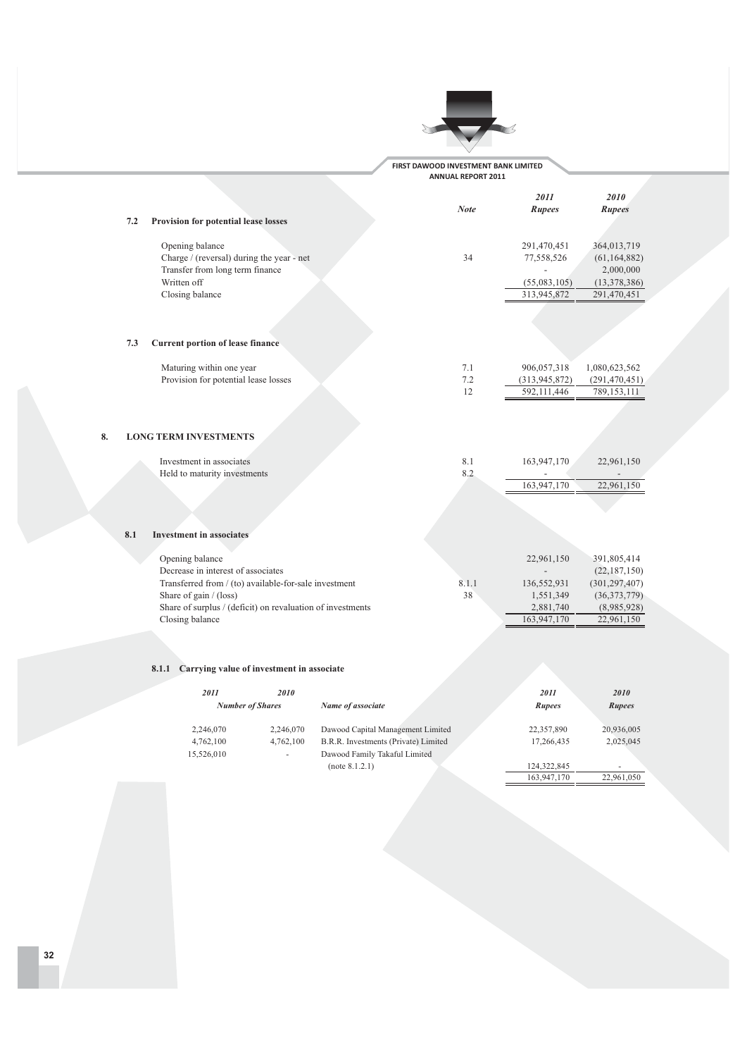### 7.2 Provision for potential lease losses

| | Note | 2011 Rupees | 2010 Rupees |
|---|---|---|---|
| Opening balance | | 291,470,451 | 364,013,719 |
| Charge / (reversal) during the year - net | 34 | 77,558,526 | (61,164,882) |
| Transfer from long term finance | | - | 2,000,000 |
| Written off | | (55,083,105) | (13,378,386) |
| Closing balance | | 313,945,872 | 291,470,451 |

### 7.3 Current portion of lease finance

| | Note | 2011 Rupees | 2010 Rupees |
|---|---|---|---|
| Maturing within one year | 7.1 | 906,057,318 | 1,080,623,562 |
| Provision for potential lease losses | 7.2 | (313,945,872) | (291,470,451) |
| | 12 | 592,111,446 | 789,153,111 |

## 8. LONG TERM INVESTMENTS

| | Note | 2011 Rupees | 2010 Rupees |
|---|---|---|---|
| Investment in associates | 8.1 | 163,947,170 | 22,961,150 |
| Held to maturity investments | 8.2 | - | - |
| | | 163,947,170 | 22,961,150 |

### 8.1 Investment in associates

| | Note | 2011 Rupees | 2010 Rupees |
|---|---|---|---|
| Opening balance | | 22,961,150 | 391,805,414 |
| Decrease in interest of associates | | - | (22,187,150) |
| Transferred from / (to) available-for-sale investment | 8.1.1 | 136,552,931 | (301,297,407) |
| Share of gain / (loss) | 38 | 1,551,349 | (36,373,779) |
| Share of surplus / (deficit) on revaluation of investments | | 2,881,740 | (8,985,928) |
| Closing balance | | 163,947,170 | 22,961,150 |

#### 8.1.1 Carrying value of investment in associate

| 2011 | 2010 | Name of associate | 2011 | 2010 |
|---|---|---|---|---|
| Number of Shares | | | Rupees | Rupees |
| 2,246,070 | 2,246,070 | Dawood Capital Management Limited | 22,357,890 | 20,936,005 |
| 4,762,100 | 4,762,100 | B.R.R. Investments (Private) Limited | 17,266,435 | 2,025,045 |
| 15,526,010 | - | Dawood Family Takaful Limited (note 8.1.2.1) | 124,322,845 | - |
| | | | 163,947,170 | 22,961,050 |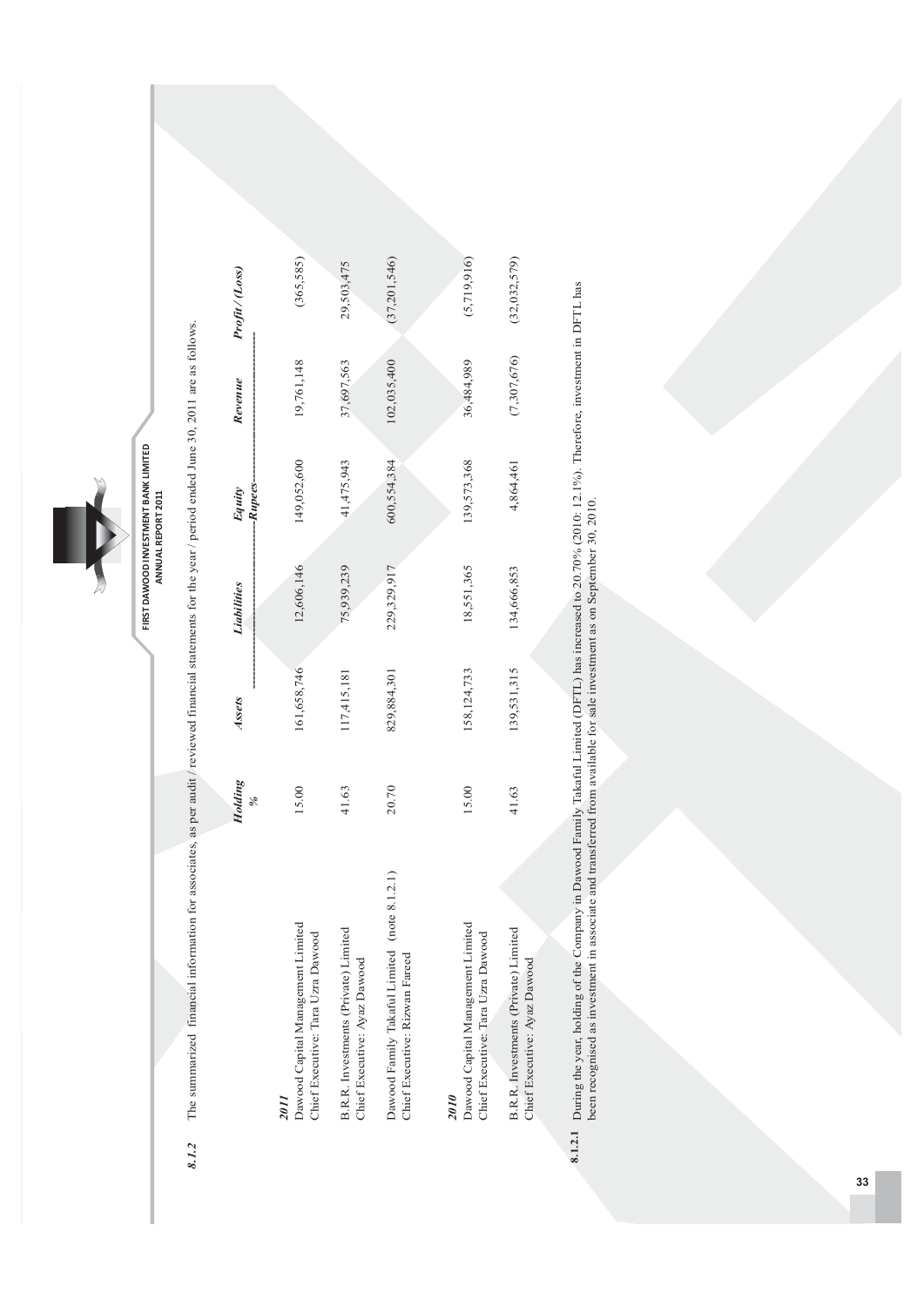**8.1.2** The summarized financial information for associates, as per audit / reviewed financial statements for the year / period ended June 30, 2011 are as follows.

| | *Holding* | *Assets* | *Liabilities* | *Equity* | *Revenue* | *Profit / (Loss)* |
|---|---|---|---|---|---|---|
| | *%* | | | *Rupees* | | |
| ***2011*** | | | | | | |
| Dawood Capital Management Limited<br>Chief Executive: Tara Uzra Dawood | 15.00 | 161,658,746 | 12,606,146 | 149,052,600 | 19,761,148 | (365,585) |
| B.R.R. Investments (Private) Limited<br>Chief Executive: Ayaz Dawood | 41.63 | 117,415,181 | 75,939,239 | 41,475,943 | 37,697,563 | 29,503,475 |
| Dawood Family Takaful Limited (note 8.1.2.1)<br>Chief Executive: Rizwan Fareed | 20.70 | 829,884,301 | 229,329,917 | 600,554,384 | 102,035,400 | (37,201,546) |
| ***2010*** | | | | | | |
| Dawood Capital Management Limited<br>Chief Executive: Tara Uzra Dawood | 15.00 | 158,124,733 | 18,551,365 | 139,573,368 | 36,484,989 | (5,719,916) |
| B.R.R. Investments (Private) Limited<br>Chief Executive: Ayaz Dawood | 41.63 | 139,531,315 | 134,666,853 | 4,864,461 | (7,307,676) | (32,032,579) |

**8.1.2.1** During the year, holding of the Company in Dawood Family Takaful Limited (DFTL) has increased to 20.70% (2010: 12.1%). Therefore, investment in DFTL has been recognised as investment in associate and transferred from available for sale investment as on September 30, 2010.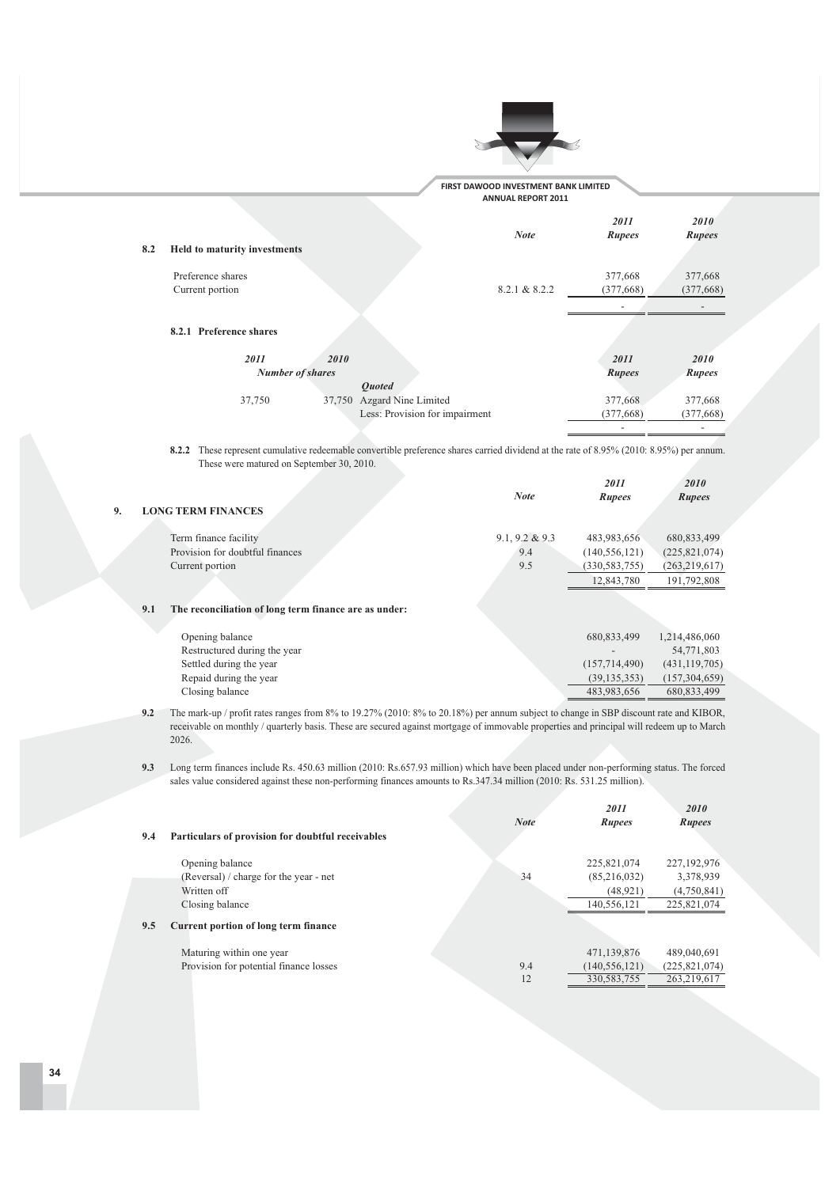### 8.2 Held to maturity investments

| | Note | 2011 Rupees | 2010 Rupees |
|---|---|---|---|
| Preference shares | | 377,668 | 377,668 |
| Current portion | 8.2.1 & 8.2.2 | (377,668) | (377,668) |
| | | - | - |

#### 8.2.1 Preference shares

| 2011 | 2010 | | 2011 | 2010 |
|---|---|---|---|---|
| *Number of shares* | | | *Rupees* | *Rupees* |
| | | ***Quoted*** | | |
| 37,750 | 37,750 | Azgard Nine Limited | 377,668 | 377,668 |
| | | Less: Provision for impairment | (377,668) | (377,668) |
| | | | - | - |

**8.2.2** These represent cumulative redeemable convertible preference shares carried dividend at the rate of 8.95% (2010: 8.95%) per annum. These were matured on September 30, 2010.

## 9. LONG TERM FINANCES

| | Note | 2011 Rupees | 2010 Rupees |
|---|---|---|---|
| Term finance facility | 9.1, 9.2 & 9.3 | 483,983,656 | 680,833,499 |
| Provision for doubtful finances | 9.4 | (140,556,121) | (225,821,074) |
| Current portion | 9.5 | (330,583,755) | (263,219,617) |
| | | 12,843,780 | 191,792,808 |

### 9.1 The reconciliation of long term finance are as under:

| | 2011 | 2010 |
|---|---|---|
| Opening balance | 680,833,499 | 1,214,486,060 |
| Restructured during the year | - | 54,771,803 |
| Settled during the year | (157,714,490) | (431,119,705) |
| Repaid during the year | (39,135,353) | (157,304,659) |
| Closing balance | 483,983,656 | 680,833,499 |

**9.2** The mark-up / profit rates ranges from 8% to 19.27% (2010: 8% to 20.18%) per annum subject to change in SBP discount rate and KIBOR, receivable on monthly / quarterly basis. These are secured against mortgage of immovable properties and principal will redeem up to March 2026.

**9.3** Long term finances include Rs. 450.63 million (2010: Rs.657.93 million) which have been placed under non-performing status. The forced sales value considered against these non-performing finances amounts to Rs.347.34 million (2010: Rs. 531.25 million).

### 9.4 Particulars of provision for doubtful receivables

| | Note | 2011 Rupees | 2010 Rupees |
|---|---|---|---|
| Opening balance | | 225,821,074 | 227,192,976 |
| (Reversal) / charge for the year - net | 34 | (85,216,032) | 3,378,939 |
| Written off | | (48,921) | (4,750,841) |
| Closing balance | | 140,556,121 | 225,821,074 |

### 9.5 Current portion of long term finance

| | Note | 2011 Rupees | 2010 Rupees |
|---|---|---|---|
| Maturing within one year | | 471,139,876 | 489,040,691 |
| Provision for potential finance losses | 9.4 | (140,556,121) | (225,821,074) |
| | 12 | 330,583,755 | 263,219,617 |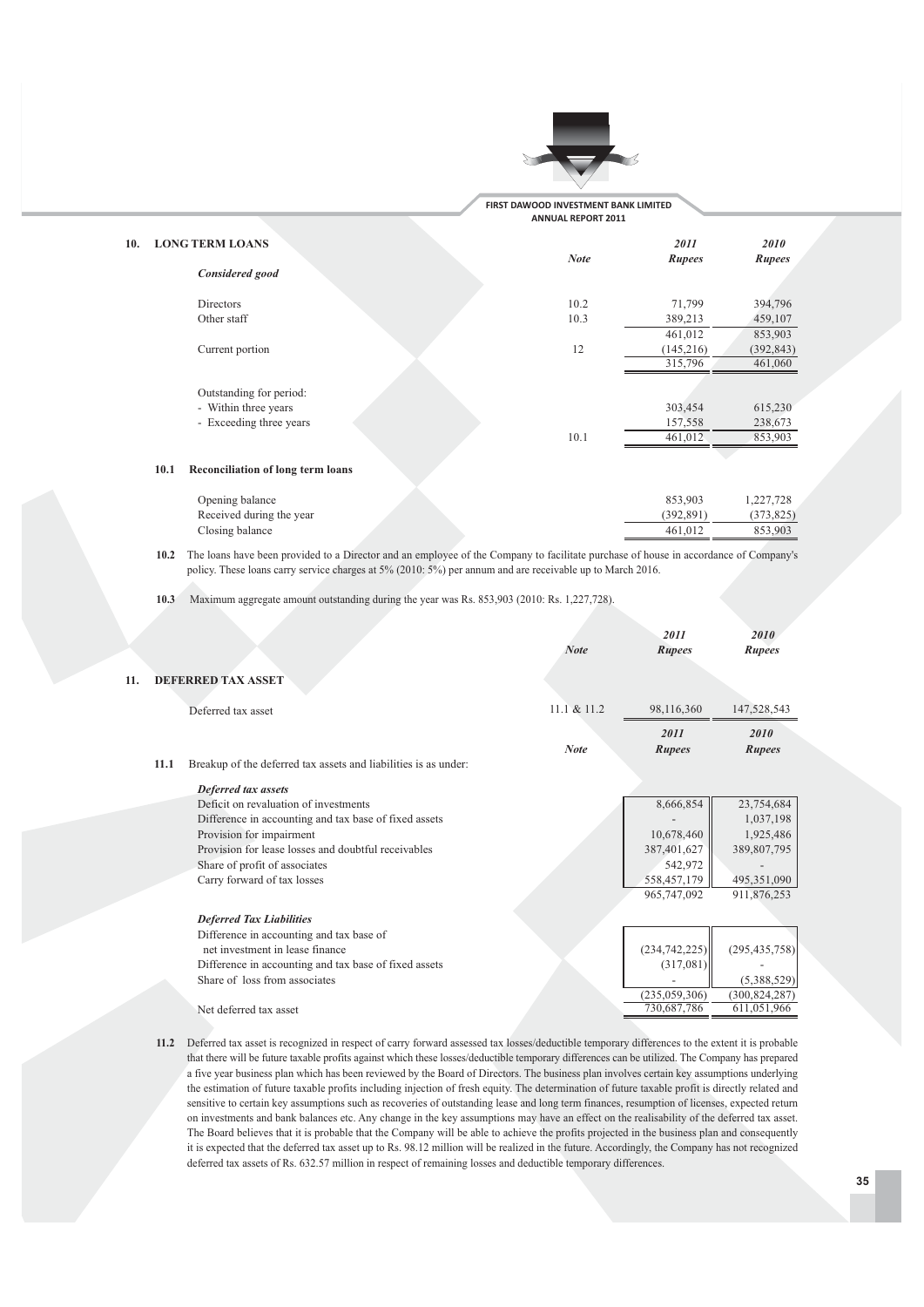## 10. LONG TERM LOANS

| | Note | 2011 Rupees | 2010 Rupees |
|---|---|---|---|
| ***Considered good*** | | | |
| Directors | 10.2 | 71,799 | 394,796 |
| Other staff | 10.3 | 389,213 | 459,107 |
| | | 461,012 | 853,903 |
| Current portion | 12 | (145,216) | (392,843) |
| | | 315,796 | 461,060 |
| Outstanding for period: | | | |
| - Within three years | | 303,454 | 615,230 |
| - Exceeding three years | | 157,558 | 238,673 |
| | 10.1 | 461,012 | 853,903 |

### 10.1 Reconciliation of long term loans

| | 2011 Rupees | 2010 Rupees |
|---|---|---|
| Opening balance | 853,903 | 1,227,728 |
| Received during the year | (392,891) | (373,825) |
| Closing balance | 461,012 | 853,903 |

**10.2** The loans have been provided to a Director and an employee of the Company to facilitate purchase of house in accordance of Company's policy. These loans carry service charges at 5% (2010: 5%) per annum and are receivable up to March 2016.

**10.3** Maximum aggregate amount outstanding during the year was Rs. 853,903 (2010: Rs. 1,227,728).

## 11. DEFERRED TAX ASSET

| | Note | 2011 Rupees | 2010 Rupees |
|---|---|---|---|
| Deferred tax asset | 11.1 & 11.2 | 98,116,360 | 147,528,543 |

### 11.1 Breakup of the deferred tax assets and liabilities is as under:

| | Note | 2011 Rupees | 2010 Rupees |
|---|---|---|---|
| ***Deferred tax assets*** | | | |
| Deficit on revaluation of investments | | 8,666,854 | 23,754,684 |
| Difference in accounting and tax base of fixed assets | | - | 1,037,198 |
| Provision for impairment | | 10,678,460 | 1,925,486 |
| Provision for lease losses and doubtful receivables | | 387,401,627 | 389,807,795 |
| Share of profit of associates | | 542,972 | - |
| Carry forward of tax losses | | 558,457,179 | 495,351,090 |
| | | 965,747,092 | 911,876,253 |
| ***Deferred Tax Liabilities*** | | | |
| Difference in accounting and tax base of net investment in lease finance | | (234,742,225) | (295,435,758) |
| Difference in accounting and tax base of fixed assets | | (317,081) | - |
| Share of loss from associates | | - | (5,388,529) |
| | | (235,059,306) | (300,824,287) |
| Net deferred tax asset | | 730,687,786 | 611,051,966 |

**11.2** Deferred tax asset is recognized in respect of carry forward assessed tax losses/deductible temporary differences to the extent it is probable that there will be future taxable profits against which these losses/deductible temporary differences can be utilized. The Company has prepared a five year business plan which has been reviewed by the Board of Directors. The business plan involves certain key assumptions underlying the estimation of future taxable profits including injection of fresh equity. The determination of future taxable profit is directly related and sensitive to certain key assumptions such as recoveries of outstanding lease and long term finances, resumption of licenses, expected return on investments and bank balances etc. Any change in the key assumptions may have an effect on the realisability of the deferred tax asset. The Board believes that it is probable that the Company will be able to achieve the profits projected in the business plan and consequently it is expected that the deferred tax asset up to Rs. 98.12 million will be realized in the future. Accordingly, the Company has not recognized deferred tax assets of Rs. 632.57 million in respect of remaining losses and deductible temporary differences.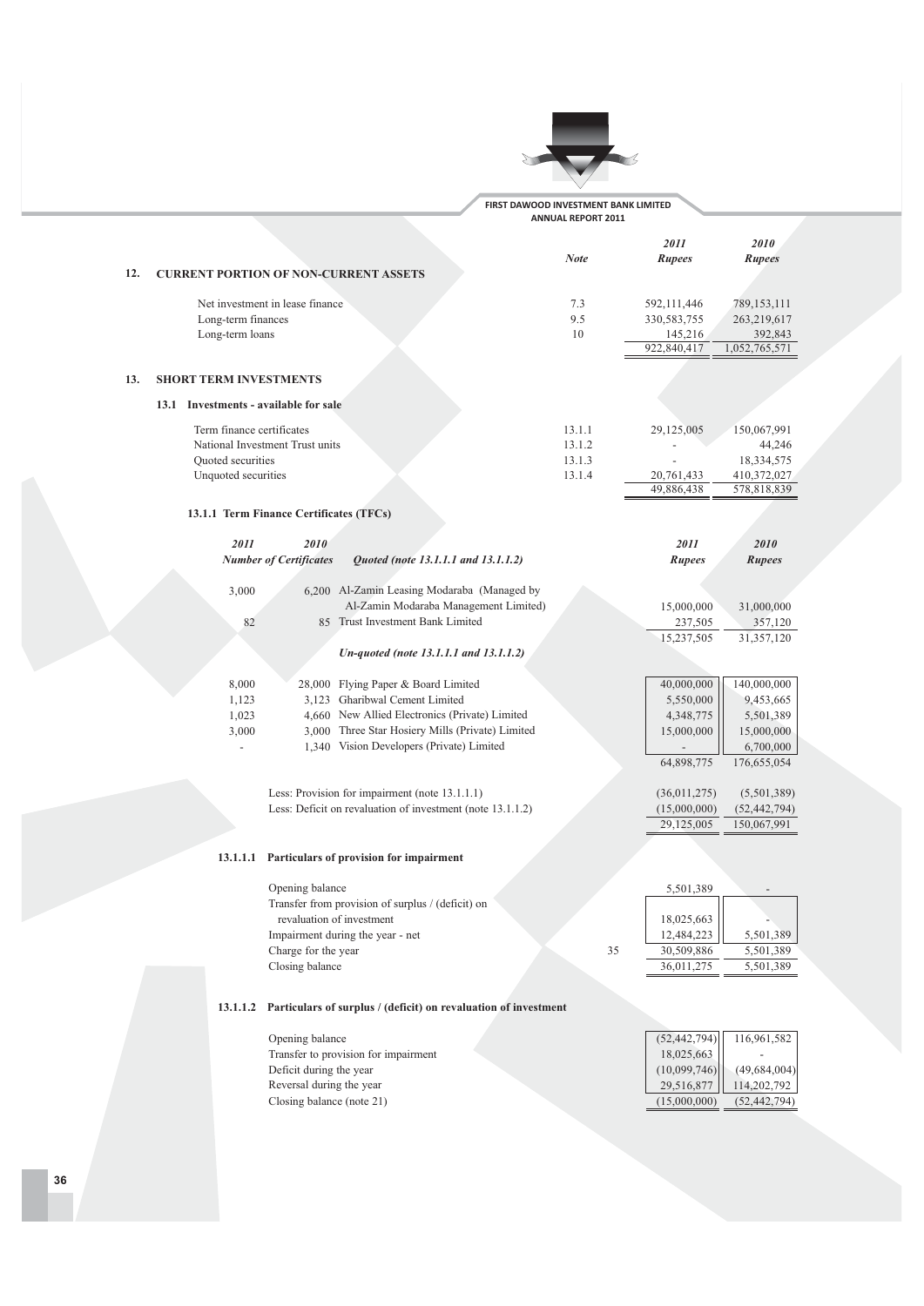## 12. CURRENT PORTION OF NON-CURRENT ASSETS

| | Note | 2011 Rupees | 2010 Rupees |
|---|---|---|---|
| Net investment in lease finance | 7.3 | 592,111,446 | 789,153,111 |
| Long-term finances | 9.5 | 330,583,755 | 263,219,617 |
| Long-term loans | 10 | 145,216 | 392,843 |
| | | 922,840,417 | 1,052,765,571 |

## 13. SHORT TERM INVESTMENTS

### 13.1 Investments - available for sale

| | Note | 2011 Rupees | 2010 Rupees |
|---|---|---|---|
| Term finance certificates | 13.1.1 | 29,125,005 | 150,067,991 |
| National Investment Trust units | 13.1.2 | - | 44,246 |
| Quoted securities | 13.1.3 | - | 18,334,575 |
| Unquoted securities | 13.1.4 | 20,761,433 | 410,372,027 |
| | | 49,886,438 | 578,818,839 |

### 13.1.1 Term Finance Certificates (TFCs)

| 2011 | 2010 | | 2011 | 2010 |
|---|---|---|---|---|
| Number of Certificates | | *Quoted (note 13.1.1.1 and 13.1.1.2)* | Rupees | Rupees |
| 3,000 | 6,200 | Al-Zamin Leasing Modaraba (Managed by Al-Zamin Modaraba Management Limited) | 15,000,000 | 31,000,000 |
| 82 | 85 | Trust Investment Bank Limited | 237,505 | 357,120 |
| | | | 15,237,505 | 31,357,120 |
| | | *Un-quoted (note 13.1.1.1 and 13.1.1.2)* | | |
| 8,000 | 28,000 | Flying Paper & Board Limited | 40,000,000 | 140,000,000 |
| 1,123 | 3,123 | Gharibwal Cement Limited | 5,550,000 | 9,453,665 |
| 1,023 | 4,660 | New Allied Electronics (Private) Limited | 4,348,775 | 5,501,389 |
| 3,000 | 3,000 | Three Star Hosiery Mills (Private) Limited | 15,000,000 | 15,000,000 |
| - | 1,340 | Vision Developers (Private) Limited | - | 6,700,000 |
| | | | 64,898,775 | 176,655,054 |
| | | Less: Provision for impairment (note 13.1.1.1) | (36,011,275) | (5,501,389) |
| | | Less: Deficit on revaluation of investment (note 13.1.1.2) | (15,000,000) | (52,442,794) |
| | | | 29,125,005 | 150,067,991 |

#### 13.1.1.1 Particulars of provision for impairment

| | Note | 2011 Rupees | 2010 Rupees |
|---|---|---|---|
| Opening balance | | 5,501,389 | - |
| Transfer from provision of surplus / (deficit) on revaluation of investment | | 18,025,663 | - |
| Impairment during the year - net | | 12,484,223 | 5,501,389 |
| Charge for the year | 35 | 30,509,886 | 5,501,389 |
| Closing balance | | 36,011,275 | 5,501,389 |

#### 13.1.1.2 Particulars of surplus / (deficit) on revaluation of investment

| | 2011 Rupees | 2010 Rupees |
|---|---|---|
| Opening balance | (52,442,794) | 116,961,582 |
| Transfer to provision for impairment | 18,025,663 | - |
| Deficit during the year | (10,099,746) | (49,684,004) |
| Reversal during the year | 29,516,877 | 114,202,792 |
| Closing balance (note 21) | (15,000,000) | (52,442,794) |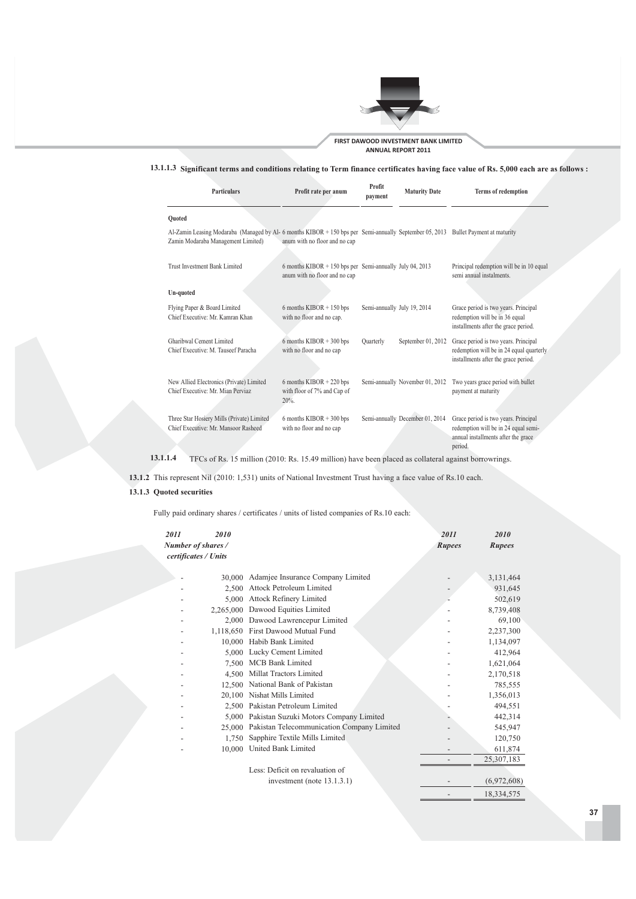#### 13.1.1.3 Significant terms and conditions relating to Term finance certificates having face value of Rs. 5,000 each are as follows :

| Particulars | Profit rate per anum | Profit payment | Maturity Date | Terms of redemption |
|---|---|---|---|---|
| **Quoted** | | | | |
| Al-Zamin Leasing Modaraba (Managed by Al-Zamin Modaraba Management Limited) | 6 months KIBOR + 150 bps per anum with no floor and no cap | Semi-annually | September 05, 2013 | Bullet Payment at maturity |
| Trust Investment Bank Limited | 6 months KIBOR + 150 bps per anum with no floor and no cap | Semi-annually | July 04, 2013 | Principal redemption will be in 10 equal semi annual instalments. |
| **Un-quoted** | | | | |
| Flying Paper & Board Limited Chief Executive: Mr. Kamran Khan | 6 months KIBOR + 150 bps with no floor and no cap. | Semi-annually | July 19, 2014 | Grace period is two years. Principal redemption will be in 36 equal installments after the grace period. |
| Gharibwal Cement Limited Chief Executive: M. Tauseef Paracha | 6 months KIBOR + 300 bps with no floor and no cap | Quarterly | September 01, 2012 | Grace period is two years. Principal redemption will be in 24 equal quarterly installments after the grace period. |
| New Allied Electronics (Private) Limited Chief Executive: Mr. Mian Perviaz | 6 months KIBOR + 220 bps with floor of 7% and Cap of 20%. | Semi-annually | November 01, 2012 | Two years grace period with bullet payment at maturity |
| Three Star Hosiery Mills (Private) Limited Chief Executive: Mr. Mansoor Rasheed | 6 months KIBOR + 300 bps with no floor and no cap | Semi-annually | December 01, 2014 | Grace period is two years. Principal redemption will be in 24 equal semi-annual installments after the grace period. |

**13.1.1.4** TFCs of Rs. 15 million (2010: Rs. 15.49 million) have been placed as collateral against borrowings.

**13.1.2** This represent Nil (2010: 1,531) units of National Investment Trust having a face value of Rs.10 each.

**13.1.3 Quoted securities**

Fully paid ordinary shares / certificates / units of listed companies of Rs.10 each:

| *2011* | *2010* | | *2011* | *2010* |
|---|---|---|---|---|
| *Number of shares / certificates / Units* | | | *Rupees* | *Rupees* |
| - | 30,000 | Adamjee Insurance Company Limited | - | 3,131,464 |
| - | 2,500 | Attock Petroleum Limited | - | 931,645 |
| - | 5,000 | Attock Refinery Limited | - | 502,619 |
| - | 2,265,000 | Dawood Equities Limited | - | 8,739,408 |
| - | 2,000 | Dawood Lawrencepur Limited | - | 69,100 |
| - | 1,118,650 | First Dawood Mutual Fund | - | 2,237,300 |
| - | 10,000 | Habib Bank Limited | - | 1,134,097 |
| - | 5,000 | Lucky Cement Limited | - | 412,964 |
| - | 7,500 | MCB Bank Limited | - | 1,621,064 |
| - | 4,500 | Millat Tractors Limited | - | 2,170,518 |
| - | 12,500 | National Bank of Pakistan | - | 785,555 |
| - | 20,100 | Nishat Mills Limited | - | 1,356,013 |
| - | 2,500 | Pakistan Petroleum Limited | - | 494,551 |
| - | 5,000 | Pakistan Suzuki Motors Company Limited | - | 442,314 |
| - | 25,000 | Pakistan Telecommunication Company Limited | - | 545,947 |
| - | 1,750 | Sapphire Textile Mills Limited | - | 120,750 |
| - | 10,000 | United Bank Limited | - | 611,874 |
| | | | - | 25,307,183 |
| | | Less: Deficit on revaluation of investment (note 13.1.3.1) | - | (6,972,608) |
| | | | - | 18,334,575 |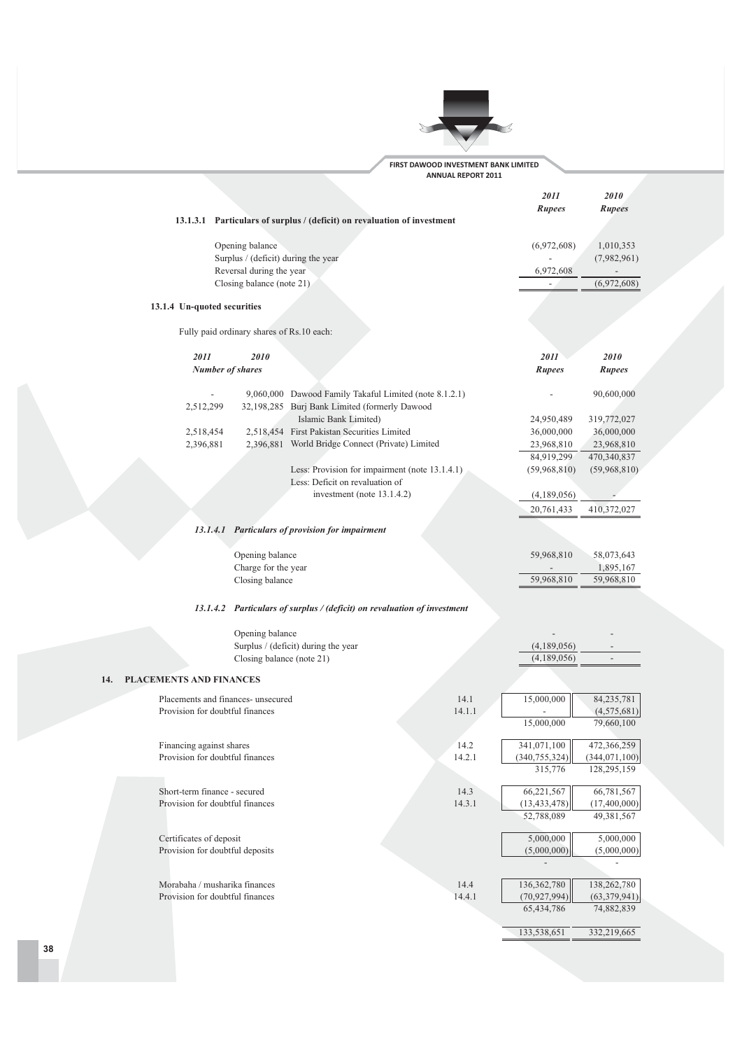#### 13.1.3.1 Particulars of surplus / (deficit) on revaluation of investment

| | 2011 Rupees | 2010 Rupees |
|---|---|---|
| Opening balance | (6,972,608) | 1,010,353 |
| Surplus / (deficit) during the year | - | (7,982,961) |
| Reversal during the year | 6,972,608 | - |
| Closing balance (note 21) | - | (6,972,608) |

### 13.1.4 Un-quoted securities

Fully paid ordinary shares of Rs.10 each:

| 2011 Number of shares | 2010 Number of shares | | 2011 Rupees | 2010 Rupees |
|---|---|---|---|---|
| - | 9,060,000 | Dawood Family Takaful Limited (note 8.1.2.1) | - | 90,600,000 |
| 2,512,299 | 32,198,285 | Burj Bank Limited (formerly Dawood Islamic Bank Limited) | 24,950,489 | 319,772,027 |
| 2,518,454 | 2,518,454 | First Pakistan Securities Limited | 36,000,000 | 36,000,000 |
| 2,396,881 | 2,396,881 | World Bridge Connect (Private) Limited | 23,968,810 | 23,968,810 |
| | | | 84,919,299 | 470,340,837 |
| | | Less: Provision for impairment (note 13.1.4.1) | (59,968,810) | (59,968,810) |
| | | Less: Deficit on revaluation of investment (note 13.1.4.2) | (4,189,056) | - |
| | | | 20,761,433 | 410,372,027 |

#### *13.1.4.1 Particulars of provision for impairment*

| | 2011 Rupees | 2010 Rupees |
|---|---|---|
| Opening balance | 59,968,810 | 58,073,643 |
| Charge for the year | - | 1,895,167 |
| Closing balance | 59,968,810 | 59,968,810 |

#### *13.1.4.2 Particulars of surplus / (deficit) on revaluation of investment*

| | 2011 Rupees | 2010 Rupees |
|---|---|---|
| Opening balance | - | - |
| Surplus / (deficit) during the year | (4,189,056) | - |
| Closing balance (note 21) | (4,189,056) | - |

## 14. PLACEMENTS AND FINANCES

| | Note | 2011 Rupees | 2010 Rupees |
|---|---|---|---|
| Placements and finances- unsecured | 14.1 | 15,000,000 | 84,235,781 |
| Provision for doubtful finances | 14.1.1 | - | (4,575,681) |
| | | 15,000,000 | 79,660,100 |
| Financing against shares | 14.2 | 341,071,100 | 472,366,259 |
| Provision for doubtful finances | 14.2.1 | (340,755,324) | (344,071,100) |
| | | 315,776 | 128,295,159 |
| Short-term finance - secured | 14.3 | 66,221,567 | 66,781,567 |
| Provision for doubtful finances | 14.3.1 | (13,433,478) | (17,400,000) |
| | | 52,788,089 | 49,381,567 |
| Certificates of deposit | | 5,000,000 | 5,000,000 |
| Provision for doubtful deposits | | (5,000,000) | (5,000,000) |
| | | - | - |
| Morabaha / musharika finances | 14.4 | 136,362,780 | 138,262,780 |
| Provision for doubtful finances | 14.4.1 | (70,927,994) | (63,379,941) |
| | | 65,434,786 | 74,882,839 |
| | | 133,538,651 | 332,219,665 |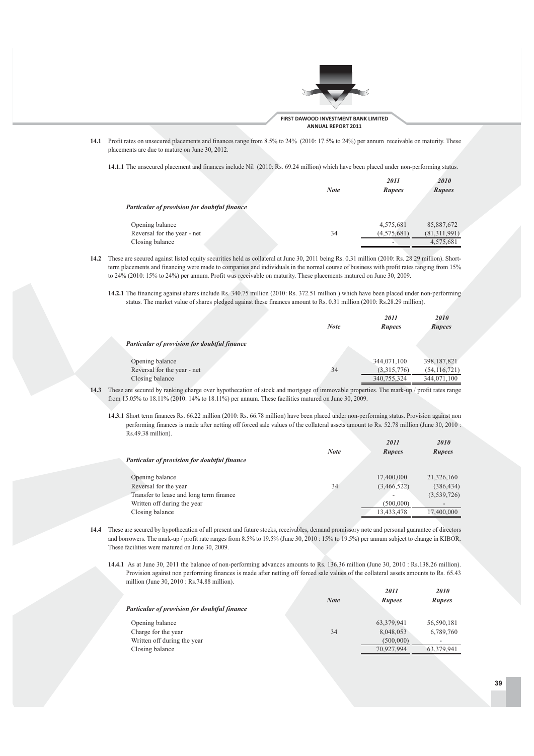**14.1** Profit rates on unsecured placements and finances range from 8.5% to 24% (2010: 17.5% to 24%) per annum receivable on maturity. These placements are due to mature on June 30, 2012.

**14.1.1** The unsecured placement and finances include Nil (2010: Rs. 69.24 million) which have been placed under non-performing status.

| | *Note* | *2011 Rupees* | *2010 Rupees* |
|---|---|---|---|
| ***Particular of provision for doubtful finance*** | | | |
| Opening balance | | 4,575,681 | 85,887,672 |
| Reversal for the year - net | 34 | (4,575,681) | (81,311,991) |
| Closing balance | | - | 4,575,681 |

**14.2** These are secured against listed equity securities held as collateral at June 30, 2011 being Rs. 0.31 million (2010: Rs. 28.29 million). Short-term placements and financing were made to companies and individuals in the normal course of business with profit rates ranging from 15% to 24% (2010: 15% to 24%) per annum. Profit was receivable on maturity. These placements matured on June 30, 2009.

**14.2.1** The financing against shares include Rs. 340.75 million (2010: Rs. 372.51 million ) which have been placed under non-performing status. The market value of shares pledged against these finances amount to Rs. 0.31 million (2010: Rs.28.29 million).

| | *Note* | *2011 Rupees* | *2010 Rupees* |
|---|---|---|---|
| ***Particular of provision for doubtful finance*** | | | |
| Opening balance | | 344,071,100 | 398,187,821 |
| Reversal for the year - net | 34 | (3,315,776) | (54,116,721) |
| Closing balance | | 340,755,324 | 344,071,100 |

**14.3** These are secured by ranking charge over hypothecation of stock and mortgage of immovable properties. The mark-up / profit rates range from 15.05% to 18.11% (2010: 14% to 18.11%) per annum. These facilities matured on June 30, 2009.

**14.3.1** Short term finances Rs. 66.22 million (2010: Rs. 66.78 million) have been placed under non-performing status. Provision against non performing finances is made after netting off forced sale values of the collateral assets amount to Rs. 52.78 million (June 30, 2010 : Rs.49.38 million).

| | *Note* | *2011 Rupees* | *2010 Rupees* |
|---|---|---|---|
| ***Particular of provision for doubtful finance*** | | | |
| Opening balance | | 17,400,000 | 21,326,160 |
| Reversal for the year | 34 | (3,466,522) | (386,434) |
| Transfer to lease and long term finance | | - | (3,539,726) |
| Written off during the year | | (500,000) | - |
| Closing balance | | 13,433,478 | 17,400,000 |

**14.4** These are secured by hypothecation of all present and future stocks, receivables, demand promissory note and personal guarantee of directors and borrowers. The mark-up / profit rate ranges from 8.5% to 19.5% (June 30, 2010 : 15% to 19.5%) per annum subject to change in KIBOR. These facilities were matured on June 30, 2009.

**14.4.1** As at June 30, 2011 the balance of non-performing advances amounts to Rs. 136.36 million (June 30, 2010 : Rs.138.26 million). Provision against non performing finances is made after netting off forced sale values of the collateral assets amounts to Rs. 65.43 million (June 30, 2010 : Rs.74.88 million).

| | *Note* | *2011 Rupees* | *2010 Rupees* |
|---|---|---|---|
| ***Particular of provision for doubtful finance*** | | | |
| Opening balance | | 63,379,941 | 56,590,181 |
| Charge for the year | 34 | 8,048,053 | 6,789,760 |
| Written off during the year | | (500,000) | - |
| Closing balance | | 70,927,994 | 63,379,941 |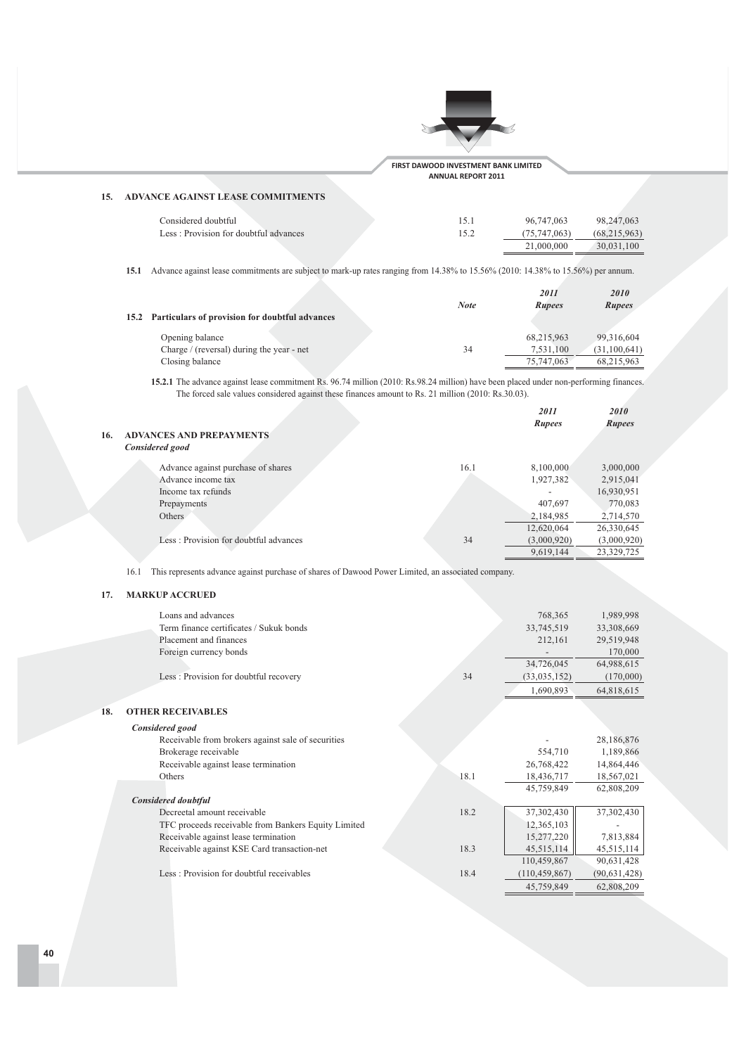## 15. ADVANCE AGAINST LEASE COMMITMENTS

| | Note | 2011 Rupees | 2010 Rupees |
|---|---|---|---|
| Considered doubtful | 15.1 | 96,747,063 | 98,247,063 |
| Less : Provision for doubtful advances | 15.2 | (75,747,063) | (68,215,963) |
| | | 21,000,000 | 30,031,100 |

**15.1** Advance against lease commitments are subject to mark-up rates ranging from 14.38% to 15.56% (2010: 14.38% to 15.56%) per annum.

**15.2 Particulars of provision for doubtful advances**

| | Note | 2011 Rupees | 2010 Rupees |
|---|---|---|---|
| Opening balance | | 68,215,963 | 99,316,604 |
| Charge / (reversal) during the year - net | 34 | 7,531,100 | (31,100,641) |
| Closing balance | | 75,747,063 | 68,215,963 |

**15.2.1** The advance against lease commitment Rs. 96.74 million (2010: Rs.98.24 million) have been placed under non-performing finances. The forced sale values considered against these finances amount to Rs. 21 million (2010: Rs.30.03).

## 16. ADVANCES AND PREPAYMENTS

*Considered good*

| | Note | 2011 Rupees | 2010 Rupees |
|---|---|---|---|
| Advance against purchase of shares | 16.1 | 8,100,000 | 3,000,000 |
| Advance income tax | | 1,927,382 | 2,915,041 |
| Income tax refunds | | - | 16,930,951 |
| Prepayments | | 407,697 | 770,083 |
| Others | | 2,184,985 | 2,714,570 |
| | | 12,620,064 | 26,330,645 |
| Less : Provision for doubtful advances | 34 | (3,000,920) | (3,000,920) |
| | | 9,619,144 | 23,329,725 |

16.1 This represents advance against purchase of shares of Dawood Power Limited, an associated company.

## 17. MARKUP ACCRUED

| | Note | 2011 Rupees | 2010 Rupees |
|---|---|---|---|
| Loans and advances | | 768,365 | 1,989,998 |
| Term finance certificates / Sukuk bonds | | 33,745,519 | 33,308,669 |
| Placement and finances | | 212,161 | 29,519,948 |
| Foreign currency bonds | | - | 170,000 |
| | | 34,726,045 | 64,988,615 |
| Less : Provision for doubtful recovery | 34 | (33,035,152) | (170,000) |
| | | 1,690,893 | 64,818,615 |

## 18. OTHER RECEIVABLES

| | Note | 2011 Rupees | 2010 Rupees |
|---|---|---|---|
| *Considered good* | | | |
| Receivable from brokers against sale of securities | | - | 28,186,876 |
| Brokerage receivable | | 554,710 | 1,189,866 |
| Receivable against lease termination | | 26,768,422 | 14,864,446 |
| Others | 18.1 | 18,436,717 | 18,567,021 |
| | | 45,759,849 | 62,808,209 |
| *Considered doubtful* | | | |
| Decreetal amount receivable | 18.2 | 37,302,430 | 37,302,430 |
| TFC proceeds receivable from Bankers Equity Limited | | 12,365,103 | - |
| Receivable against lease termination | | 15,277,220 | 7,813,884 |
| Receivable against KSE Card transaction-net | 18.3 | 45,515,114 | 45,515,114 |
| | | 110,459,867 | 90,631,428 |
| Less : Provision for doubtful receivables | 18.4 | (110,459,867) | (90,631,428) |
| | | 45,759,849 | 62,808,209 |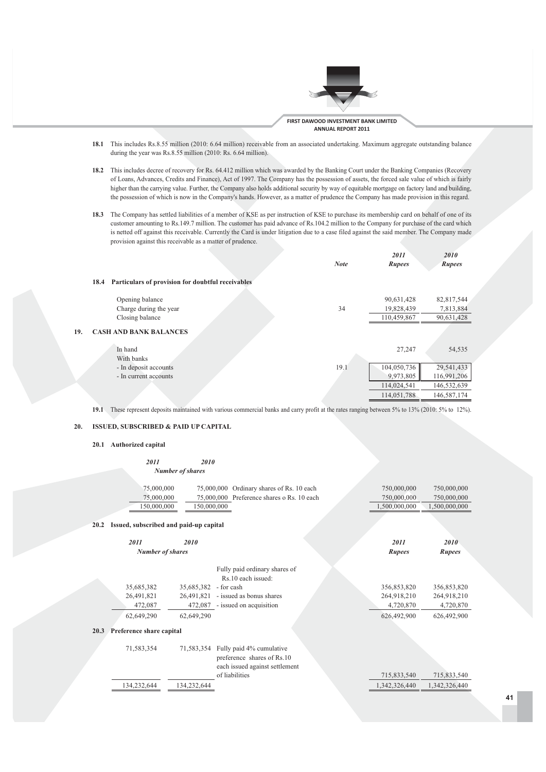**18.1** This includes Rs.8.55 million (2010: 6.64 million) receivable from an associated undertaking. Maximum aggregate outstanding balance during the year was Rs.8.55 million (2010: Rs. 6.64 million).

**18.2** This includes decree of recovery for Rs. 64.412 million which was awarded by the Banking Court under the Banking Companies (Recovery of Loans, Advances, Credits and Finance), Act of 1997. The Company has the possession of assets, the forced sale value of which is fairly higher than the carrying value. Further, the Company also holds additional security by way of equitable mortgage on factory land and building, the possession of which is now in the Company's hands. However, as a matter of prudence the Company has made provision in this regard.

**18.3** The Company has settled liabilities of a member of KSE as per instruction of KSE to purchase its membership card on behalf of one of its customer amounting to Rs.149.7 million. The customer has paid advance of Rs.104.2 million to the Company for purchase of the card which is netted off against this receivable. Currently the Card is under litigation due to a case filed against the said member. The Company made provision against this receivable as a matter of prudence.

| | Note | 2011 Rupees | 2010 Rupees |
|---|---|---|---|
| **18.4 Particulars of provision for doubtful receivables** | | | |
| Opening balance | | 90,631,428 | 82,817,544 |
| Charge during the year | 34 | 19,828,439 | 7,813,884 |
| Closing balance | | 110,459,867 | 90,631,428 |

## 19. CASH AND BANK BALANCES

| | Note | 2011 Rupees | 2010 Rupees |
|---|---|---|---|
| In hand | | 27,247 | 54,535 |
| With banks | | | |
| - In deposit accounts | 19.1 | 104,050,736 | 29,541,433 |
| - In current accounts | | 9,973,805 | 116,991,206 |
| | | 114,024,541 | 146,532,639 |
| | | 114,051,788 | 146,587,174 |

**19.1** These represent deposits maintained with various commercial banks and carry profit at the rates ranging between 5% to 13% (2010: 5% to 12%).

## 20. ISSUED, SUBSCRIBED & PAID UP CAPITAL

### 20.1 Authorized capital

| 2011 (Number of shares) | 2010 (Number of shares) | | 2011 Rupees | 2010 Rupees |
|---|---|---|---|---|
| 75,000,000 | 75,000,000 | Ordinary shares of Rs. 10 each | 750,000,000 | 750,000,000 |
| 75,000,000 | 75,000,000 | Preference shares o Rs. 10 each | 750,000,000 | 750,000,000 |
| 150,000,000 | 150,000,000 | | 1,500,000,000 | 1,500,000,000 |

### 20.2 Issued, subscribed and paid-up capital

| 2011 (Number of shares) | 2010 (Number of shares) | | 2011 Rupees | 2010 Rupees |
|---|---|---|---|---|
| | | Fully paid ordinary shares of Rs.10 each issued: | | |
| 35,685,382 | 35,685,382 | - for cash | 356,853,820 | 356,853,820 |
| 26,491,821 | 26,491,821 | - issued as bonus shares | 264,918,210 | 264,918,210 |
| 472,087 | 472,087 | - issued on acquisition | 4,720,870 | 4,720,870 |
| 62,649,290 | 62,649,290 | | 626,492,900 | 626,492,900 |

### 20.3 Preference share capital

| 2011 (Number of shares) | 2010 (Number of shares) | | 2011 Rupees | 2010 Rupees |
|---|---|---|---|---|
| 71,583,354 | 71,583,354 | Fully paid 4% cumulative preference shares of Rs.10 each issued against settlement of liabilities | 715,833,540 | 715,833,540 |
| 134,232,644 | 134,232,644 | | 1,342,326,440 | 1,342,326,440 |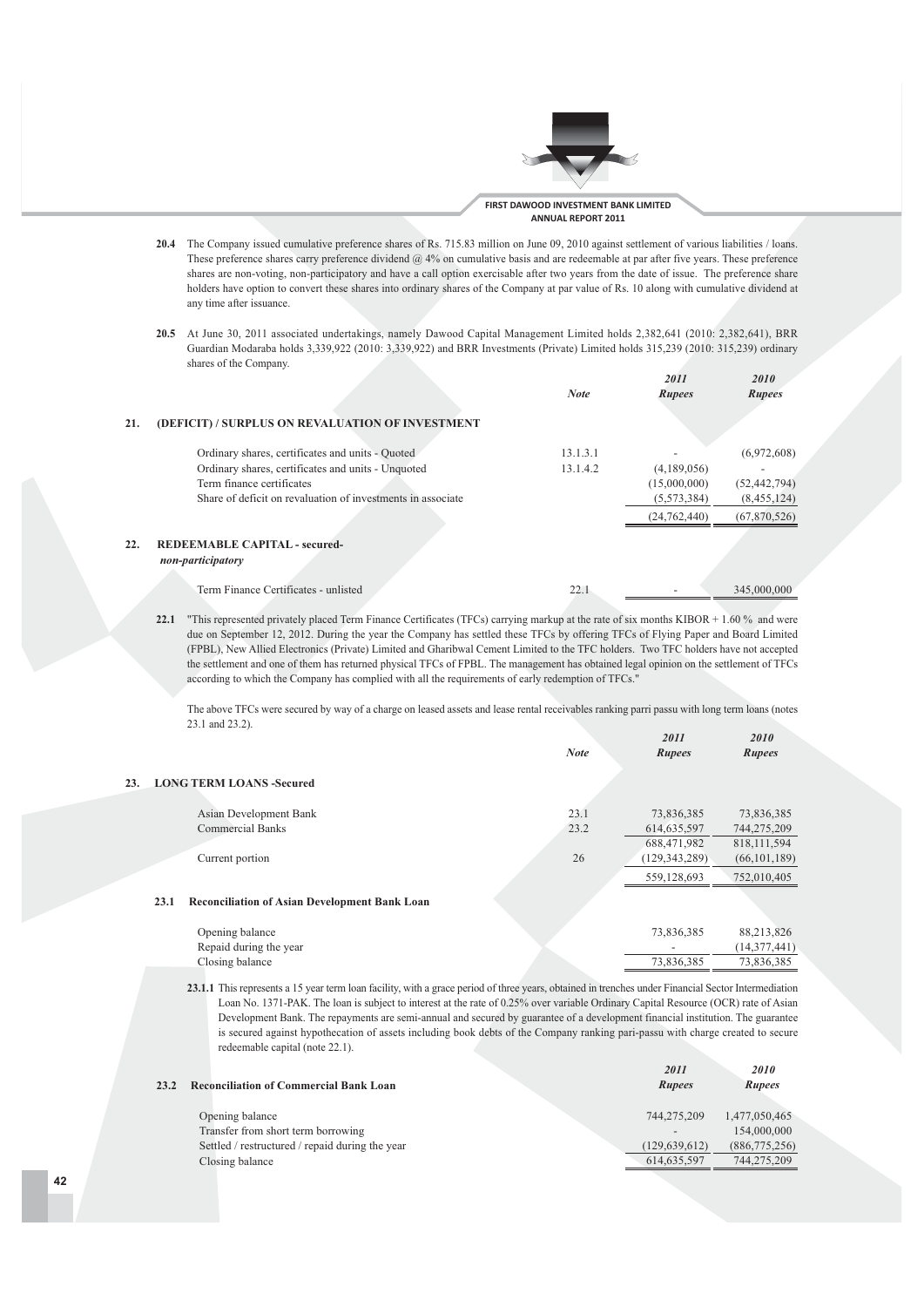**20.4** The Company issued cumulative preference shares of Rs. 715.83 million on June 09, 2010 against settlement of various liabilities / loans. These preference shares carry preference dividend @ 4% on cumulative basis and are redeemable at par after five years. These preference shares are non-voting, non-participatory and have a call option exercisable after two years from the date of issue. The preference share holders have option to convert these shares into ordinary shares of the Company at par value of Rs. 10 along with cumulative dividend at any time after issuance.

**20.5** At June 30, 2011 associated undertakings, namely Dawood Capital Management Limited holds 2,382,641 (2010: 2,382,641), BRR Guardian Modaraba holds 3,339,922 (2010: 3,339,922) and BRR Investments (Private) Limited holds 315,239 (2010: 315,239) ordinary shares of the Company.

| | Note | 2011 Rupees | 2010 Rupees |
|---|---|---|---|
| **21. (DEFICIT) / SURPLUS ON REVALUATION OF INVESTMENT** | | | |
| Ordinary shares, certificates and units - Quoted | 13.1.3.1 | - | (6,972,608) |
| Ordinary shares, certificates and units - Unquoted | 13.1.4.2 | (4,189,056) | - |
| Term finance certificates | | (15,000,000) | (52,442,794) |
| Share of deficit on revaluation of investments in associate | | (5,573,384) | (8,455,124) |
| | | (24,762,440) | (67,870,526) |
| **22. REDEEMABLE CAPITAL - secured-** *non-participatory* | | | |
| Term Finance Certificates - unlisted | 22.1 | - | 345,000,000 |

**22.1** "This represented privately placed Term Finance Certificates (TFCs) carrying markup at the rate of six months KIBOR + 1.60 % and were due on September 12, 2012. During the year the Company has settled these TFCs by offering TFCs of Flying Paper and Board Limited (FPBL), New Allied Electronics (Private) Limited and Gharibwal Cement Limited to the TFC holders. Two TFC holders have not accepted the settlement and one of them has returned physical TFCs of FPBL. The management has obtained legal opinion on the settlement of TFCs according to which the Company has complied with all the requirements of early redemption of TFCs."

The above TFCs were secured by way of a charge on leased assets and lease rental receivables ranking parri passu with long term loans (notes 23.1 and 23.2).

| | Note | 2011 Rupees | 2010 Rupees |
|---|---|---|---|
| **23. LONG TERM LOANS -Secured** | | | |
| Asian Development Bank | 23.1 | 73,836,385 | 73,836,385 |
| Commercial Banks | 23.2 | 614,635,597 | 744,275,209 |
| | | 688,471,982 | 818,111,594 |
| Current portion | 26 | (129,343,289) | (66,101,189) |
| | | 559,128,693 | 752,010,405 |
| **23.1 Reconciliation of Asian Development Bank Loan** | | | |
| Opening balance | | 73,836,385 | 88,213,826 |
| Repaid during the year | | - | (14,377,441) |
| Closing balance | | 73,836,385 | 73,836,385 |

**23.1.1** This represents a 15 year term loan facility, with a grace period of three years, obtained in trenches under Financial Sector Intermediation Loan No. 1371-PAK. The loan is subject to interest at the rate of 0.25% over variable Ordinary Capital Resource (OCR) rate of Asian Development Bank. The repayments are semi-annual and secured by guarantee of a development financial institution. The guarantee is secured against hypothecation of assets including book debts of the Company ranking pari-passu with charge created to secure redeemable capital (note 22.1).

| 23.2 Reconciliation of Commercial Bank Loan | 2011 Rupees | 2010 Rupees |
|---|---|---|
| Opening balance | 744,275,209 | 1,477,050,465 |
| Transfer from short term borrowing | - | 154,000,000 |
| Settled / restructured / repaid during the year | (129,639,612) | (886,775,256) |
| Closing balance | 614,635,597 | 744,275,209 |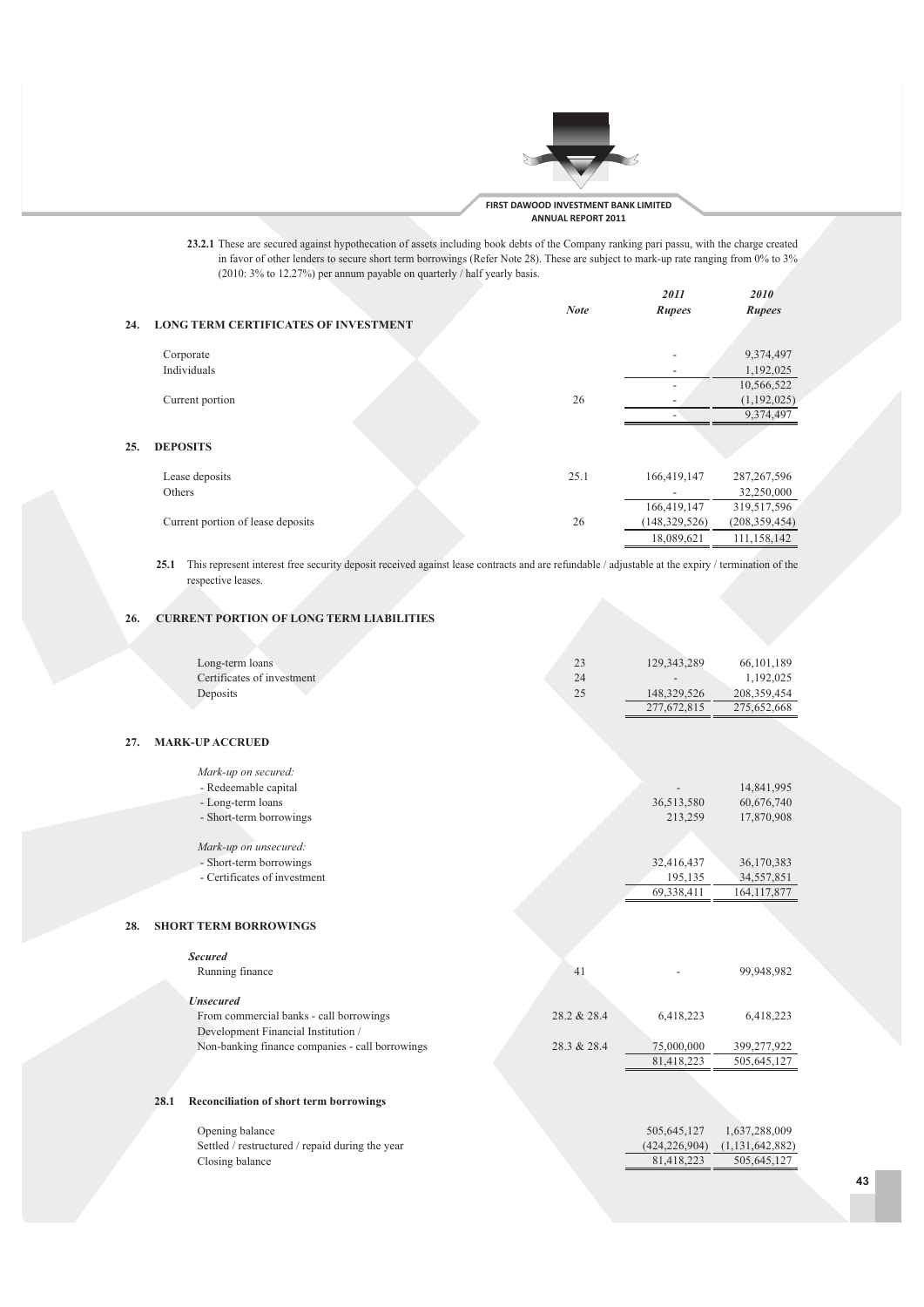**23.2.1** These are secured against hypothecation of assets including book debts of the Company ranking pari passu, with the charge created in favor of other lenders to secure short term borrowings (Refer Note 28). These are subject to mark-up rate ranging from 0% to 3% (2010: 3% to 12.27%) per annum payable on quarterly / half yearly basis.

| | Note | *2011* *Rupees* | *2010* *Rupees* |
|---|---|---|---|
| **24. LONG TERM CERTIFICATES OF INVESTMENT** | | | |
| Corporate | | - | 9,374,497 |
| Individuals | | - | 1,192,025 |
| | | - | 10,566,522 |
| Current portion | 26 | - | (1,192,025) |
| | | - | 9,374,497 |
| **25. DEPOSITS** | | | |
| Lease deposits | 25.1 | 166,419,147 | 287,267,596 |
| Others | | - | 32,250,000 |
| | | 166,419,147 | 319,517,596 |
| Current portion of lease deposits | 26 | (148,329,526) | (208,359,454) |
| | | 18,089,621 | 111,158,142 |

**25.1** This represent interest free security deposit received against lease contracts and are refundable / adjustable at the expiry / termination of the respective leases.

| | Note | *2011* *Rupees* | *2010* *Rupees* |
|---|---|---|---|
| **26. CURRENT PORTION OF LONG TERM LIABILITIES** | | | |
| Long-term loans | 23 | 129,343,289 | 66,101,189 |
| Certificates of investment | 24 | - | 1,192,025 |
| Deposits | 25 | 148,329,526 | 208,359,454 |
| | | 277,672,815 | 275,652,668 |
| **27. MARK-UP ACCRUED** | | | |
| *Mark-up on secured:* | | | |
| - Redeemable capital | | - | 14,841,995 |
| - Long-term loans | | 36,513,580 | 60,676,740 |
| - Short-term borrowings | | 213,259 | 17,870,908 |
| *Mark-up on unsecured:* | | | |
| - Short-term borrowings | | 32,416,437 | 36,170,383 |
| - Certificates of investment | | 195,135 | 34,557,851 |
| | | 69,338,411 | 164,117,877 |
| **28. SHORT TERM BORROWINGS** | | | |
| ***Secured*** | | | |
| Running finance | 41 | - | 99,948,982 |
| ***Unsecured*** | | | |
| From commercial banks - call borrowings | 28.2 & 28.4 | 6,418,223 | 6,418,223 |
| Development Financial Institution / Non-banking finance companies - call borrowings | 28.3 & 28.4 | 75,000,000 | 399,277,922 |
| | | 81,418,223 | 505,645,127 |

**28.1 Reconciliation of short term borrowings**

| | *2011* *Rupees* | *2010* *Rupees* |
|---|---|---|
| Opening balance | 505,645,127 | 1,637,288,009 |
| Settled / restructured / repaid during the year | (424,226,904) | (1,131,642,882) |
| Closing balance | 81,418,223 | 505,645,127 |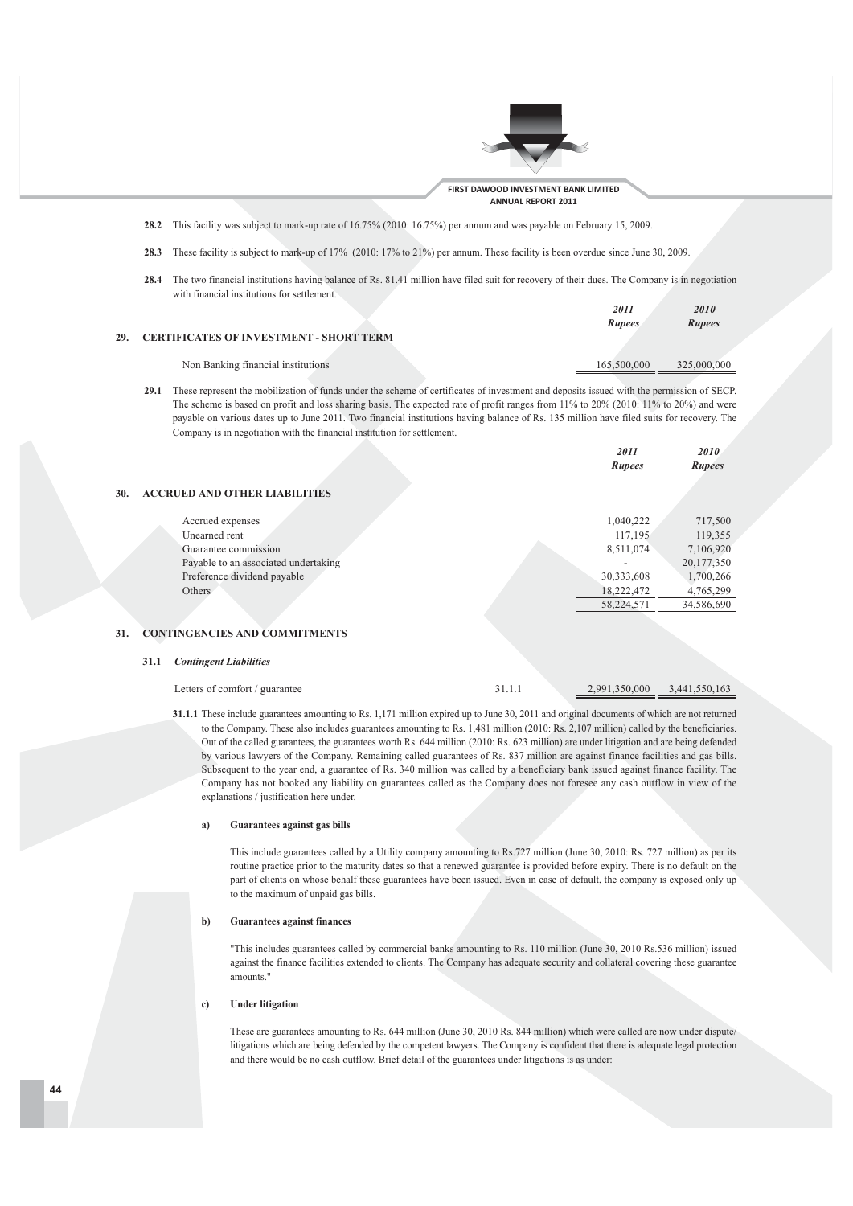**28.2** This facility was subject to mark-up rate of 16.75% (2010: 16.75%) per annum and was payable on February 15, 2009.

**28.3** These facility is subject to mark-up of 17% (2010: 17% to 21%) per annum. These facility is been overdue since June 30, 2009.

**28.4** The two financial institutions having balance of Rs. 81.41 million have filed suit for recovery of their dues. The Company is in negotiation with financial institutions for settlement.

## 29. CERTIFICATES OF INVESTMENT - SHORT TERM

| | *2011* *Rupees* | *2010* *Rupees* |
|---|---|---|
| Non Banking financial institutions | 165,500,000 | 325,000,000 |

**29.1** These represent the mobilization of funds under the scheme of certificates of investment and deposits issued with the permission of SECP. The scheme is based on profit and loss sharing basis. The expected rate of profit ranges from 11% to 20% (2010: 11% to 20%) and were payable on various dates up to June 2011. Two financial institutions having balance of Rs. 135 million have filed suits for recovery. The Company is in negotiation with the financial institution for settlement.

## 30. ACCRUED AND OTHER LIABILITIES

| | *2011* *Rupees* | *2010* *Rupees* |
|---|---|---|
| Accrued expenses | 1,040,222 | 717,500 |
| Unearned rent | 117,195 | 119,355 |
| Guarantee commission | 8,511,074 | 7,106,920 |
| Payable to an associated undertaking | - | 20,177,350 |
| Preference dividend payable | 30,333,608 | 1,700,266 |
| Others | 18,222,472 | 4,765,299 |
| | 58,224,571 | 34,586,690 |

## 31. CONTINGENCIES AND COMMITMENTS

### 31.1 *Contingent Liabilities*

| | | | |
|---|---|---|---|
| Letters of comfort / guarantee | 31.1.1 | 2,991,350,000 | 3,441,550,163 |

**31.1.1** These include guarantees amounting to Rs. 1,171 million expired up to June 30, 2011 and original documents of which are not returned to the Company. These also includes guarantees amounting to Rs. 1,481 million (2010: Rs. 2,107 million) called by the beneficiaries. Out of the called guarantees, the guarantees worth Rs. 644 million (2010: Rs. 623 million) are under litigation and are being defended by various lawyers of the Company. Remaining called guarantees of Rs. 837 million are against finance facilities and gas bills. Subsequent to the year end, a guarantee of Rs. 340 million was called by a beneficiary bank issued against finance facility. The Company has not booked any liability on guarantees called as the Company does not foresee any cash outflow in view of the explanations / justification here under.

**a) Guarantees against gas bills**

This include guarantees called by a Utility company amounting to Rs.727 million (June 30, 2010: Rs. 727 million) as per its routine practice prior to the maturity dates so that a renewed guarantee is provided before expiry. There is no default on the part of clients on whose behalf these guarantees have been issued. Even in case of default, the company is exposed only up to the maximum of unpaid gas bills.

**b) Guarantees against finances**

"This includes guarantees called by commercial banks amounting to Rs. 110 million (June 30, 2010 Rs.536 million) issued against the finance facilities extended to clients. The Company has adequate security and collateral covering these guarantee amounts."

**c) Under litigation**

These are guarantees amounting to Rs. 644 million (June 30, 2010 Rs. 844 million) which were called are now under dispute/ litigations which are being defended by the competent lawyers. The Company is confident that there is adequate legal protection and there would be no cash outflow. Brief detail of the guarantees under litigations is as under: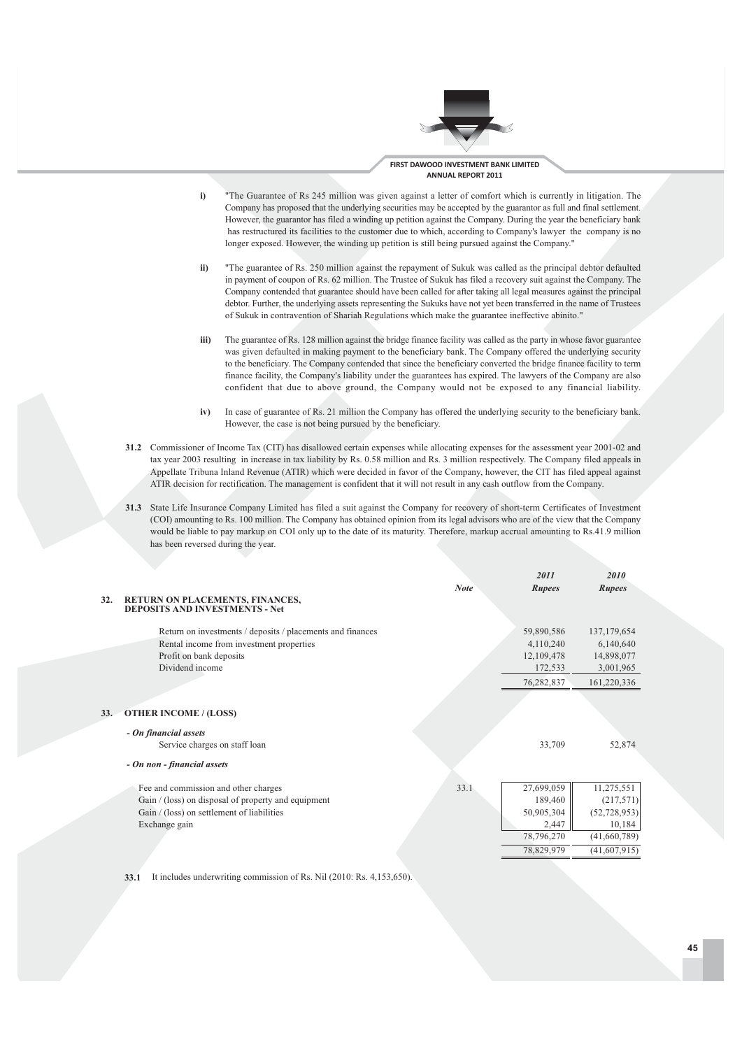i) "The Guarantee of Rs 245 million was given against a letter of comfort which is currently in litigation. The Company has proposed that the underlying securities may be accepted by the guarantor as full and final settlement. However, the guarantor has filed a winding up petition against the Company. During the year the beneficiary bank has restructured its facilities to the customer due to which, according to Company's lawyer the company is no longer exposed. However, the winding up petition is still being pursued against the Company."

ii) "The guarantee of Rs. 250 million against the repayment of Sukuk was called as the principal debtor defaulted in payment of coupon of Rs. 62 million. The Trustee of Sukuk has filed a recovery suit against the Company. The Company contended that guarantee should have been called for after taking all legal measures against the principal debtor. Further, the underlying assets representing the Sukuks have not yet been transferred in the name of Trustees of Sukuk in contravention of Shariah Regulations which make the guarantee ineffective abinito."

iii) The guarantee of Rs. 128 million against the bridge finance facility was called as the party in whose favor guarantee was given defaulted in making payment to the beneficiary bank. The Company offered the underlying security to the beneficiary. The Company contended that since the beneficiary converted the bridge finance facility to term finance facility, the Company's liability under the guarantees has expired. The lawyers of the Company are also confident that due to above ground, the Company would not be exposed to any financial liability.

iv) In case of guarantee of Rs. 21 million the Company has offered the underlying security to the beneficiary bank. However, the case is not being pursued by the beneficiary.

**31.2** Commissioner of Income Tax (CIT) has disallowed certain expenses while allocating expenses for the assessment year 2001-02 and tax year 2003 resulting in increase in tax liability by Rs. 0.58 million and Rs. 3 million respectively. The Company filed appeals in Appellate Tribuna Inland Revenue (ATIR) which were decided in favor of the Company, however, the CIT has filed appeal against ATIR decision for rectification. The management is confident that it will not result in any cash outflow from the Company.

**31.3** State Life Insurance Company Limited has filed a suit against the Company for recovery of short-term Certificates of Investment (COI) amounting to Rs. 100 million. The Company has obtained opinion from its legal advisors who are of the view that the Company would be liable to pay markup on COI only up to the date of its maturity. Therefore, markup accrual amounting to Rs.41.9 million has been reversed during the year.

| | Note | *2011* *Rupees* | *2010* *Rupees* |
|---|---|---|---|
| **32. RETURN ON PLACEMENTS, FINANCES, DEPOSITS AND INVESTMENTS - Net** | | | |
| Return on investments / deposits / placements and finances | | 59,890,586 | 137,179,654 |
| Rental income from investment properties | | 4,110,240 | 6,140,640 |
| Profit on bank deposits | | 12,109,478 | 14,898,077 |
| Dividend income | | 172,533 | 3,001,965 |
| | | 76,282,837 | 161,220,336 |
| **33. OTHER INCOME / (LOSS)** | | | |
| ***- On financial assets*** | | | |
| Service charges on staff loan | | 33,709 | 52,874 |
| ***- On non - financial assets*** | | | |
| Fee and commission and other charges | 33.1 | 27,699,059 | 11,275,551 |
| Gain / (loss) on disposal of property and equipment | | 189,460 | (217,571) |
| Gain / (loss) on settlement of liabilities | | 50,905,304 | (52,728,953) |
| Exchange gain | | 2,447 | 10,184 |
| | | 78,796,270 | (41,660,789) |
| | | 78,829,979 | (41,607,915) |

**33.1** It includes underwriting commission of Rs. Nil (2010: Rs. 4,153,650).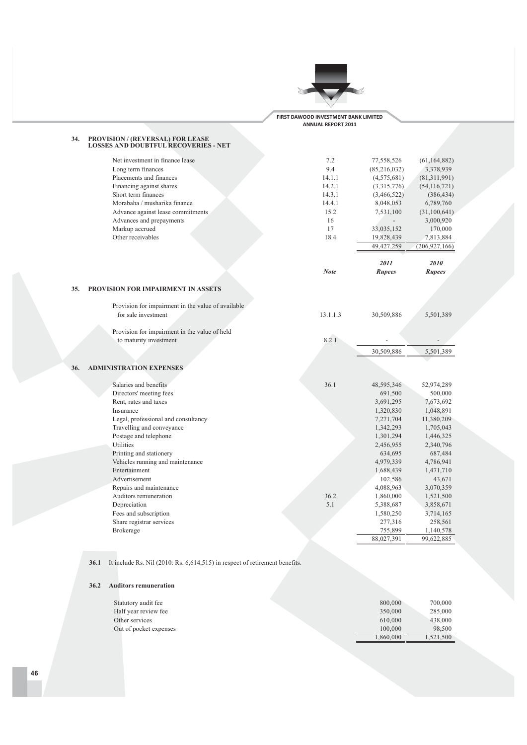## 34. PROVISION / (REVERSAL) FOR LEASE LOSSES AND DOUBTFUL RECOVERIES - NET

| | Note | 2011 Rupees | 2010 Rupees |
|---|---|---|---|
| Net investment in finance lease | 7.2 | 77,558,526 | (61,164,882) |
| Long term finances | 9.4 | (85,216,032) | 3,378,939 |
| Placements and finances | 14.1.1 | (4,575,681) | (81,311,991) |
| Financing against shares | 14.2.1 | (3,315,776) | (54,116,721) |
| Short term finances | 14.3.1 | (3,466,522) | (386,434) |
| Morabaha / musharika finance | 14.4.1 | 8,048,053 | 6,789,760 |
| Advance against lease commitments | 15.2 | 7,531,100 | (31,100,641) |
| Advances and prepayments | 16 | - | 3,000,920 |
| Markup accrued | 17 | 33,035,152 | 170,000 |
| Other receivables | 18.4 | 19,828,439 | 7,813,884 |
| | | 49,427,259 | (206,927,166) |

## 35. PROVISION FOR IMPAIRMENT IN ASSETS

| | Note | 2011 Rupees | 2010 Rupees |
|---|---|---|---|
| Provision for impairment in the value of available for sale investment | 13.1.1.3 | 30,509,886 | 5,501,389 |
| Provision for impairment in the value of held to maturity investment | 8.2.1 | - | - |
| | | 30,509,886 | 5,501,389 |

## 36. ADMINISTRATION EXPENSES

| | Note | 2011 Rupees | 2010 Rupees |
|---|---|---|---|
| Salaries and benefits | 36.1 | 48,595,346 | 52,974,289 |
| Directors' meeting fees | | 691,500 | 500,000 |
| Rent, rates and taxes | | 3,691,295 | 7,673,692 |
| Insurance | | 1,320,830 | 1,048,891 |
| Legal, professional and consultancy | | 7,271,704 | 11,380,209 |
| Travelling and conveyance | | 1,342,293 | 1,705,043 |
| Postage and telephone | | 1,301,294 | 1,446,325 |
| Utilities | | 2,456,955 | 2,340,796 |
| Printing and stationery | | 634,695 | 687,484 |
| Vehicles running and maintenance | | 4,979,339 | 4,786,941 |
| Entertainment | | 1,688,439 | 1,471,710 |
| Advertisement | | 102,586 | 43,671 |
| Repairs and maintenance | | 4,088,963 | 3,070,359 |
| Auditors remuneration | 36.2 | 1,860,000 | 1,521,500 |
| Depreciation | 5.1 | 5,388,687 | 3,858,671 |
| Fees and subscription | | 1,580,250 | 3,714,165 |
| Share registrar services | | 277,316 | 258,561 |
| Brokerage | | 755,899 | 1,140,578 |
| | | 88,027,391 | 99,622,885 |

**36.1** It include Rs. Nil (2010: Rs. 6,614,515) in respect of retirement benefits.

### 36.2 Auditors remuneration

| | 2011 Rupees | 2010 Rupees |
|---|---|---|
| Statutory audit fee | 800,000 | 700,000 |
| Half year review fee | 350,000 | 285,000 |
| Other services | 610,000 | 438,000 |
| Out of pocket expenses | 100,000 | 98,500 |
| | 1,860,000 | 1,521,500 |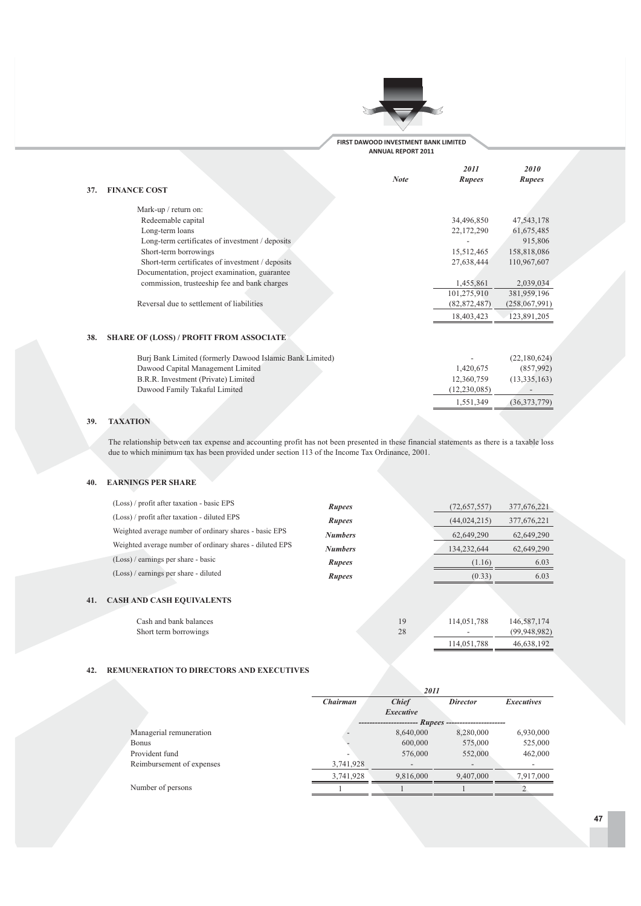## 37. FINANCE COST

| | Note | 2011 Rupees | 2010 Rupees |
|---|---|---|---|
| Mark-up / return on: | | | |
| Redeemable capital | | 34,496,850 | 47,543,178 |
| Long-term loans | | 22,172,290 | 61,675,485 |
| Long-term certificates of investment / deposits | | - | 915,806 |
| Short-term borrowings | | 15,512,465 | 158,818,086 |
| Short-term certificates of investment / deposits | | 27,638,444 | 110,967,607 |
| Documentation, project examination, guarantee commission, trusteeship fee and bank charges | | 1,455,861 | 2,039,034 |
| | | 101,275,910 | 381,959,196 |
| Reversal due to settlement of liabilities | | (82,872,487) | (258,067,991) |
| | | 18,403,423 | 123,891,205 |

## 38. SHARE OF (LOSS) / PROFIT FROM ASSOCIATE

| | 2011 Rupees | 2010 Rupees |
|---|---|---|
| Burj Bank Limited (formerly Dawood Islamic Bank Limited) | - | (22,180,624) |
| Dawood Capital Management Limited | 1,420,675 | (857,992) |
| B.R.R. Investment (Private) Limited | 12,360,759 | (13,335,163) |
| Dawood Family Takaful Limited | (12,230,085) | - |
| | 1,551,349 | (36,373,779) |

## 39. TAXATION

The relationship between tax expense and accounting profit has not been presented in these financial statements as there is a taxable loss due to which minimum tax has been provided under section 113 of the Income Tax Ordinance, 2001.

## 40. EARNINGS PER SHARE

| | | 2011 | 2010 |
|---|---|---|---|
| (Loss) / profit after taxation - basic EPS | *Rupees* | (72,657,557) | 377,676,221 |
| (Loss) / profit after taxation - diluted EPS | *Rupees* | (44,024,215) | 377,676,221 |
| Weighted average number of ordinary shares - basic EPS | *Numbers* | 62,649,290 | 62,649,290 |
| Weighted average number of ordinary shares - diluted EPS | *Numbers* | 134,232,644 | 62,649,290 |
| (Loss) / earnings per share - basic | *Rupees* | (1.16) | 6.03 |
| (Loss) / earnings per share - diluted | *Rupees* | (0.33) | 6.03 |

## 41. CASH AND CASH EQUIVALENTS

| | Note | 2011 Rupees | 2010 Rupees |
|---|---|---|---|
| Cash and bank balances | 19 | 114,051,788 | 146,587,174 |
| Short term borrowings | 28 | - | (99,948,982) |
| | | 114,051,788 | 46,638,192 |

## 42. REMUNERATION TO DIRECTORS AND EXECUTIVES

| | 2011 | | | |
|---|---|---|---|---|
| | *Chairman* | *Chief Executive* | *Director* | *Executives* |
| | ------- Rupees ------- | | | |
| Managerial remuneration | - | 8,640,000 | 8,280,000 | 6,930,000 |
| Bonus | - | 600,000 | 575,000 | 525,000 |
| Provident fund | - | 576,000 | 552,000 | 462,000 |
| Reimbursement of expenses | 3,741,928 | - | - | - |
| | 3,741,928 | 9,816,000 | 9,407,000 | 7,917,000 |
| Number of persons | 1 | 1 | 1 | 2 |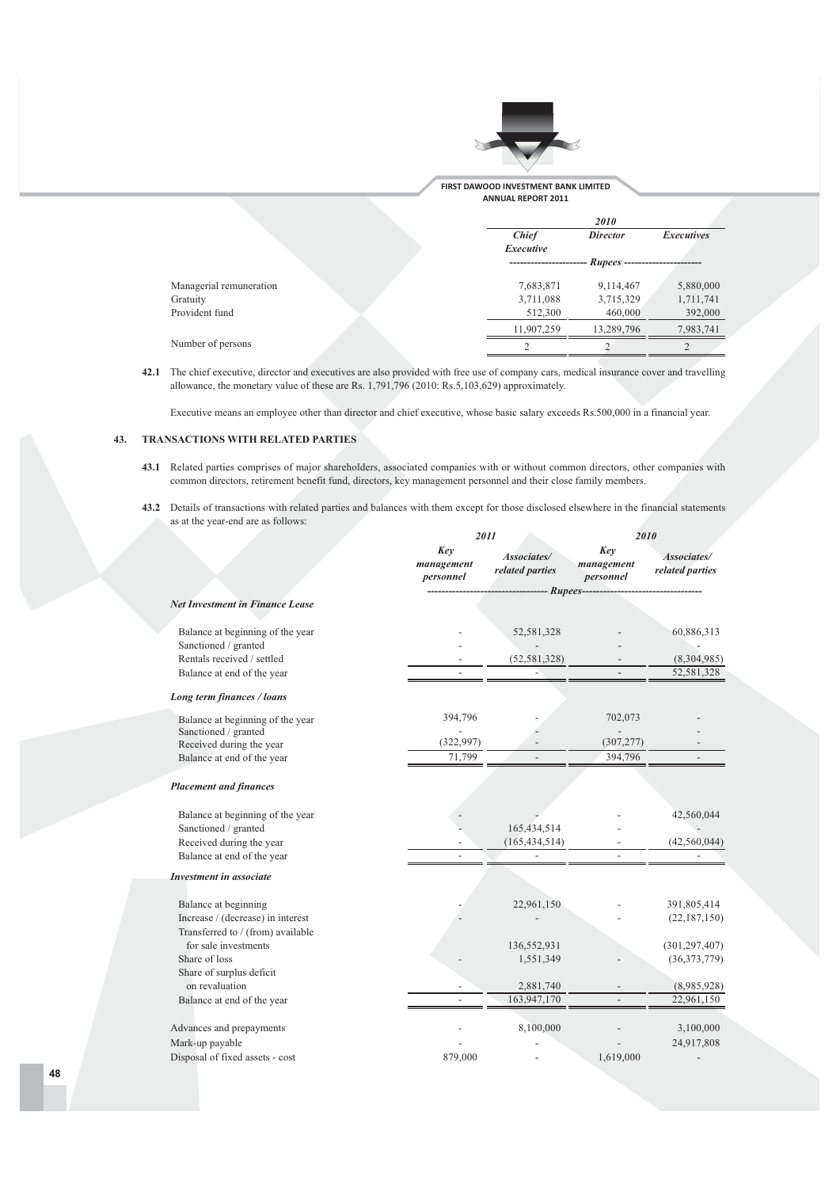| | 2010 | | |
|---|---|---|---|
| | Chief Executive | Director | Executives |
| | ---------------------- Rupees ---------------------- | | |
| Managerial remuneration | 7,683,871 | 9,114,467 | 5,880,000 |
| Gratuity | 3,711,088 | 3,715,329 | 1,711,741 |
| Provident fund | 512,300 | 460,000 | 392,000 |
| | 11,907,259 | 13,289,796 | 7,983,741 |
| Number of persons | 2 | 2 | 2 |

**42.1** The chief executive, director and executives are also provided with free use of company cars, medical insurance cover and travelling allowance, the monetary value of these are Rs. 1,791,796 (2010: Rs.5,103,629) approximately.

Executive means an employee other than director and chief executive, whose basic salary exceeds Rs.500,000 in a financial year.

## 43. TRANSACTIONS WITH RELATED PARTIES

**43.1** Related parties comprises of major shareholders, associated companies with or without common directors, other companies with common directors, retirement benefit fund, directors, key management personnel and their close family members.

**43.2** Details of transactions with related parties and balances with them except for those disclosed elsewhere in the financial statements as at the year-end are as follows:

| | 2011 | | 2010 | |
|---|---|---|---|---|
| | Key management personnel | Associates/ related parties | Key management personnel | Associates/ related parties |
| | ------------------------------------ Rupees ------------------------------------ | | | |
| ***Net Investment in Finance Lease*** | | | | |
| Balance at beginning of the year | - | 52,581,328 | - | 60,886,313 |
| Sanctioned / granted | - | - | - | - |
| Rentals received / settled | - | (52,581,328) | - | (8,304,985) |
| Balance at end of the year | - | - | - | 52,581,328 |
| ***Long term finances / loans*** | | | | |
| Balance at beginning of the year | 394,796 | - | 702,073 | - |
| Sanctioned / granted | - | - | - | - |
| Received during the year | (322,997) | - | (307,277) | - |
| Balance at end of the year | 71,799 | - | 394,796 | - |
| ***Placement and finances*** | | | | |
| Balance at beginning of the year | - | - | - | 42,560,044 |
| Sanctioned / granted | - | 165,434,514 | - | - |
| Received during the year | - | (165,434,514) | - | (42,560,044) |
| Balance at end of the year | - | - | - | - |
| ***Investment in associate*** | | | | |
| Balance at beginning | - | 22,961,150 | - | 391,805,414 |
| Increase / (decrease) in interest | - | - | - | (22,187,150) |
| Transferred to / (from) available for sale investments | | 136,552,931 | | (301,297,407) |
| Share of loss | - | 1,551,349 | - | (36,373,779) |
| Share of surplus deficit on revaluation | - | 2,881,740 | - | (8,985,928) |
| Balance at end of the year | - | 163,947,170 | - | 22,961,150 |
| Advances and prepayments | - | 8,100,000 | - | 3,100,000 |
| Mark-up payable | - | - | - | 24,917,808 |
| Disposal of fixed assets - cost | 879,000 | - | 1,619,000 | - |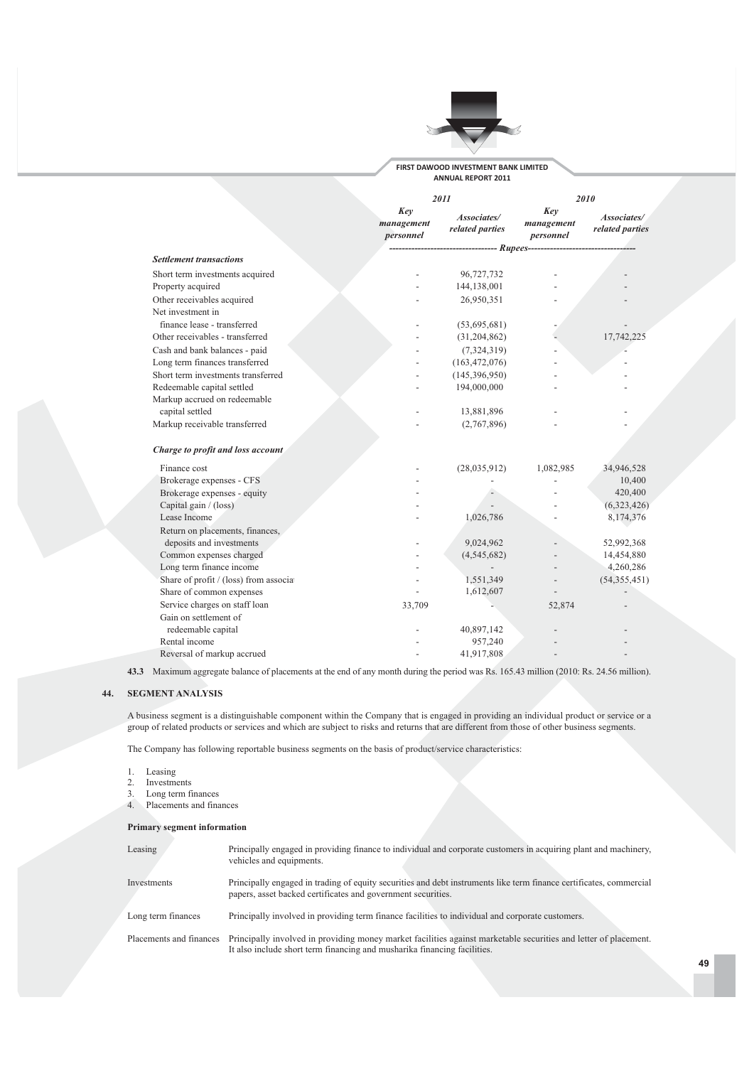| | 2011 | | 2010 | |
|---|---|---|---|---|
| | *Key management personnel* | *Associates/ related parties* | *Key management personnel* | *Associates/ related parties* |
| | ---------------------------------- Rupees---------------------------------- | | | |
| ***Settlement transactions*** | | | | |
| Short term investments acquired | - | 96,727,732 | - | - |
| Property acquired | - | 144,138,001 | - | - |
| Other receivables acquired | - | 26,950,351 | - | - |
| Net investment in finance lease - transferred | - | (53,695,681) | - | - |
| Other receivables - transferred | - | (31,204,862) | - | 17,742,225 |
| Cash and bank balances - paid | - | (7,324,319) | - | - |
| Long term finances transferred | - | (163,472,076) | - | - |
| Short term investments transferred | - | (145,396,950) | - | - |
| Redeemable capital settled | - | 194,000,000 | - | - |
| Markup accrued on redeemable capital settled | - | 13,881,896 | - | - |
| Markup receivable transferred | - | (2,767,896) | - | - |
| ***Charge to profit and loss account*** | | | | |
| Finance cost | - | (28,035,912) | 1,082,985 | 34,946,528 |
| Brokerage expenses - CFS | - | - | - | 10,400 |
| Brokerage expenses - equity | - | - | - | 420,400 |
| Capital gain / (loss) | - | - | - | (6,323,426) |
| Lease Income | - | 1,026,786 | - | 8,174,376 |
| Return on placements, finances, deposits and investments | - | 9,024,962 | - | 52,992,368 |
| Common expenses charged | - | (4,545,682) | - | 14,454,880 |
| Long term finance income | - | - | - | 4,260,286 |
| Share of profit / (loss) from associa | - | 1,551,349 | - | (54,355,451) |
| Share of common expenses | - | 1,612,607 | - | - |
| Service charges on staff loan | 33,709 | - | 52,874 | - |
| Gain on settlement of redeemable capital | - | 40,897,142 | - | - |
| Rental income | - | 957,240 | - | - |
| Reversal of markup accrued | - | 41,917,808 | - | - |

**43.3** Maximum aggregate balance of placements at the end of any month during the period was Rs. 165.43 million (2010: Rs. 24.56 million).

## 44. SEGMENT ANALYSIS

A business segment is a distinguishable component within the Company that is engaged in providing an individual product or service or a group of related products or services and which are subject to risks and returns that are different from those of other business segments.

The Company has following reportable business segments on the basis of product/service characteristics:

1. Leasing
2. Investments
3. Long term finances
4. Placements and finances

### Primary segment information

| | |
|---|---|
| Leasing | Principally engaged in providing finance to individual and corporate customers in acquiring plant and machinery, vehicles and equipments. |
| Investments | Principally engaged in trading of equity securities and debt instruments like term finance certificates, commercial papers, asset backed certificates and government securities. |
| Long term finances | Principally involved in providing term finance facilities to individual and corporate customers. |
| Placements and finances | Principally involved in providing money market facilities against marketable securities and letter of placement. It also include short term financing and musharika financing facilities. |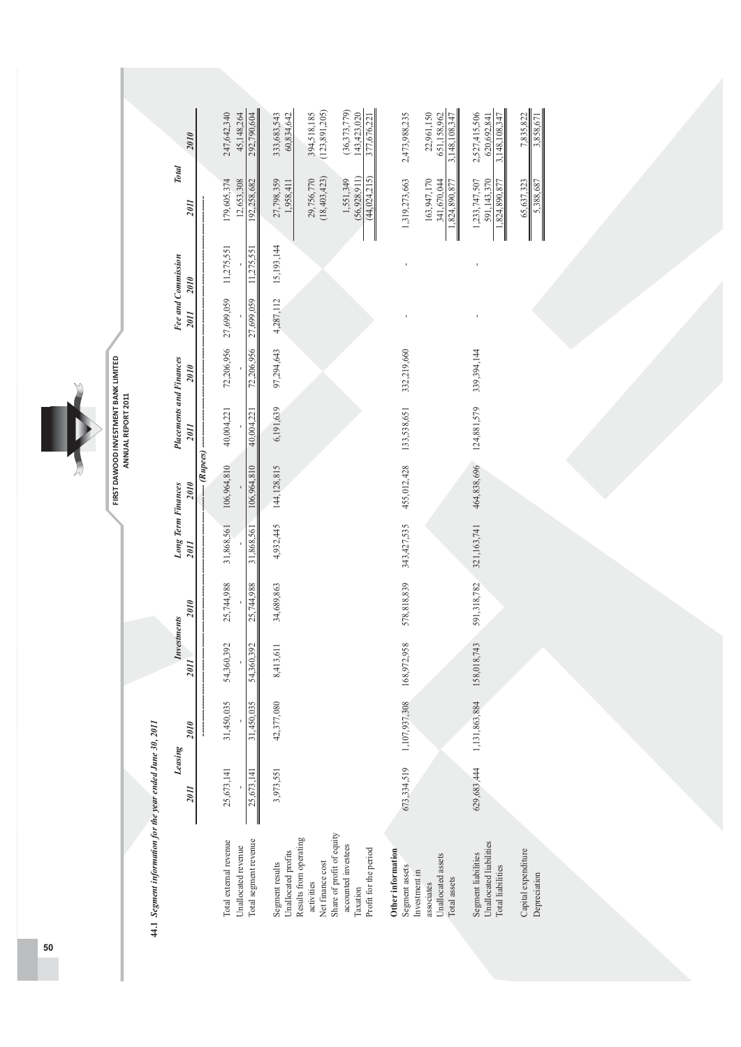### 44.1 Segment information for the year ended June 30, 2011

| | Leasing | | Investments | | Long Term Finances | | Placements and Finances | | Fee and Commission | | Total | |
|---|---|---|---|---|---|---|---|---|---|---|---|---|
| | 2011 | 2010 | 2011 | 2010 | 2011 | 2010 | 2011 | 2010 | 2011 | 2010 | 2011 | 2010 |
| | (Rupees) | | | | | | | | | | | |
| Total external revenue | 25,673,141 | 31,450,035 | 54,360,392 | 25,744,988 | 31,868,561 | 106,964,810 | 40,004,221 | 72,206,956 | 27,699,059 | 11,275,551 | 179,605,374 | 247,642,340 |
| Unallocated revenue | - | - | - | - | - | - | - | - | - | - | 12,653,308 | 45,148,264 |
| Total segment revenue | 25,673,141 | 31,450,035 | 54,360,392 | 25,744,988 | 31,868,561 | 106,964,810 | 40,004,221 | 72,206,956 | 27,699,059 | 11,275,551 | 192,258,682 | 292,790,604 |
| Segment results | 3,973,551 | 42,377,080 | 8,413,611 | 34,689,863 | 4,932,445 | 144,128,815 | 6,191,639 | 97,294,643 | 4,287,112 | 15,193,144 | 27,798,359 | 333,683,543 |
| Unallocated profits | | | | | | | | | | | 1,958,411 | 60,834,642 |
| Results from operating activities | | | | | | | | | | | 29,756,770 | 394,518,185 |
| Net finance cost | | | | | | | | | | | (18,403,423) | (123,891,205) |
| Share of profit of equity accounted investees | | | | | | | | | | | 1,551,349 | (36,373,779) |
| Taxation | | | | | | | | | | | (56,928,911) | 143,423,020 |
| Profit for the period | | | | | | | | | | | (44,024,215) | 377,676,221 |
| **Other information** | | | | | | | | | | | | |
| Segment assets | 673,334,519 | 1,107,937,308 | 168,972,958 | 578,818,839 | 343,427,535 | 455,012,428 | 133,538,651 | 332,219,660 | - | - | 1,319,273,663 | 2,473,988,235 |
| Investment in associates | | | | | | | | | | | 163,947,170 | 22,961,150 |
| Unallocated assets | | | | | | | | | | | 341,670,044 | 651,158,962 |
| Total assets | | | | | | | | | | | 1,824,890,877 | 3,148,108,347 |
| Segment liabilities | 629,683,444 | 1,131,863,884 | 158,018,743 | 591,318,782 | 321,163,741 | 464,838,696 | 124,881,579 | 339,394,144 | - | - | 1,233,747,507 | 2,527,415,506 |
| Unallocated liabilities | | | | | | | | | | | 591,143,370 | 620,692,841 |
| Total liabilities | | | | | | | | | | | 1,824,890,877 | 3,148,108,347 |
| Capital expenditure | | | | | | | | | | | 65,637,323 | 7,835,822 |
| Depreciation | | | | | | | | | | | 5,388,687 | 3,858,671 |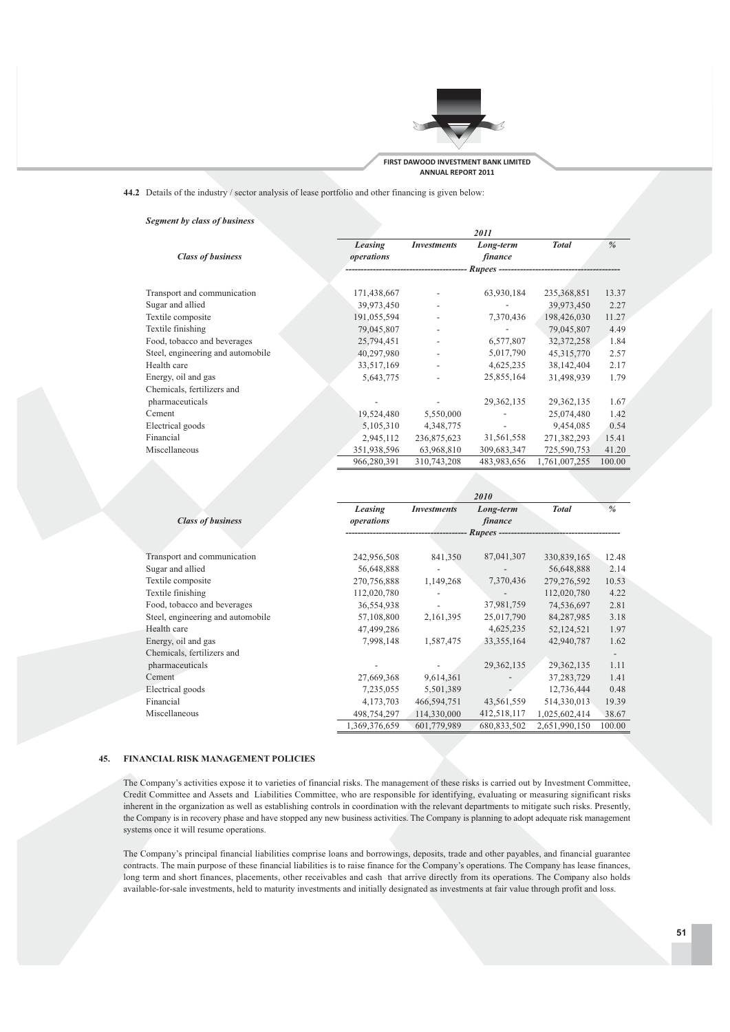**44.2** Details of the industry / sector analysis of lease portfolio and other financing is given below:

***Segment by class of business***

| Class of business | Leasing operations | Investments | Long-term finance | Total | % |
|---|---|---|---|---|---|
| | | | **2011** | | |
| | | | Rupees | | |
| Transport and communication | 171,438,667 | - | 63,930,184 | 235,368,851 | 13.37 |
| Sugar and allied | 39,973,450 | - | - | 39,973,450 | 2.27 |
| Textile composite | 191,055,594 | - | 7,370,436 | 198,426,030 | 11.27 |
| Textile finishing | 79,045,807 | - | - | 79,045,807 | 4.49 |
| Food, tobacco and beverages | 25,794,451 | - | 6,577,807 | 32,372,258 | 1.84 |
| Steel, engineering and automobile | 40,297,980 | - | 5,017,790 | 45,315,770 | 2.57 |
| Health care | 33,517,169 | - | 4,625,235 | 38,142,404 | 2.17 |
| Energy, oil and gas | 5,643,775 | - | 25,855,164 | 31,498,939 | 1.79 |
| Chemicals, fertilizers and pharmaceuticals | - | - | 29,362,135 | 29,362,135 | 1.67 |
| Cement | 19,524,480 | 5,550,000 | - | 25,074,480 | 1.42 |
| Electrical goods | 5,105,310 | 4,348,775 | - | 9,454,085 | 0.54 |
| Financial | 2,945,112 | 236,875,623 | 31,561,558 | 271,382,293 | 15.41 |
| Miscellaneous | 351,938,596 | 63,968,810 | 309,683,347 | 725,590,753 | 41.20 |
| | 966,280,391 | 310,743,208 | 483,983,656 | 1,761,007,255 | 100.00 |

| Class of business | Leasing operations | Investments | Long-term finance | Total | % |
|---|---|---|---|---|---|
| | | | **2010** | | |
| | | | Rupees | | |
| Transport and communication | 242,956,508 | 841,350 | 87,041,307 | 330,839,165 | 12.48 |
| Sugar and allied | 56,648,888 | - | - | 56,648,888 | 2.14 |
| Textile composite | 270,756,888 | 1,149,268 | 7,370,436 | 279,276,592 | 10.53 |
| Textile finishing | 112,020,780 | - | - | 112,020,780 | 4.22 |
| Food, tobacco and beverages | 36,554,938 | - | 37,981,759 | 74,536,697 | 2.81 |
| Steel, engineering and automobile | 57,108,800 | 2,161,395 | 25,017,790 | 84,287,985 | 3.18 |
| Health care | 47,499,286 | | 4,625,235 | 52,124,521 | 1.97 |
| Energy, oil and gas | 7,998,148 | 1,587,475 | 33,355,164 | 42,940,787 | 1.62 |
| Chemicals, fertilizers and pharmaceuticals | - | - | 29,362,135 | 29,362,135 | 1.11 |
| Cement | 27,669,368 | 9,614,361 | - | 37,283,729 | 1.41 |
| Electrical goods | 7,235,055 | 5,501,389 | - | 12,736,444 | 0.48 |
| Financial | 4,173,703 | 466,594,751 | 43,561,559 | 514,330,013 | 19.39 |
| Miscellaneous | 498,754,297 | 114,330,000 | 412,518,117 | 1,025,602,414 | 38.67 |
| | 1,369,376,659 | 601,779,989 | 680,833,502 | 2,651,990,150 | 100.00 |

## 45. FINANCIAL RISK MANAGEMENT POLICIES

The Company's activities expose it to varieties of financial risks. The management of these risks is carried out by Investment Committee, Credit Committee and Assets and Liabilities Committee, who are responsible for identifying, evaluating or measuring significant risks inherent in the organization as well as establishing controls in coordination with the relevant departments to mitigate such risks. Presently, the Company is in recovery phase and have stopped any new business activities. The Company is planning to adopt adequate risk management systems once it will resume operations.

The Company's principal financial liabilities comprise loans and borrowings, deposits, trade and other payables, and financial guarantee contracts. The main purpose of these financial liabilities is to raise finance for the Company's operations. The Company has lease finances, long term and short finances, placements, other receivables and cash that arrive directly from its operations. The Company also holds available-for-sale investments, held to maturity investments and initially designated as investments at fair value through profit and loss.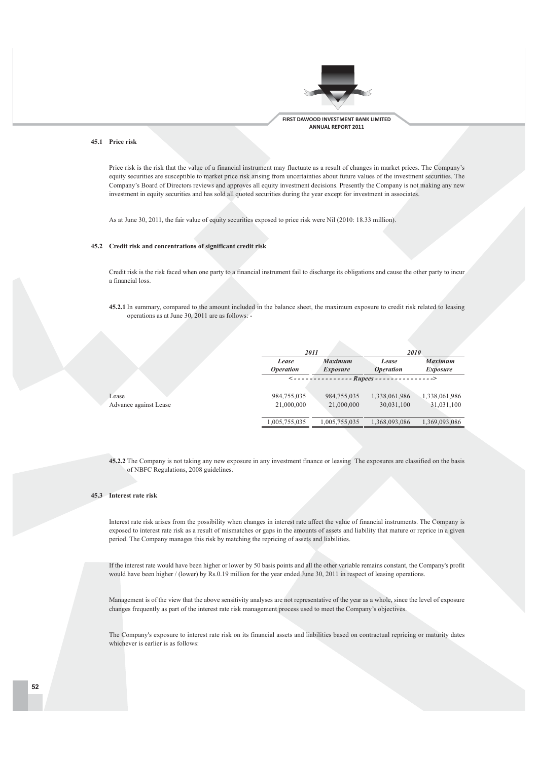### 45.1 Price risk

Price risk is the risk that the value of a financial instrument may fluctuate as a result of changes in market prices. The Company's equity securities are susceptible to market price risk arising from uncertainties about future values of the investment securities. The Company's Board of Directors reviews and approves all equity investment decisions. Presently the Company is not making any new investment in equity securities and has sold all quoted securities during the year except for investment in associates.

As at June 30, 2011, the fair value of equity securities exposed to price risk were Nil (2010: 18.33 million).

### 45.2 Credit risk and concentrations of significant credit risk

Credit risk is the risk faced when one party to a financial instrument fail to discharge its obligations and cause the other party to incur a financial loss.

**45.2.1** In summary, compared to the amount included in the balance sheet, the maximum exposure to credit risk related to leasing operations as at June 30, 2011 are as follows: -

| | *2011* | | *2010* | |
|---|---|---|---|---|
| | *Lease Operation* | *Maximum Exposure* | *Lease Operation* | *Maximum Exposure* |
| | <--------------- | *Rupees* | ---------------> | |
| Lease | 984,755,035 | 984,755,035 | 1,338,061,986 | 1,338,061,986 |
| Advance against Lease | 21,000,000 | 21,000,000 | 30,031,100 | 31,031,100 |
| | 1,005,755,035 | 1,005,755,035 | 1,368,093,086 | 1,369,093,086 |

**45.2.2** The Company is not taking any new exposure in any investment finance or leasing The exposures are classified on the basis of NBFC Regulations, 2008 guidelines.

### 45.3 Interest rate risk

Interest rate risk arises from the possibility when changes in interest rate affect the value of financial instruments. The Company is exposed to interest rate risk as a result of mismatches or gaps in the amounts of assets and liability that mature or reprice in a given period. The Company manages this risk by matching the repricing of assets and liabilities.

If the interest rate would have been higher or lower by 50 basis points and all the other variable remains constant, the Company's profit would have been higher / (lower) by Rs.0.19 million for the year ended June 30, 2011 in respect of leasing operations.

Management is of the view that the above sensitivity analyses are not representative of the year as a whole, since the level of exposure changes frequently as part of the interest rate risk management process used to meet the Company's objectives.

The Company's exposure to interest rate risk on its financial assets and liabilities based on contractual repricing or maturity dates whichever is earlier is as follows: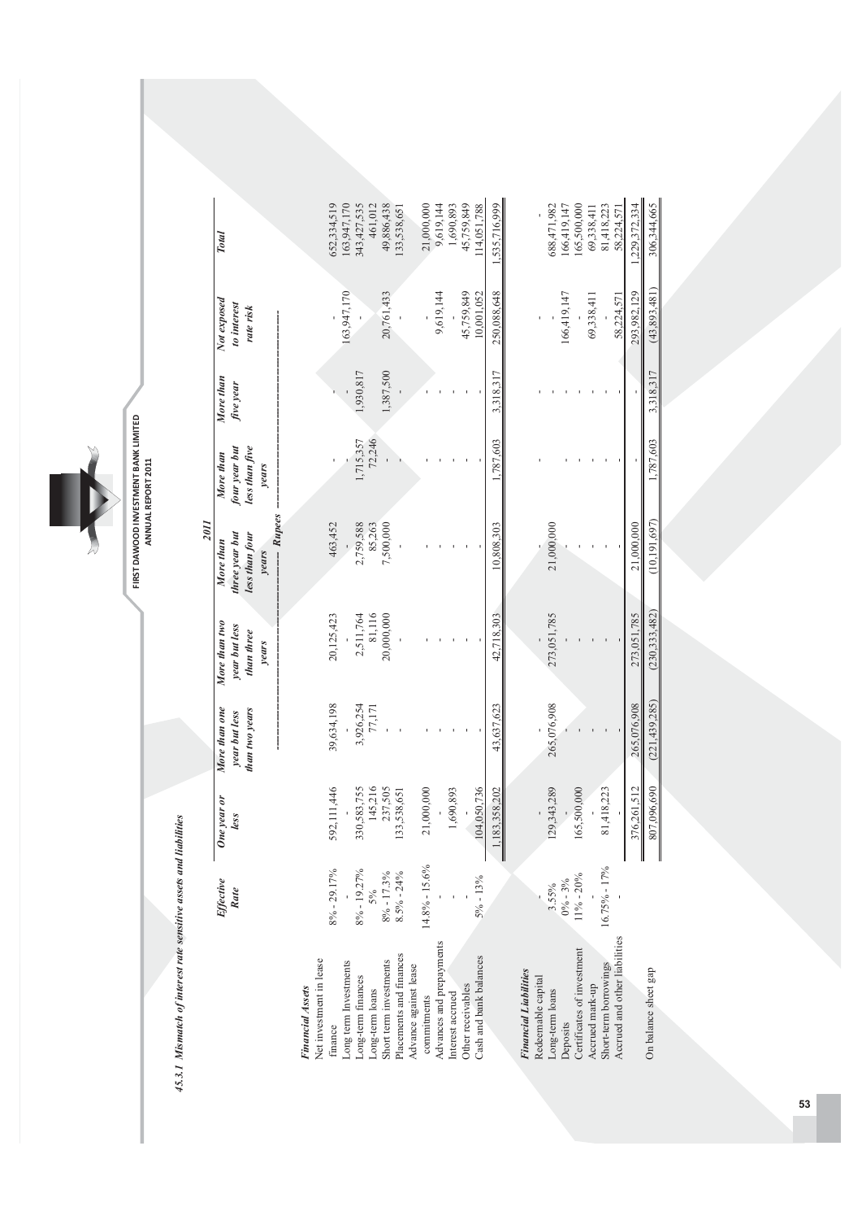#### 45.3.1 Mismatch of interest rate sensitive assets and liabilities

| | Effective Rate | 2011 | | | | | | | |
|---|---|---|---|---|---|---|---|---|---|
| | | One year or less | More than one year but less than two years | More than two year but less than three years | More than three year but less than four years | More than four year but less than five years | More than five year | Not exposed to interest rate risk | Total |
| | | Rupees | | | | | | | |
| ***Financial Assets*** | | | | | | | | | |
| Net investment in lease finance | 8% - 29.17% | 592,111,446 | 39,634,198 | 20,125,423 | 463,452 | - | - | - | 652,334,519 |
| Long term Investments | - | - | - | - | - | - | - | 163,947,170 | 163,947,170 |
| Long-term finances | 8% - 19.27% | 330,583,755 | 3,926,254 | 2,511,764 | 2,759,588 | 1,715,357 | 1,930,817 | - | 343,427,535 |
| Long-term loans | 5% | 145,216 | 77,171 | 81,116 | 85,263 | 72,246 | - | - | 461,012 |
| Short term investments | 8% - 17.3% | 237,505 | - | 20,000,000 | 7,500,000 | - | 1,387,500 | 20,761,433 | 49,886,438 |
| Placements and finances | 8.5% - 24% | 133,538,651 | - | - | - | - | - | - | 133,538,651 |
| Advance against lease commitments | 14.8% - 15.6% | 21,000,000 | - | - | - | - | - | - | 21,000,000 |
| Advances and prepayments | - | - | - | - | - | - | - | 9,619,144 | 9,619,144 |
| Interest accrued | - | 1,690,893 | - | - | - | - | - | - | 1,690,893 |
| Other receivables | - | - | - | - | - | - | - | 45,759,849 | 45,759,849 |
| Cash and bank balances | 5% - 13% | 104,050,736 | - | - | - | - | - | 10,001,052 | 114,051,788 |
| | | 1,183,358,202 | 43,637,623 | 42,718,303 | 10,808,303 | 1,787,603 | 3,318,317 | 250,088,648 | 1,535,716,999 |
| ***Financial Liabilities*** | | | | | | | | | |
| Redeemable capital | - | - | - | - | - | - | - | - | - |
| Long-term loans | 3.55% | 129,343,289 | 265,076,908 | 273,051,785 | 21,000,000 | - | - | - | 688,471,982 |
| Deposits | 0% - 3% | - | - | - | - | - | - | 166,419,147 | 166,419,147 |
| Certificates of investment | 11% - 20% | 165,500,000 | - | - | - | - | - | - | 165,500,000 |
| Accrued mark-up | - | - | - | - | - | - | - | 69,338,411 | 69,338,411 |
| Short-term borrowings | 16.75% - 17% | 81,418,223 | - | - | - | - | - | - | 81,418,223 |
| Accrued and other liabilities | - | - | - | - | - | - | - | 58,224,571 | 58,224,571 |
| | | 376,261,512 | 265,076,908 | 273,051,785 | 21,000,000 | - | - | 293,982,129 | 1,229,372,334 |
| On balance sheet gap | | 807,096,690 | (221,439,285) | (230,333,482) | (10,191,697) | 1,787,603 | 3,318,317 | (43,893,481) | 306,344,665 |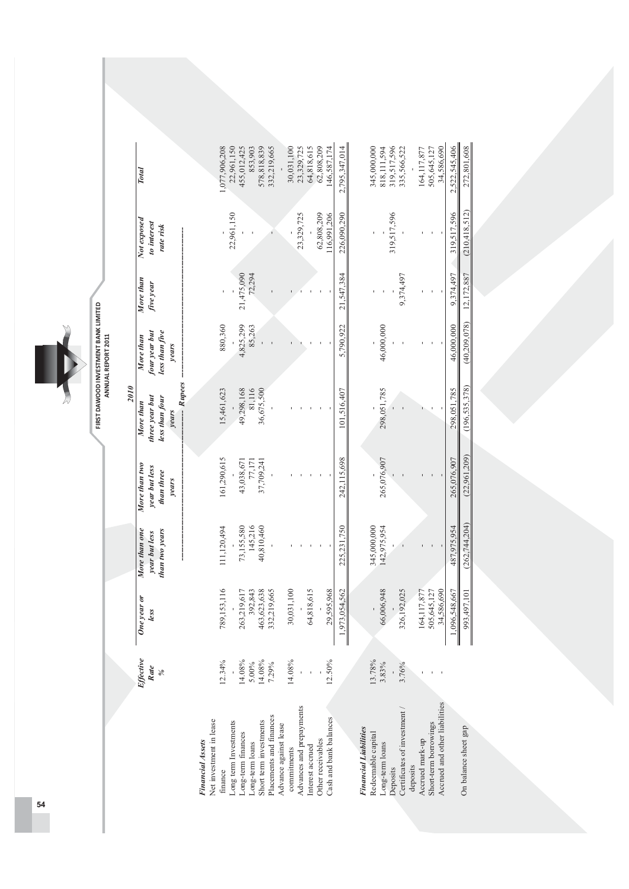| | 2010 | | | | | | | | |
|---|---|---|---|---|---|---|---|---|---|
| | Effective Rate % | One year or less | More than one year but less than two years | More than two year but less than three years | More than three year but less than four years | More than four year but less than five years | More than five year | Not exposed to interest rate risk | Total |
| | | ---------- Rupees ---------- | | | | | | | |
| ***Financial Assets*** | | | | | | | | | |
| Net investment in lease finance | 12.34% | 789,153,116 | 111,120,494 | 161,290,615 | 15,461,623 | 880,360 | - | - | 1,077,906,208 |
| Long term Investments | - | - | - | - | - | - | - | 22,961,150 | 22,961,150 |
| Long-term finances | 14.08% | 263,219,617 | 73,155,580 | 43,038,671 | 49,298,168 | 4,825,299 | 21,475,090 | - | 455,012,425 |
| Long-term loans | 5.00% | 392,843 | 145,216 | 77,171 | 81,116 | 85,263 | 72,294 | - | 853,903 |
| Short term investments | 14.08% | 463,623,638 | 40,810,460 | 37,709,241 | 36,675,500 | - | - | - | 578,818,839 |
| Placements and finances | 7.29% | 332,219,665 | - | - | - | - | - | - | 332,219,665 |
| Advance against lease commitments | 14.08% | 30,031,100 | - | - | - | - | - | - | 30,031,100 |
| Advances and prepayments | - | - | - | - | - | - | - | 23,329,725 | 23,329,725 |
| Interest accrued | - | 64,818,615 | - | - | - | - | - | - | 64,818,615 |
| Other receivables | - | - | - | - | - | - | - | 62,808,209 | 62,808,209 |
| Cash and bank balances | 12.50% | 29,595,968 | - | - | - | - | - | 116,991,206 | 146,587,174 |
| | | 1,973,054,562 | 225,231,750 | 242,115,698 | 101,516,407 | 5,790,922 | 21,547,384 | 226,090,290 | 2,795,347,014 |
| ***Financial Liabilities*** | | | | | | | | | |
| Redeemable capital | 13.78% | - | 345,000,000 | - | - | - | - | - | 345,000,000 |
| Long-term loans | 3.83% | 66,006,948 | 142,975,954 | 265,076,907 | 298,051,785 | 46,000,000 | - | - | 818,111,594 |
| Deposits | - | - | - | - | - | - | - | 319,517,596 | 319,517,596 |
| Certificates of investment / deposits | 3.76% | 326,192,025 | - | - | - | - | 9,374,497 | - | 335,566,522 |
| Accrued mark-up | - | 164,117,877 | - | - | - | - | - | - | 164,117,877 |
| Short-term borrowings | - | 505,645,127 | - | - | - | - | - | - | 505,645,127 |
| Accrued and other liabilities | - | 34,586,690 | - | - | - | - | - | - | 34,586,690 |
| | | 1,096,548,667 | 487,975,954 | 265,076,907 | 298,051,785 | 46,000,000 | 9,374,497 | 319,517,596 | 2,522,545,406 |
| On balance sheet gap | | 993,497,101 | (262,744,204) | (22,961,209) | (196,535,378) | (40,209,078) | 12,172,887 | (210,418,512) | 272,801,608 |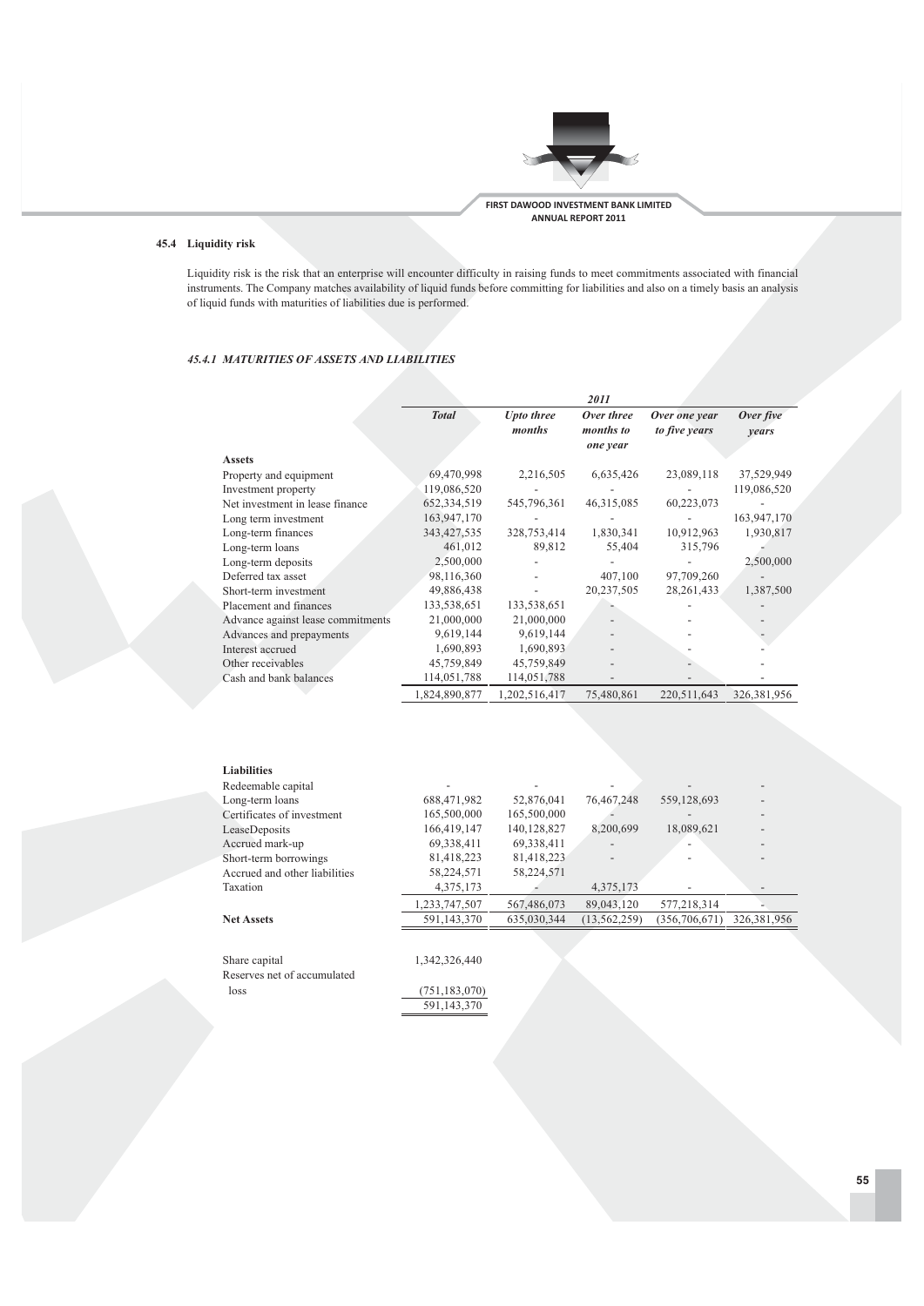### 45.4 Liquidity risk

Liquidity risk is the risk that an enterprise will encounter difficulty in raising funds to meet commitments associated with financial instruments. The Company matches availability of liquid funds before committing for liabilities and also on a timely basis an analysis of liquid funds with maturities of liabilities due is performed.

#### *45.4.1 MATURITIES OF ASSETS AND LIABILITIES*

| | 2011 | | | | |
|---|---|---|---|---|---|
| | ***Total*** | ***Upto three months*** | ***Over three months to one year*** | ***Over one year to five years*** | ***Over five years*** |
| **Assets** | | | | | |
| Property and equipment | 69,470,998 | 2,216,505 | 6,635,426 | 23,089,118 | 37,529,949 |
| Investment property | 119,086,520 | - | - | - | 119,086,520 |
| Net investment in lease finance | 652,334,519 | 545,796,361 | 46,315,085 | 60,223,073 | - |
| Long term investment | 163,947,170 | - | - | - | 163,947,170 |
| Long-term finances | 343,427,535 | 328,753,414 | 1,830,341 | 10,912,963 | 1,930,817 |
| Long-term loans | 461,012 | 89,812 | 55,404 | 315,796 | - |
| Long-term deposits | 2,500,000 | - | - | - | 2,500,000 |
| Deferred tax asset | 98,116,360 | - | 407,100 | 97,709,260 | - |
| Short-term investment | 49,886,438 | - | 20,237,505 | 28,261,433 | 1,387,500 |
| Placement and finances | 133,538,651 | 133,538,651 | - | - | - |
| Advance against lease commitments | 21,000,000 | 21,000,000 | - | - | - |
| Advances and prepayments | 9,619,144 | 9,619,144 | - | - | - |
| Interest accrued | 1,690,893 | 1,690,893 | - | - | - |
| Other receivables | 45,759,849 | 45,759,849 | - | - | - |
| Cash and bank balances | 114,051,788 | 114,051,788 | - | - | - |
| | 1,824,890,877 | 1,202,516,417 | 75,480,861 | 220,511,643 | 326,381,956 |
| **Liabilities** | | | | | |
| Redeemable capital | - | - | - | - | - |
| Long-term loans | 688,471,982 | 52,876,041 | 76,467,248 | 559,128,693 | - |
| Certificates of investment | 165,500,000 | 165,500,000 | - | - | - |
| LeaseDeposits | 166,419,147 | 140,128,827 | 8,200,699 | 18,089,621 | - |
| Accrued mark-up | 69,338,411 | 69,338,411 | - | - | - |
| Short-term borrowings | 81,418,223 | 81,418,223 | - | - | - |
| Accrued and other liabilities | 58,224,571 | 58,224,571 | | | |
| Taxation | 4,375,173 | - | 4,375,173 | - | - |
| | 1,233,747,507 | 567,486,073 | 89,043,120 | 577,218,314 | - |
| **Net Assets** | 591,143,370 | 635,030,344 | (13,562,259) | (356,706,671) | 326,381,956 |
| | | | | | |
| Share capital | 1,342,326,440 | | | | |
| Reserves net of accumulated loss | (751,183,070) | | | | |
| | 591,143,370 | | | | |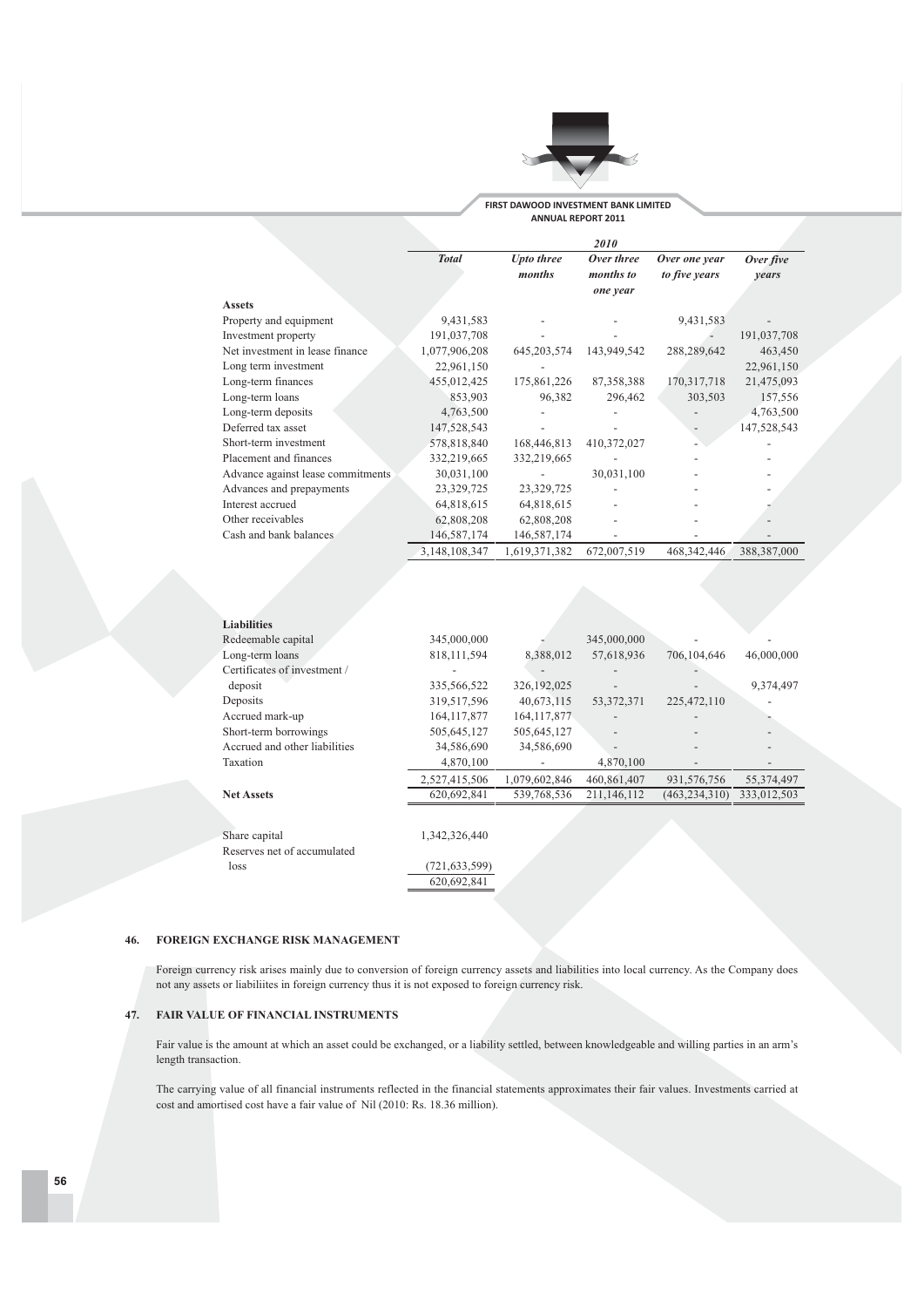| | 2010 | | | | |
|---|---|---|---|---|---|
| | ***Total*** | ***Upto three months*** | ***Over three months to one year*** | ***Over one year to five years*** | ***Over five years*** |
| **Assets** | | | | | |
| Property and equipment | 9,431,583 | - | - | 9,431,583 | - |
| Investment property | 191,037,708 | - | - | - | 191,037,708 |
| Net investment in lease finance | 1,077,906,208 | 645,203,574 | 143,949,542 | 288,289,642 | 463,450 |
| Long term investment | 22,961,150 | - | | | 22,961,150 |
| Long-term finances | 455,012,425 | 175,861,226 | 87,358,388 | 170,317,718 | 21,475,093 |
| Long-term loans | 853,903 | 96,382 | 296,462 | 303,503 | 157,556 |
| Long-term deposits | 4,763,500 | - | - | - | 4,763,500 |
| Deferred tax asset | 147,528,543 | - | - | - | 147,528,543 |
| Short-term investment | 578,818,840 | 168,446,813 | 410,372,027 | - | - |
| Placement and finances | 332,219,665 | 332,219,665 | - | - | - |
| Advance against lease commitments | 30,031,100 | - | 30,031,100 | - | - |
| Advances and prepayments | 23,329,725 | 23,329,725 | - | - | - |
| Interest accrued | 64,818,615 | 64,818,615 | - | - | - |
| Other receivables | 62,808,208 | 62,808,208 | - | - | - |
| Cash and bank balances | 146,587,174 | 146,587,174 | - | - | - |
| | 3,148,108,347 | 1,619,371,382 | 672,007,519 | 468,342,446 | 388,387,000 |
| **Liabilities** | | | | | |
| Redeemable capital | 345,000,000 | - | 345,000,000 | - | - |
| Long-term loans | 818,111,594 | 8,388,012 | 57,618,936 | 706,104,646 | 46,000,000 |
| Certificates of investment / deposit | 335,566,522 | 326,192,025 | - | - | 9,374,497 |
| Deposits | 319,517,596 | 40,673,115 | 53,372,371 | 225,472,110 | - |
| Accrued mark-up | 164,117,877 | 164,117,877 | - | - | - |
| Short-term borrowings | 505,645,127 | 505,645,127 | - | - | - |
| Accrued and other liabilities | 34,586,690 | 34,586,690 | - | - | - |
| Taxation | 4,870,100 | - | 4,870,100 | - | - |
| | 2,527,415,506 | 1,079,602,846 | 460,861,407 | 931,576,756 | 55,374,497 |
| **Net Assets** | 620,692,841 | 539,768,536 | 211,146,112 | (463,234,310) | 333,012,503 |
| | | | | | |
| Share capital | 1,342,326,440 | | | | |
| Reserves net of accumulated loss | (721,633,599) | | | | |
| | 620,692,841 | | | | |

## 46. FOREIGN EXCHANGE RISK MANAGEMENT

Foreign currency risk arises mainly due to conversion of foreign currency assets and liabilities into local currency. As the Company does not any assets or liabiliites in foreign currency thus it is not exposed to foreign currency risk.

## 47. FAIR VALUE OF FINANCIAL INSTRUMENTS

Fair value is the amount at which an asset could be exchanged, or a liability settled, between knowledgeable and willing parties in an arm's length transaction.

The carrying value of all financial instruments reflected in the financial statements approximates their fair values. Investments carried at cost and amortised cost have a fair value of Nil (2010: Rs. 18.36 million).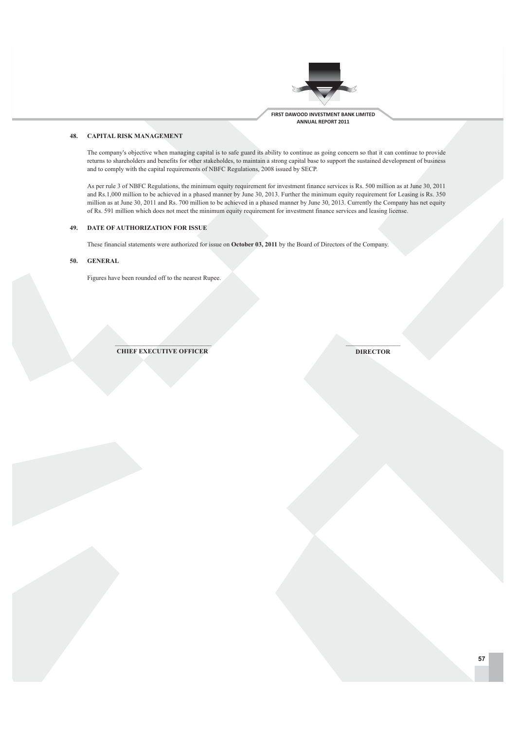## 48. CAPITAL RISK MANAGEMENT

The company's objective when managing capital is to safe guard its ability to continue as going concern so that it can continue to provide returns to shareholders and benefits for other stakeholdes, to maintain a strong capital base to support the sustained development of business and to comply with the capital requirements of NBFC Regulations, 2008 issued by SECP.

As per rule 3 of NBFC Regulations, the minimum equity requirement for investment finance services is Rs. 500 million as at June 30, 2011 and Rs.1,000 million to be achieved in a phased manner by June 30, 2013. Further the minimum equity requirement for Leasing is Rs. 350 million as at June 30, 2011 and Rs. 700 million to be achieved in a phased manner by June 30, 2013. Currently the Company has net equity of Rs. 591 million which does not meet the minimum equity requirement for investment finance services and leasing license.

## 49. DATE OF AUTHORIZATION FOR ISSUE

These financial statements were authorized for issue on **October 03, 2011** by the Board of Directors of the Company.

## 50. GENERAL

Figures have been rounded off to the nearest Rupee.

**CHIEF EXECUTIVE OFFICER** **DIRECTOR**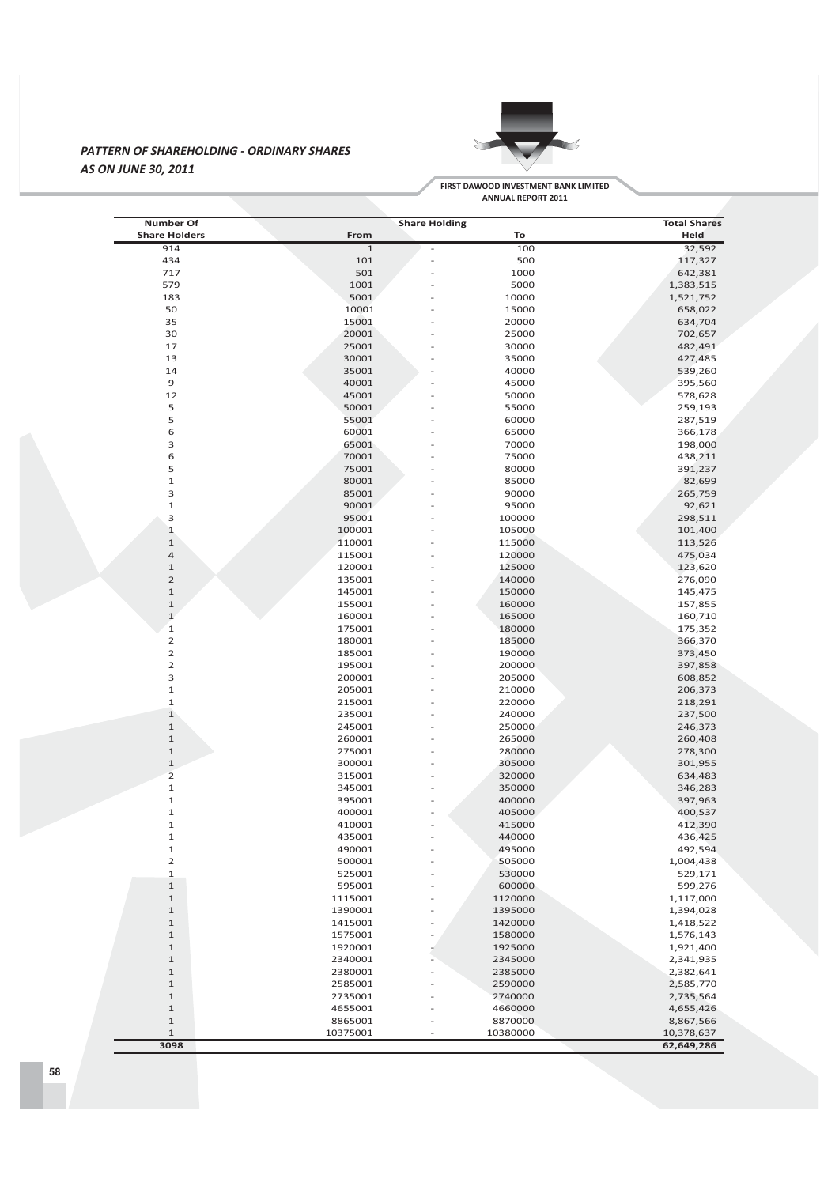## *PATTERN OF SHAREHOLDING - ORDINARY SHARES*
## *AS ON JUNE 30, 2011*

| Number Of Share Holders | Share Holding From | | Share Holding To | Total Shares Held |
|---|---|---|---|---|
| 914 | 1 | - | 100 | 32,592 |
| 434 | 101 | - | 500 | 117,327 |
| 717 | 501 | - | 1000 | 642,381 |
| 579 | 1001 | - | 5000 | 1,383,515 |
| 183 | 5001 | - | 10000 | 1,521,752 |
| 50 | 10001 | - | 15000 | 658,022 |
| 35 | 15001 | - | 20000 | 634,704 |
| 30 | 20001 | - | 25000 | 702,657 |
| 17 | 25001 | - | 30000 | 482,491 |
| 13 | 30001 | - | 35000 | 427,485 |
| 14 | 35001 | - | 40000 | 539,260 |
| 9 | 40001 | - | 45000 | 395,560 |
| 12 | 45001 | - | 50000 | 578,628 |
| 5 | 50001 | - | 55000 | 259,193 |
| 5 | 55001 | - | 60000 | 287,519 |
| 6 | 60001 | - | 65000 | 366,178 |
| 3 | 65001 | - | 70000 | 198,000 |
| 6 | 70001 | - | 75000 | 438,211 |
| 5 | 75001 | - | 80000 | 391,237 |
| 1 | 80001 | - | 85000 | 82,699 |
| 3 | 85001 | - | 90000 | 265,759 |
| 1 | 90001 | - | 95000 | 92,621 |
| 3 | 95001 | - | 100000 | 298,511 |
| 1 | 100001 | - | 105000 | 101,400 |
| 1 | 110001 | - | 115000 | 113,526 |
| 4 | 115001 | - | 120000 | 475,034 |
| 1 | 120001 | - | 125000 | 123,620 |
| 2 | 135001 | - | 140000 | 276,090 |
| 1 | 145001 | - | 150000 | 145,475 |
| 1 | 155001 | - | 160000 | 157,855 |
| 1 | 160001 | - | 165000 | 160,710 |
| 1 | 175001 | - | 180000 | 175,352 |
| 2 | 180001 | - | 185000 | 366,370 |
| 2 | 185001 | - | 190000 | 373,450 |
| 2 | 195001 | - | 200000 | 397,858 |
| 3 | 200001 | - | 205000 | 608,852 |
| 1 | 205001 | - | 210000 | 206,373 |
| 1 | 215001 | - | 220000 | 218,291 |
| 1 | 235001 | - | 240000 | 237,500 |
| 1 | 245001 | - | 250000 | 246,373 |
| 1 | 260001 | - | 265000 | 260,408 |
| 1 | 275001 | - | 280000 | 278,300 |
| 1 | 300001 | - | 305000 | 301,955 |
| 2 | 315001 | - | 320000 | 634,483 |
| 1 | 345001 | - | 350000 | 346,283 |
| 1 | 395001 | - | 400000 | 397,963 |
| 1 | 400001 | - | 405000 | 400,537 |
| 1 | 410001 | - | 415000 | 412,390 |
| 1 | 435001 | - | 440000 | 436,425 |
| 1 | 490001 | - | 495000 | 492,594 |
| 2 | 500001 | - | 505000 | 1,004,438 |
| 1 | 525001 | - | 530000 | 529,171 |
| 1 | 595001 | - | 600000 | 599,276 |
| 1 | 1115001 | - | 1120000 | 1,117,000 |
| 1 | 1390001 | - | 1395000 | 1,394,028 |
| 1 | 1415001 | - | 1420000 | 1,418,522 |
| 1 | 1575001 | - | 1580000 | 1,576,143 |
| 1 | 1920001 | - | 1925000 | 1,921,400 |
| 1 | 2340001 | - | 2345000 | 2,341,935 |
| 1 | 2380001 | - | 2385000 | 2,382,641 |
| 1 | 2585001 | - | 2590000 | 2,585,770 |
| 1 | 2735001 | - | 2740000 | 2,735,564 |
| 1 | 4655001 | - | 4660000 | 4,655,426 |
| 1 | 8865001 | - | 8870000 | 8,867,566 |
| 1 | 10375001 | - | 10380000 | 10,378,637 |
| **3098** | | | | **62,649,286** |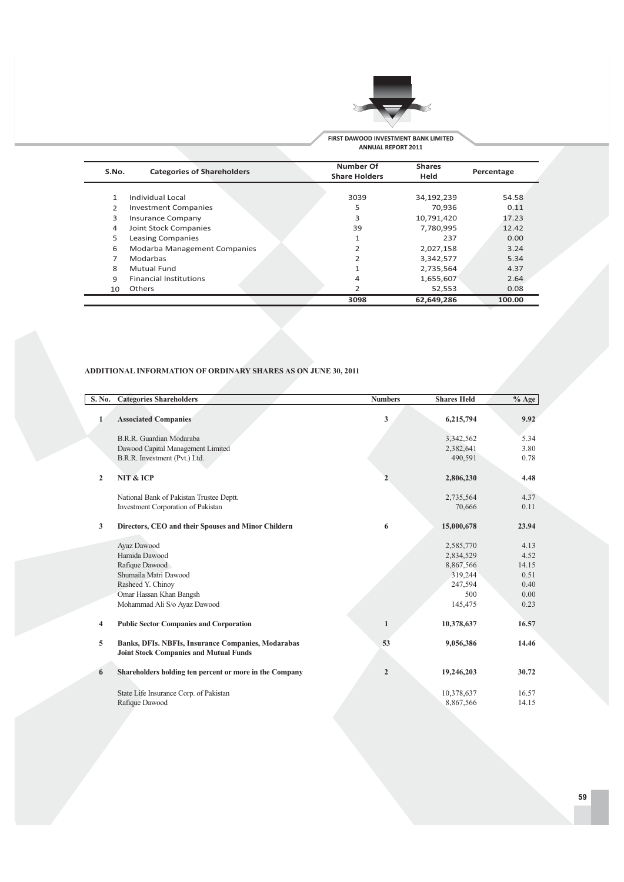| S.No. | Categories of Shareholders | Number Of Share Holders | Shares Held | Percentage |
|---|---|---|---|---|
| 1 | Individual Local | 3039 | 34,192,239 | 54.58 |
| 2 | Investment Companies | 5 | 70,936 | 0.11 |
| 3 | Insurance Company | 3 | 10,791,420 | 17.23 |
| 4 | Joint Stock Companies | 39 | 7,780,995 | 12.42 |
| 5 | Leasing Companies | 1 | 237 | 0.00 |
| 6 | Modarba Management Companies | 2 | 2,027,158 | 3.24 |
| 7 | Modarbas | 2 | 3,342,577 | 5.34 |
| 8 | Mutual Fund | 1 | 2,735,564 | 4.37 |
| 9 | Financial Institutions | 4 | 1,655,607 | 2.64 |
| 10 | Others | 2 | 52,553 | 0.08 |
| | | **3098** | **62,649,286** | **100.00** |

## ADDITIONAL INFORMATION OF ORDINARY SHARES AS ON JUNE 30, 2011

| S. No. | Categories Shareholders | Numbers | Shares Held | % Age |
|---|---|---|---|---|
| **1** | **Associated Companies** | **3** | **6,215,794** | **9.92** |
| | B.R.R. Guardian Modaraba | | 3,342,562 | 5.34 |
| | Dawood Capital Management Limited | | 2,382,641 | 3.80 |
| | B.R.R. Investment (Pvt.) Ltd. | | 490,591 | 0.78 |
| **2** | **NIT & ICP** | **2** | **2,806,230** | **4.48** |
| | National Bank of Pakistan Trustee Deptt. | | 2,735,564 | 4.37 |
| | Investment Corporation of Pakistan | | 70,666 | 0.11 |
| **3** | **Directors, CEO and their Spouses and Minor Childern** | **6** | **15,000,678** | **23.94** |
| | Ayaz Dawood | | 2,585,770 | 4.13 |
| | Hamida Dawood | | 2,834,529 | 4.52 |
| | Rafique Dawood | | 8,867,566 | 14.15 |
| | Shumaila Matri Dawood | | 319,244 | 0.51 |
| | Rasheed Y. Chinoy | | 247,594 | 0.40 |
| | Omar Hassan Khan Bangsh | | 500 | 0.00 |
| | Mohammad Ali S/o Ayaz Dawood | | 145,475 | 0.23 |
| **4** | **Public Sector Companies and Corporation** | **1** | **10,378,637** | **16.57** |
| **5** | **Banks, DFIs. NBFIs, Insurance Companies, Modarabas Joint Stock Companies and Mutual Funds** | **53** | **9,056,386** | **14.46** |
| **6** | **Shareholders holding ten percent or more in the Company** | **2** | **19,246,203** | **30.72** |
| | State Life Insurance Corp. of Pakistan | | 10,378,637 | 16.57 |
| | Rafique Dawood | | 8,867,566 | 14.15 |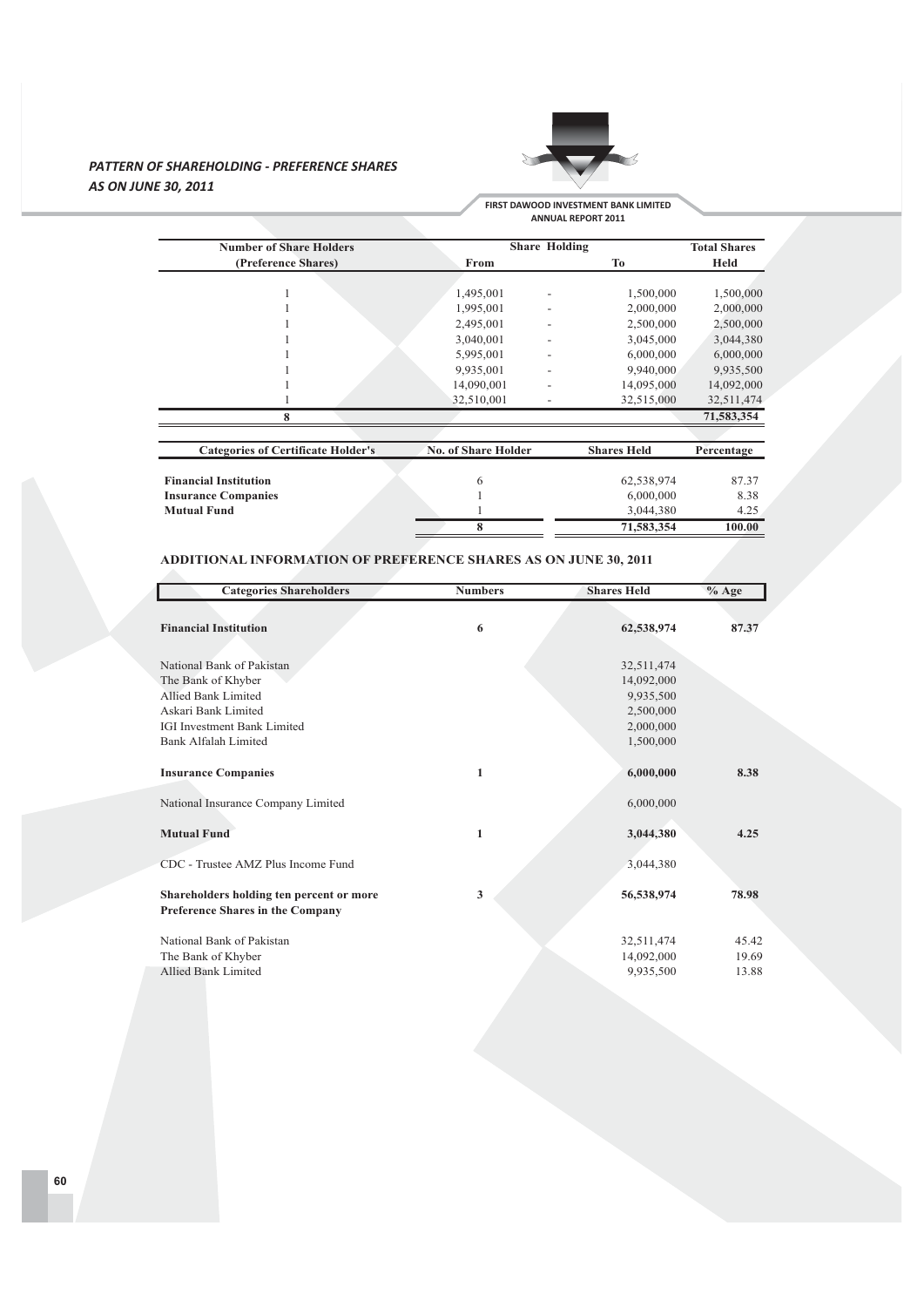## PATTERN OF SHAREHOLDING - PREFERENCE SHARES
## AS ON JUNE 30, 2011

| Number of Share Holders (Preference Shares) | Share Holding From | | Share Holding To | Total Shares Held |
|---|---|---|---|---|
| 1 | 1,495,001 | - | 1,500,000 | 1,500,000 |
| 1 | 1,995,001 | - | 2,000,000 | 2,000,000 |
| 1 | 2,495,001 | - | 2,500,000 | 2,500,000 |
| 1 | 3,040,001 | - | 3,045,000 | 3,044,380 |
| 1 | 5,995,001 | - | 6,000,000 | 6,000,000 |
| 1 | 9,935,001 | - | 9,940,000 | 9,935,500 |
| 1 | 14,090,001 | - | 14,095,000 | 14,092,000 |
| 1 | 32,510,001 | - | 32,515,000 | 32,511,474 |
| **8** | | | | **71,583,354** |

| Categories of Certificate Holder's | No. of Share Holder | Shares Held | Percentage |
|---|---|---|---|
| **Financial Institution** | 6 | 62,538,974 | 87.37 |
| **Insurance Companies** | 1 | 6,000,000 | 8.38 |
| **Mutual Fund** | 1 | 3,044,380 | 4.25 |
| | **8** | **71,583,354** | **100.00** |

### ADDITIONAL INFORMATION OF PREFERENCE SHARES AS ON JUNE 30, 2011

| Categories Shareholders | Numbers | Shares Held | % Age |
|---|---|---|---|
| **Financial Institution** | **6** | **62,538,974** | **87.37** |
| National Bank of Pakistan | | 32,511,474 | |
| The Bank of Khyber | | 14,092,000 | |
| Allied Bank Limited | | 9,935,500 | |
| Askari Bank Limited | | 2,500,000 | |
| IGI Investment Bank Limited | | 2,000,000 | |
| Bank Alfalah Limited | | 1,500,000 | |
| **Insurance Companies** | **1** | **6,000,000** | **8.38** |
| National Insurance Company Limited | | 6,000,000 | |
| **Mutual Fund** | **1** | **3,044,380** | **4.25** |
| CDC - Trustee AMZ Plus Income Fund | | 3,044,380 | |
| **Shareholders holding ten percent or more Preference Shares in the Company** | **3** | **56,538,974** | **78.98** |
| National Bank of Pakistan | | 32,511,474 | 45.42 |
| The Bank of Khyber | | 14,092,000 | 19.69 |
| Allied Bank Limited | | 9,935,500 | 13.88 |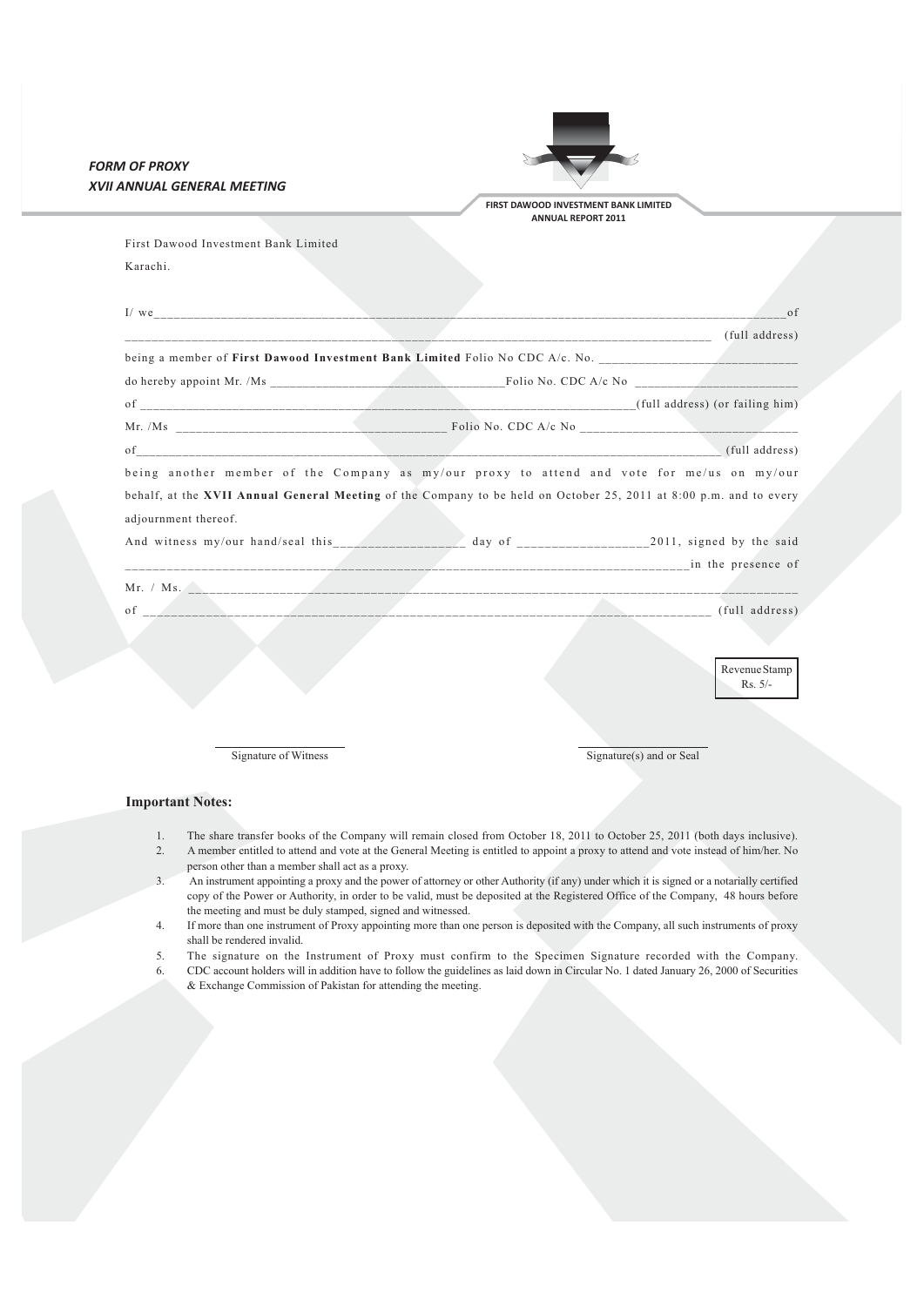## *FORM OF PROXY*
## *XVII ANNUAL GENERAL MEETING*

First Dawood Investment Bank Limited

Karachi.

I/ we_____________________________________________________________________________________________of

_______________________________________________________________________________________ (full address)

being a member of **First Dawood Investment Bank Limited** Folio No CDC A/c. No. ______________________________

do hereby appoint Mr. /Ms ___________________________________Folio No. CDC A/c No ________________________

of ___________________________________________________________________________(full address) (or failing him)

Mr. /Ms ________________________________________ Folio No. CDC A/c No ________________________________

of___________________________________________________________________________________________ (full address)

being another member of the Company as my/our proxy to attend and vote for me/us on my/our behalf, at the **XVII Annual General Meeting** of the Company to be held on October 25, 2011 at 8:00 p.m. and to every adjournment thereof.

And witness my/our hand/seal this__________________ day of __________________2011, signed by the said

_________________________________________________________________________________in the presence of

Mr. / Ms. ___________________________________________________________________________________________

of ___________________________________________________________________________________ (full address)

Revenue Stamp Rs. 5/-

Signature of Witness

Signature(s) and or Seal

**Important Notes:**

1. The share transfer books of the Company will remain closed from October 18, 2011 to October 25, 2011 (both days inclusive).
2. A member entitled to attend and vote at the General Meeting is entitled to appoint a proxy to attend and vote instead of him/her. No person other than a member shall act as a proxy.
3. An instrument appointing a proxy and the power of attorney or other Authority (if any) under which it is signed or a notarially certified copy of the Power or Authority, in order to be valid, must be deposited at the Registered Office of the Company, 48 hours before the meeting and must be duly stamped, signed and witnessed.
4. If more than one instrument of Proxy appointing more than one person is deposited with the Company, all such instruments of proxy shall be rendered invalid.
5. The signature on the Instrument of Proxy must confirm to the Specimen Signature recorded with the Company.
6. CDC account holders will in addition have to follow the guidelines as laid down in Circular No. 1 dated January 26, 2000 of Securities & Exchange Commission of Pakistan for attending the meeting.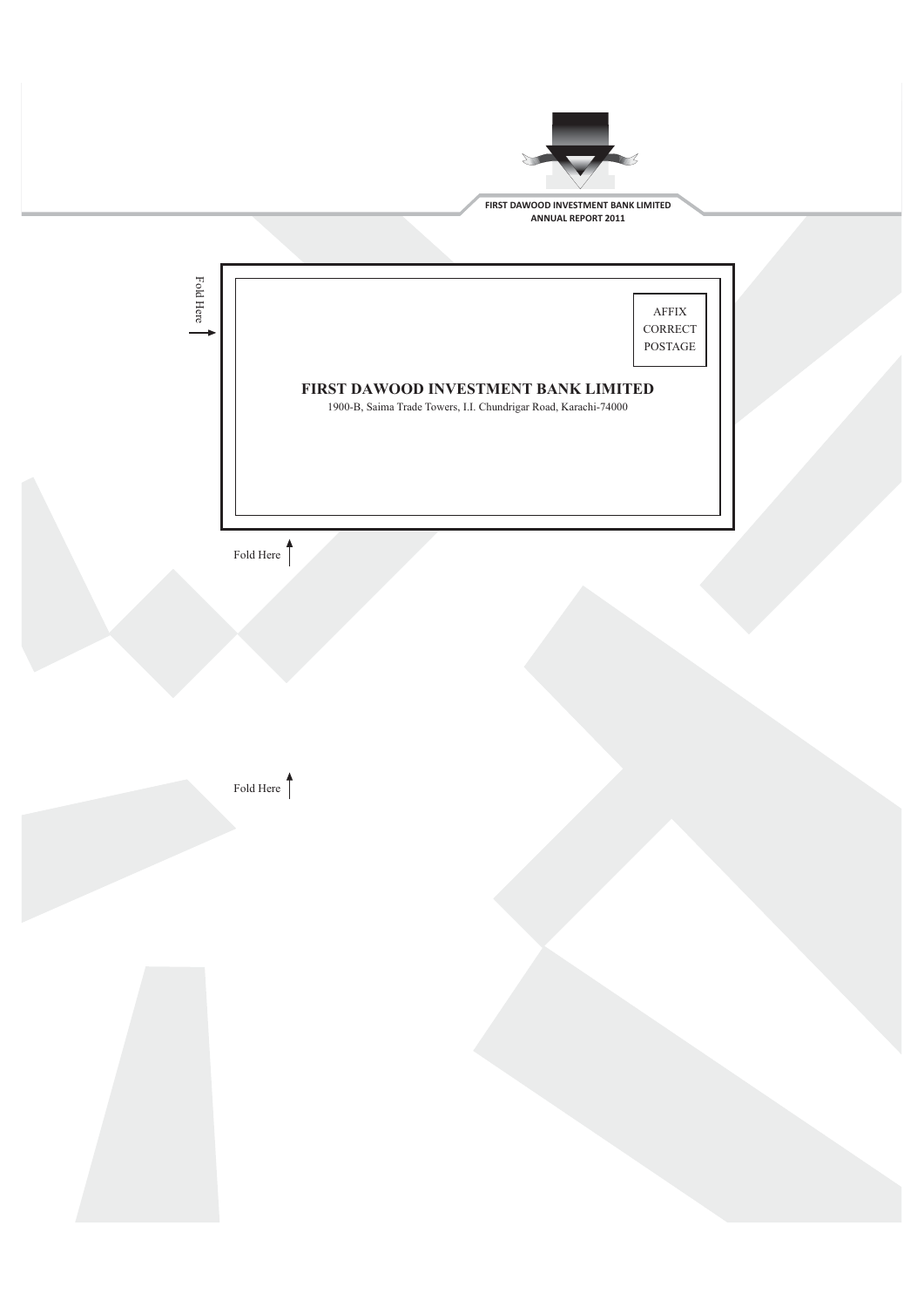Fold Here

AFFIX
CORRECT
POSTAGE

**FIRST DAWOOD INVESTMENT BANK LIMITED**

1900-B, Saima Trade Towers, I.I. Chundrigar Road, Karachi-74000

Fold Here

Fold Here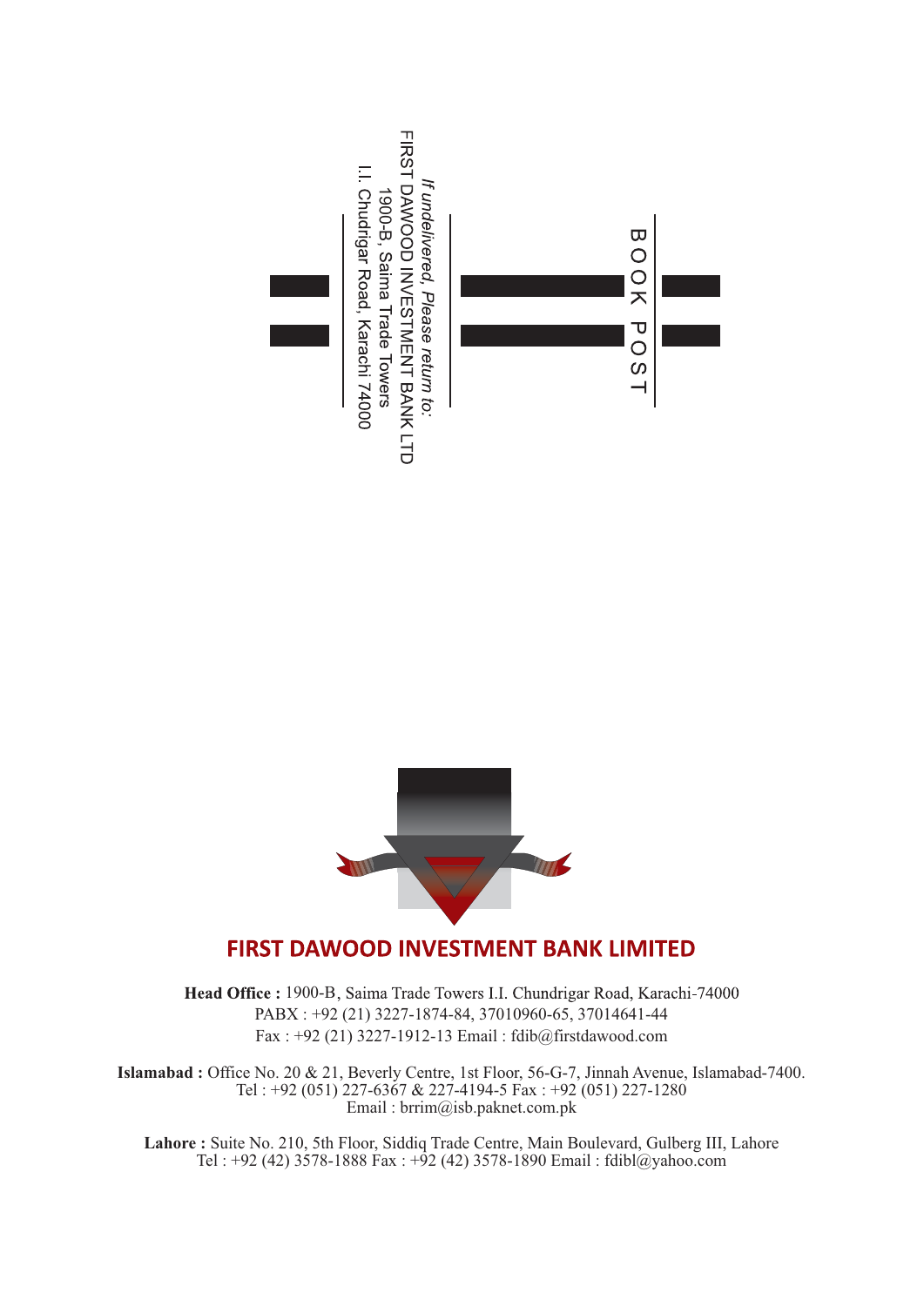BOOK POST

*If undelivered, Please return to:*
FIRST DAWOOD INVESTMENT BANK LTD
1900-B, Saima Trade Towers
I.I. Chudrigar Road, Karachi 74000

**FIRST DAWOOD INVESTMENT BANK LIMITED**

**Head Office :** 1900-B, Saima Trade Towers I.I. Chundrigar Road, Karachi-74000
PABX : +92 (21) 3227-1874-84, 37010960-65, 37014641-44
Fax : +92 (21) 3227-1912-13 Email : fdib@firstdawood.com

**Islamabad :** Office No. 20 & 21, Beverly Centre, 1st Floor, 56-G-7, Jinnah Avenue, Islamabad-7400.
Tel : +92 (051) 227-6367 & 227-4194-5 Fax : +92 (051) 227-1280
Email : brrim@isb.paknet.com.pk

**Lahore :** Suite No. 210, 5th Floor, Siddiq Trade Centre, Main Boulevard, Gulberg III, Lahore
Tel : +92 (42) 3578-1888 Fax : +92 (42) 3578-1890 Email : fdibl@yahoo.com